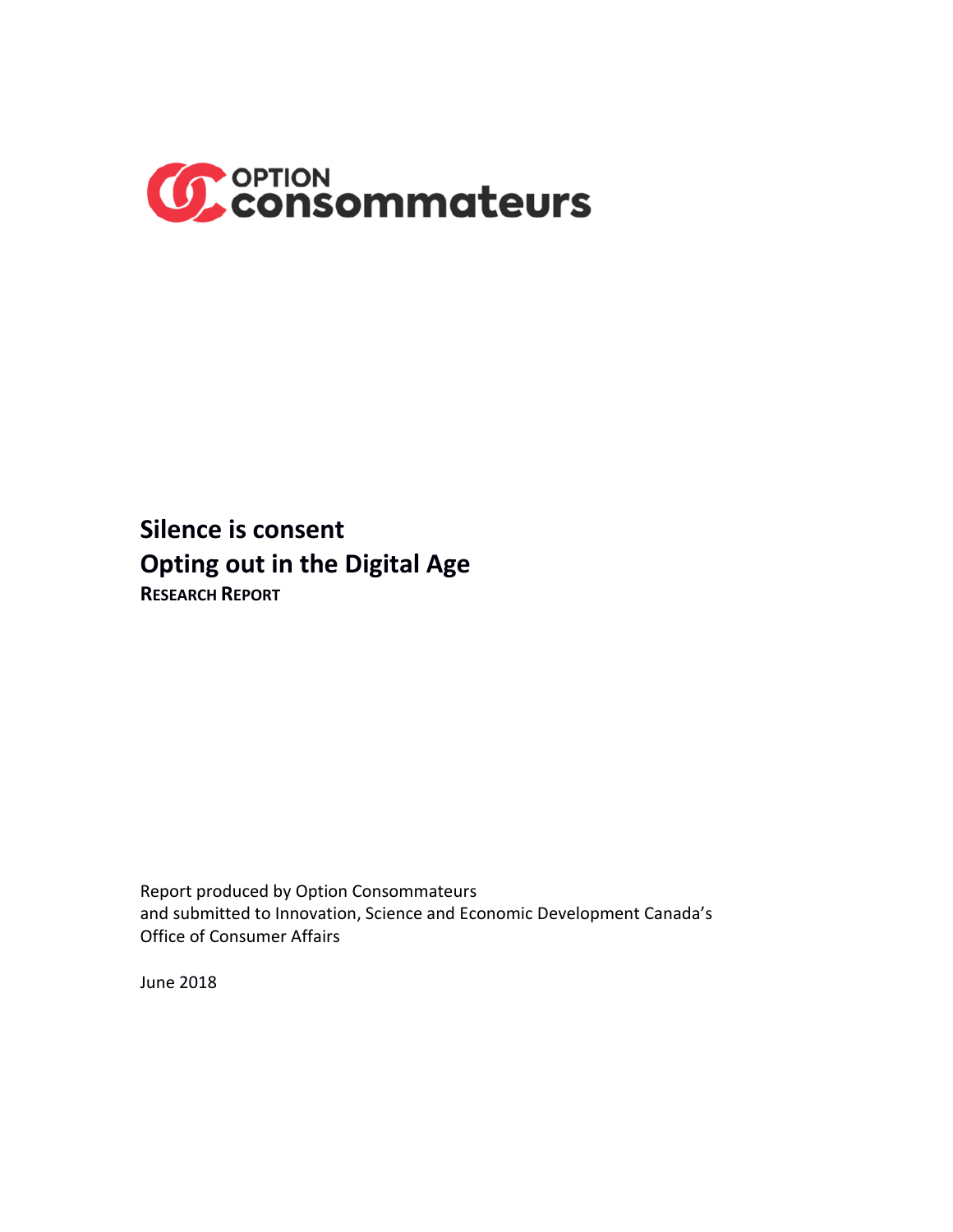OPTION consommateurs

# Silence is consent
# Opting out in the Digital Age

**RESEARCH REPORT**

Report produced by Option Consommateurs
and submitted to Innovation, Science and Economic Development Canada's
Office of Consumer Affairs

June 2018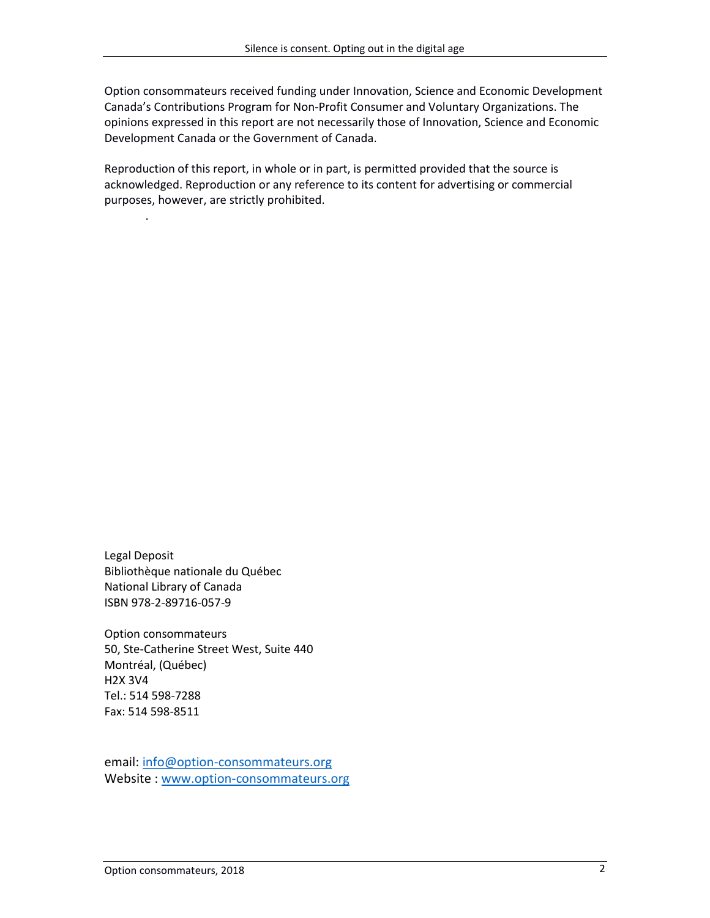Option consommateurs received funding under Innovation, Science and Economic Development Canada's Contributions Program for Non-Profit Consumer and Voluntary Organizations. The opinions expressed in this report are not necessarily those of Innovation, Science and Economic Development Canada or the Government of Canada.

Reproduction of this report, in whole or in part, is permitted provided that the source is acknowledged. Reproduction or any reference to its content for advertising or commercial purposes, however, are strictly prohibited.

Legal Deposit
Bibliothèque nationale du Québec
National Library of Canada
ISBN 978-2-89716-057-9

Option consommateurs
50, Ste-Catherine Street West, Suite 440
Montréal, (Québec)
H2X 3V4
Tel.: 514 598-7288
Fax: 514 598-8511

email: info@option-consommateurs.org
Website : www.option-consommateurs.org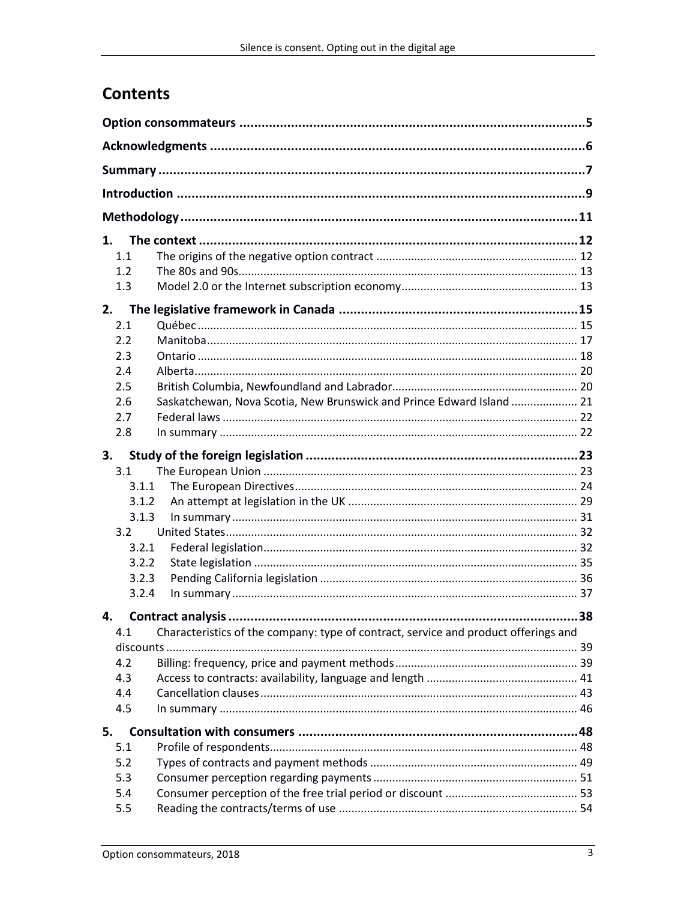# Contents

**Option consommateurs** ..... 5

**Acknowledgments** ..... 6

**Summary** ..... 7

**Introduction** ..... 9

**Methodology** ..... 11

**1. The context** ..... 12

- 1.1 The origins of the negative option contract ..... 12
- 1.2 The 80s and 90s ..... 13
- 1.3 Model 2.0 or the Internet subscription economy ..... 13

**2. The legislative framework in Canada** ..... 15

- 2.1 Québec ..... 15
- 2.2 Manitoba ..... 17
- 2.3 Ontario ..... 18
- 2.4 Alberta ..... 20
- 2.5 British Columbia, Newfoundland and Labrador ..... 20
- 2.6 Saskatchewan, Nova Scotia, New Brunswick and Prince Edward Island ..... 21
- 2.7 Federal laws ..... 22
- 2.8 In summary ..... 22

**3. Study of the foreign legislation** ..... 23

- 3.1 The European Union ..... 23
  - 3.1.1 The European Directives ..... 24
  - 3.1.2 An attempt at legislation in the UK ..... 29
  - 3.1.3 In summary ..... 31
- 3.2 United States ..... 32
  - 3.2.1 Federal legislation ..... 32
  - 3.2.2 State legislation ..... 35
  - 3.2.3 Pending California legislation ..... 36
  - 3.2.4 In summary ..... 37

**4. Contract analysis** ..... 38

- 4.1 Characteristics of the company: type of contract, service and product offerings and discounts ..... 39
- 4.2 Billing: frequency, price and payment methods ..... 39
- 4.3 Access to contracts: availability, language and length ..... 41
- 4.4 Cancellation clauses ..... 43
- 4.5 In summary ..... 46

**5. Consultation with consumers** ..... 48

- 5.1 Profile of respondents ..... 48
- 5.2 Types of contracts and payment methods ..... 49
- 5.3 Consumer perception regarding payments ..... 51
- 5.4 Consumer perception of the free trial period or discount ..... 53
- 5.5 Reading the contracts/terms of use ..... 54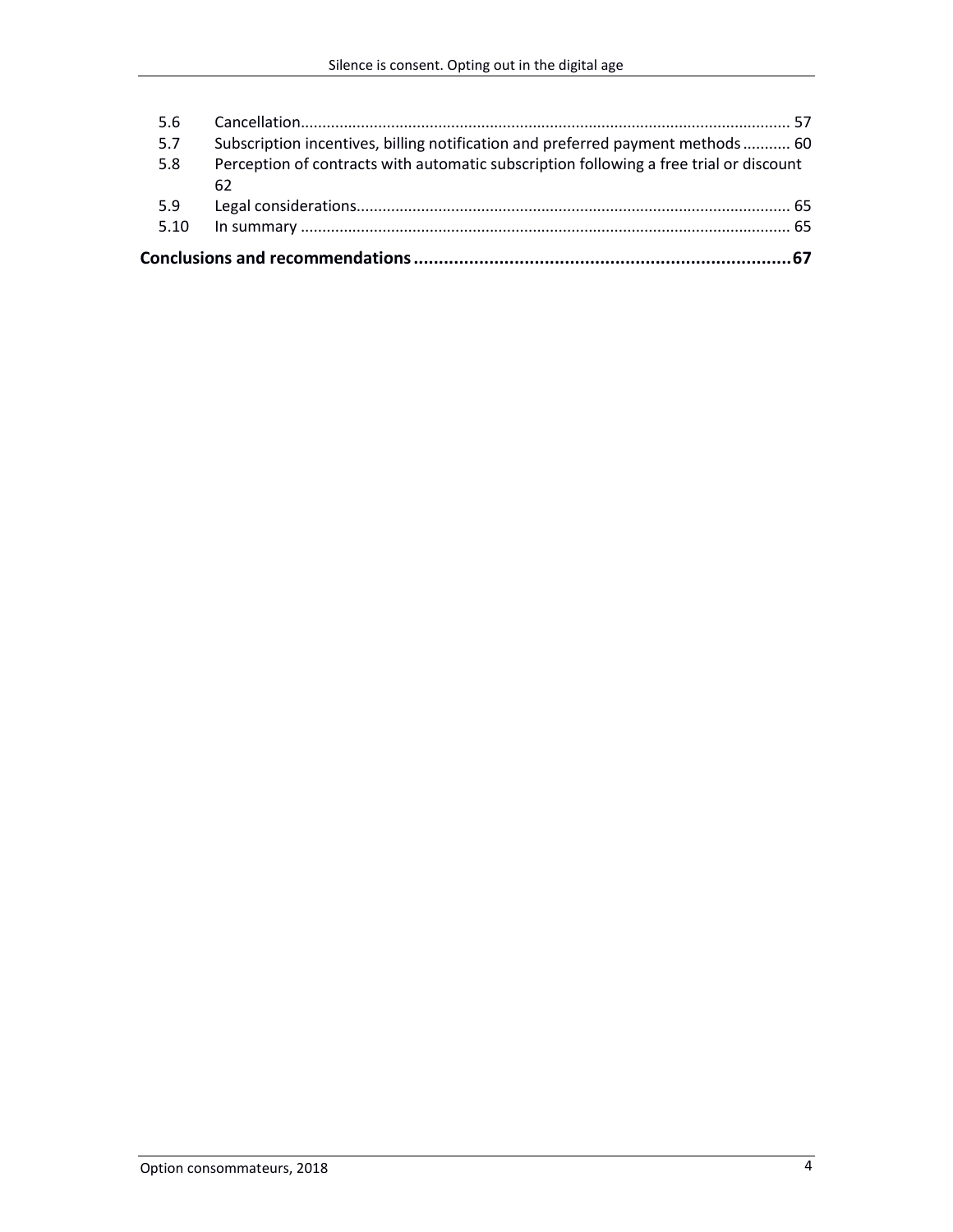5.6 Cancellation................................................................................................................ 57
5.7 Subscription incentives, billing notification and preferred payment methods........... 60
5.8 Perception of contracts with automatic subscription following a free trial or discount 62
5.9 Legal considerations................................................................................................... 65
5.10 In summary ................................................................................................................ 65

**Conclusions and recommendations...........................................................................67**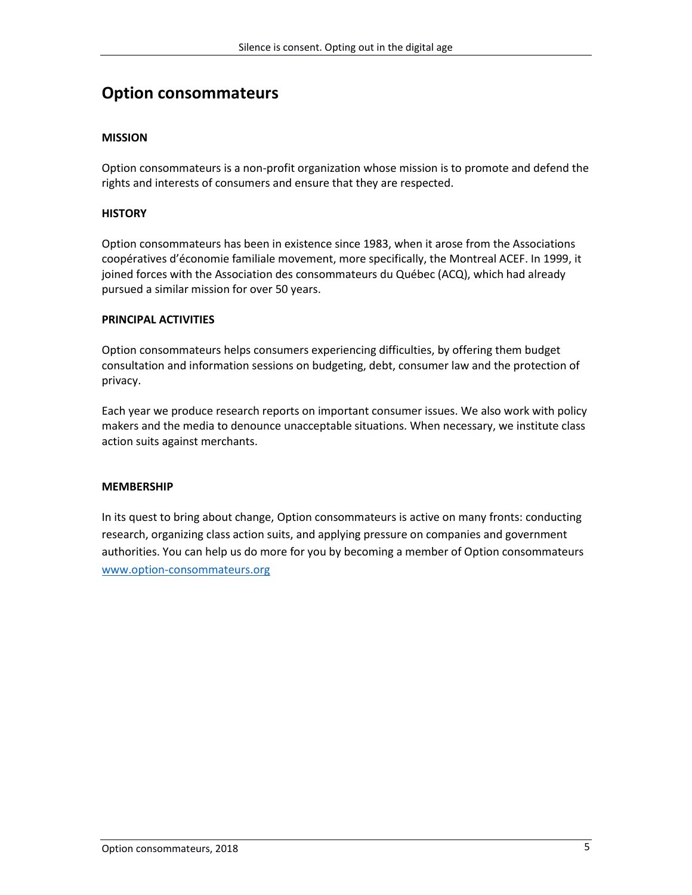# Option consommateurs

**MISSION**

Option consommateurs is a non-profit organization whose mission is to promote and defend the rights and interests of consumers and ensure that they are respected.

**HISTORY**

Option consommateurs has been in existence since 1983, when it arose from the Associations coopératives d'économie familiale movement, more specifically, the Montreal ACEF. In 1999, it joined forces with the Association des consommateurs du Québec (ACQ), which had already pursued a similar mission for over 50 years.

**PRINCIPAL ACTIVITIES**

Option consommateurs helps consumers experiencing difficulties, by offering them budget consultation and information sessions on budgeting, debt, consumer law and the protection of privacy.

Each year we produce research reports on important consumer issues. We also work with policy makers and the media to denounce unacceptable situations. When necessary, we institute class action suits against merchants.

**MEMBERSHIP**

In its quest to bring about change, Option consommateurs is active on many fronts: conducting research, organizing class action suits, and applying pressure on companies and government authorities. You can help us do more for you by becoming a member of Option consommateurs www.option-consommateurs.org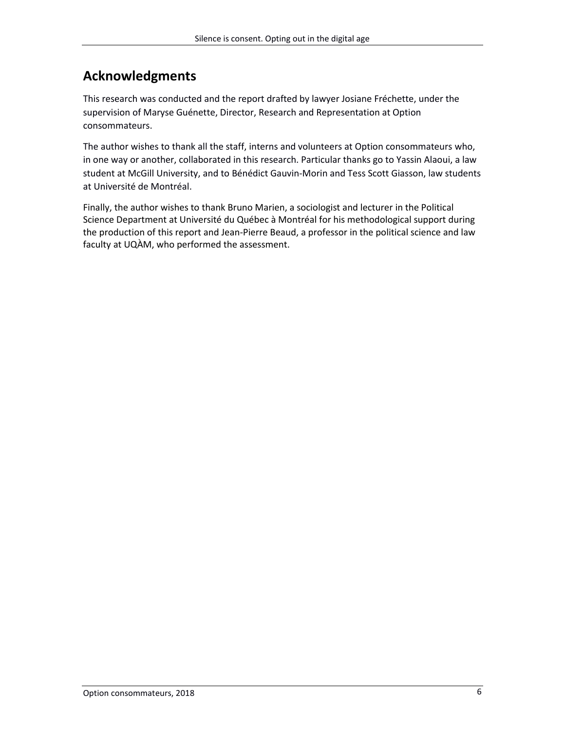## Acknowledgments

This research was conducted and the report drafted by lawyer Josiane Fréchette, under the supervision of Maryse Guénette, Director, Research and Representation at Option consommateurs.

The author wishes to thank all the staff, interns and volunteers at Option consommateurs who, in one way or another, collaborated in this research. Particular thanks go to Yassin Alaoui, a law student at McGill University, and to Bénédict Gauvin-Morin and Tess Scott Giasson, law students at Université de Montréal.

Finally, the author wishes to thank Bruno Marien, a sociologist and lecturer in the Political Science Department at Université du Québec à Montréal for his methodological support during the production of this report and Jean-Pierre Beaud, a professor in the political science and law faculty at UQÀM, who performed the assessment.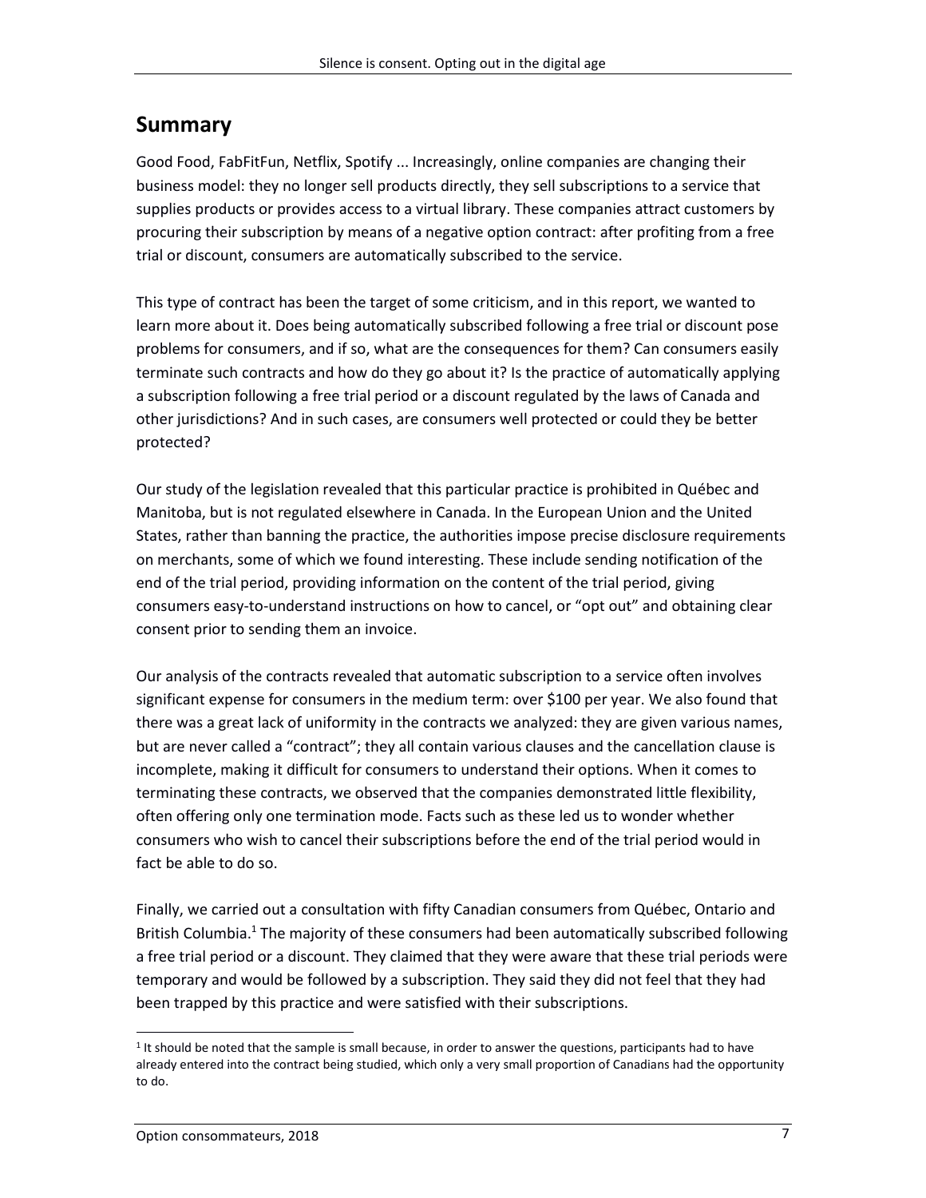## Summary

Good Food, FabFitFun, Netflix, Spotify ... Increasingly, online companies are changing their business model: they no longer sell products directly, they sell subscriptions to a service that supplies products or provides access to a virtual library. These companies attract customers by procuring their subscription by means of a negative option contract: after profiting from a free trial or discount, consumers are automatically subscribed to the service.

This type of contract has been the target of some criticism, and in this report, we wanted to learn more about it. Does being automatically subscribed following a free trial or discount pose problems for consumers, and if so, what are the consequences for them? Can consumers easily terminate such contracts and how do they go about it? Is the practice of automatically applying a subscription following a free trial period or a discount regulated by the laws of Canada and other jurisdictions? And in such cases, are consumers well protected or could they be better protected?

Our study of the legislation revealed that this particular practice is prohibited in Québec and Manitoba, but is not regulated elsewhere in Canada. In the European Union and the United States, rather than banning the practice, the authorities impose precise disclosure requirements on merchants, some of which we found interesting. These include sending notification of the end of the trial period, providing information on the content of the trial period, giving consumers easy-to-understand instructions on how to cancel, or "opt out" and obtaining clear consent prior to sending them an invoice.

Our analysis of the contracts revealed that automatic subscription to a service often involves significant expense for consumers in the medium term: over $100 per year. We also found that there was a great lack of uniformity in the contracts we analyzed: they are given various names, but are never called a "contract"; they all contain various clauses and the cancellation clause is incomplete, making it difficult for consumers to understand their options. When it comes to terminating these contracts, we observed that the companies demonstrated little flexibility, often offering only one termination mode. Facts such as these led us to wonder whether consumers who wish to cancel their subscriptions before the end of the trial period would in fact be able to do so.

Finally, we carried out a consultation with fifty Canadian consumers from Québec, Ontario and British Columbia.[1] The majority of these consumers had been automatically subscribed following a free trial period or a discount. They claimed that they were aware that these trial periods were temporary and would be followed by a subscription. They said they did not feel that they had been trapped by this practice and were satisfied with their subscriptions.

[1] It should be noted that the sample is small because, in order to answer the questions, participants had to have already entered into the contract being studied, which only a very small proportion of Canadians had the opportunity to do.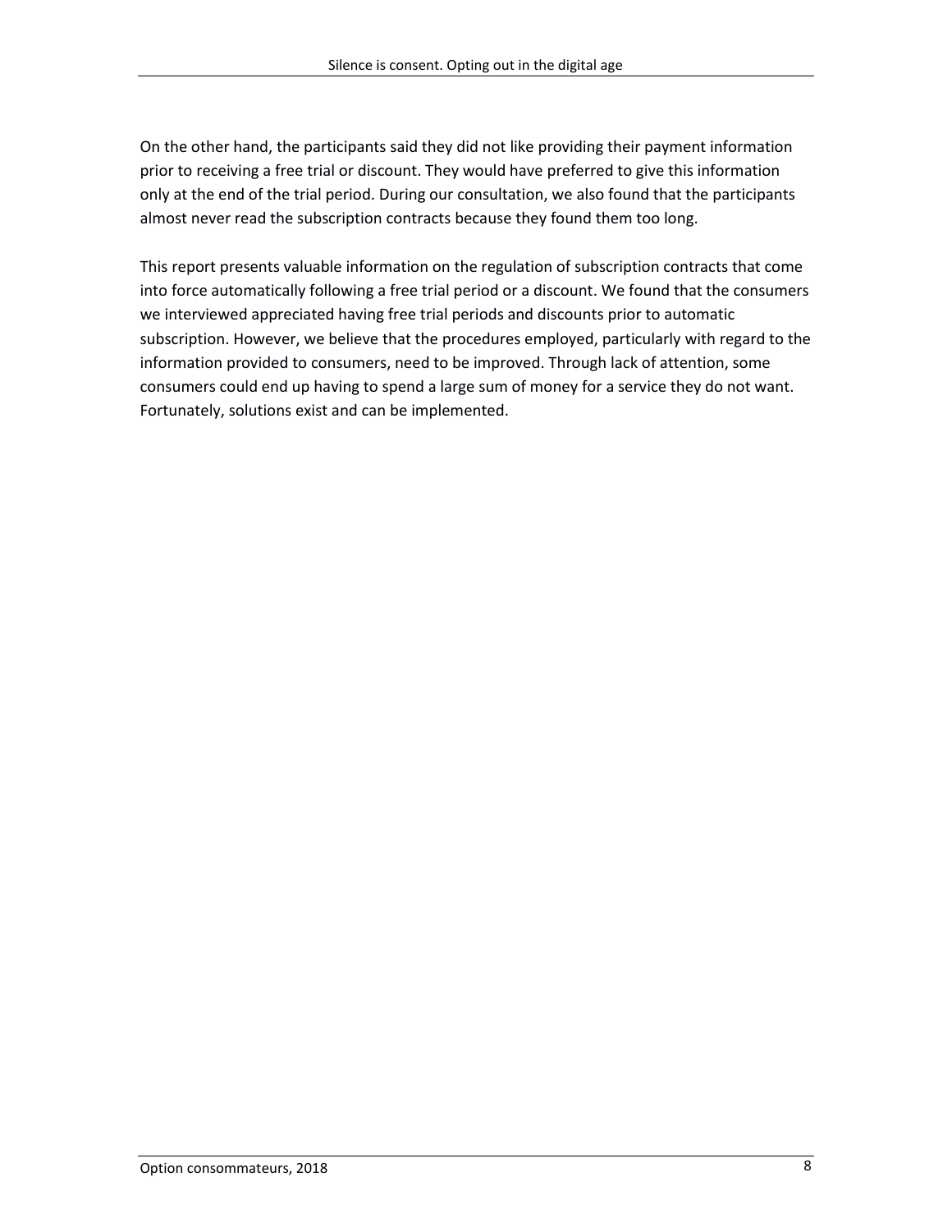On the other hand, the participants said they did not like providing their payment information prior to receiving a free trial or discount. They would have preferred to give this information only at the end of the trial period. During our consultation, we also found that the participants almost never read the subscription contracts because they found them too long.

This report presents valuable information on the regulation of subscription contracts that come into force automatically following a free trial period or a discount. We found that the consumers we interviewed appreciated having free trial periods and discounts prior to automatic subscription. However, we believe that the procedures employed, particularly with regard to the information provided to consumers, need to be improved. Through lack of attention, some consumers could end up having to spend a large sum of money for a service they do not want. Fortunately, solutions exist and can be implemented.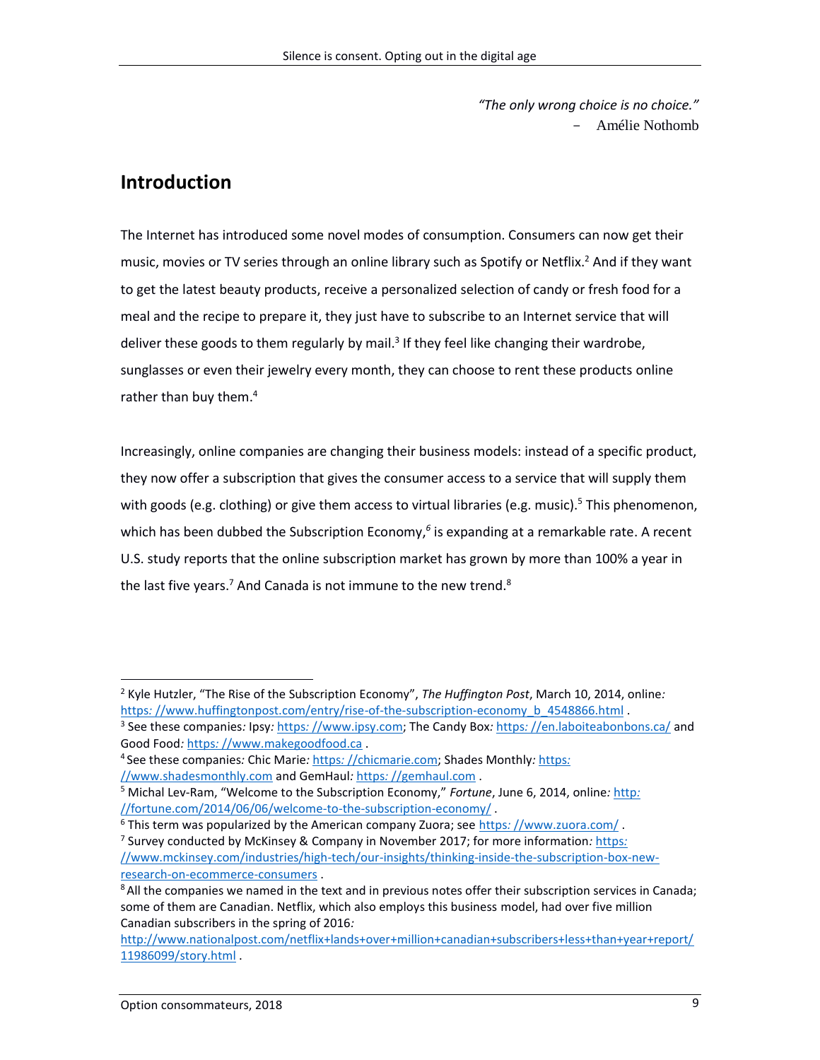*"The only wrong choice is no choice."*
– Amélie Nothomb

## Introduction

The Internet has introduced some novel modes of consumption. Consumers can now get their music, movies or TV series through an online library such as Spotify or Netflix.[2] And if they want to get the latest beauty products, receive a personalized selection of candy or fresh food for a meal and the recipe to prepare it, they just have to subscribe to an Internet service that will deliver these goods to them regularly by mail.[3] If they feel like changing their wardrobe, sunglasses or even their jewelry every month, they can choose to rent these products online rather than buy them.[4]

Increasingly, online companies are changing their business models: instead of a specific product, they now offer a subscription that gives the consumer access to a service that will supply them with goods (e.g. clothing) or give them access to virtual libraries (e.g. music).[5] This phenomenon, which has been dubbed the Subscription Economy,[6] is expanding at a remarkable rate. A recent U.S. study reports that the online subscription market has grown by more than 100% a year in the last five years.[7] And Canada is not immune to the new trend.[8]

---

[2] Kyle Hutzler, "The Rise of the Subscription Economy", *The Huffington Post*, March 10, 2014, online: https://www.huffingtonpost.com/entry/rise-of-the-subscription-economy_b_4548866.html .

[3] See these companies: Ipsy: https://www.ipsy.com; The Candy Box: https://en.laboiteabonbons.ca/ and Good Food: https://www.makegoodfood.ca .

[4] See these companies: Chic Marie: https://chicmarie.com; Shades Monthly: https://www.shadesmonthly.com and GemHaul: https://gemhaul.com .

[5] Michal Lev-Ram, "Welcome to the Subscription Economy," *Fortune*, June 6, 2014, online: http://fortune.com/2014/06/06/welcome-to-the-subscription-economy/ .

[6] This term was popularized by the American company Zuora; see https://www.zuora.com/ .

[7] Survey conducted by McKinsey & Company in November 2017; for more information: https://www.mckinsey.com/industries/high-tech/our-insights/thinking-inside-the-subscription-box-new-research-on-ecommerce-consumers .

[8] All the companies we named in the text and in previous notes offer their subscription services in Canada; some of them are Canadian. Netflix, which also employs this business model, had over five million Canadian subscribers in the spring of 2016: http://www.nationalpost.com/netflix+lands+over+million+canadian+subscribers+less+than+year+report/11986099/story.html .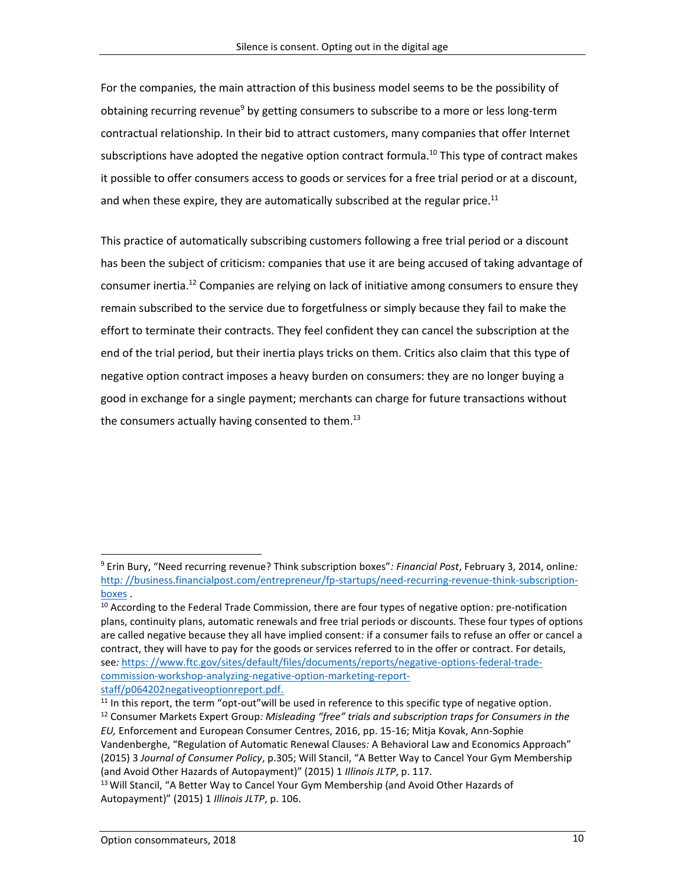For the companies, the main attraction of this business model seems to be the possibility of obtaining recurring revenue[9] by getting consumers to subscribe to a more or less long-term contractual relationship. In their bid to attract customers, many companies that offer Internet subscriptions have adopted the negative option contract formula.[10] This type of contract makes it possible to offer consumers access to goods or services for a free trial period or at a discount, and when these expire, they are automatically subscribed at the regular price.[11]

This practice of automatically subscribing customers following a free trial period or a discount has been the subject of criticism: companies that use it are being accused of taking advantage of consumer inertia.[12] Companies are relying on lack of initiative among consumers to ensure they remain subscribed to the service due to forgetfulness or simply because they fail to make the effort to terminate their contracts. They feel confident they can cancel the subscription at the end of the trial period, but their inertia plays tricks on them. Critics also claim that this type of negative option contract imposes a heavy burden on consumers: they are no longer buying a good in exchange for a single payment; merchants can charge for future transactions without the consumers actually having consented to them.[13]

---

[9] Erin Bury, "Need recurring revenue? Think subscription boxes"*: Financial Post*, February 3, 2014, online*:* http: //business.financialpost.com/entrepreneur/fp-startups/need-recurring-revenue-think-subscription-boxes .

[10] According to the Federal Trade Commission, there are four types of negative option*:* pre-notification plans, continuity plans, automatic renewals and free trial periods or discounts. These four types of options are called negative because they all have implied consent*:* if a consumer fails to refuse an offer or cancel a contract, they will have to pay for the goods or services referred to in the offer or contract. For details, see*:* https: //www.ftc.gov/sites/default/files/documents/reports/negative-options-federal-trade-commission-workshop-analyzing-negative-option-marketing-report-staff/p064202negativeoptionreport.pdf.

[11] In this report, the term "opt-out"will be used in reference to this specific type of negative option.

[12] Consumer Markets Expert Group*: Misleading "free" trials and subscription traps for Consumers in the EU,* Enforcement and European Consumer Centres, 2016, pp. 15-16; Mitja Kovak, Ann-Sophie Vandenberghe, "Regulation of Automatic Renewal Clauses*:* A Behavioral Law and Economics Approach" (2015) 3 *Journal of Consumer Policy*, p.305; Will Stancil, "A Better Way to Cancel Your Gym Membership (and Avoid Other Hazards of Autopayment)" (2015) 1 *Illinois JLTP*, p. 117.

[13] Will Stancil, "A Better Way to Cancel Your Gym Membership (and Avoid Other Hazards of Autopayment)" (2015) 1 *Illinois JLTP*, p. 106.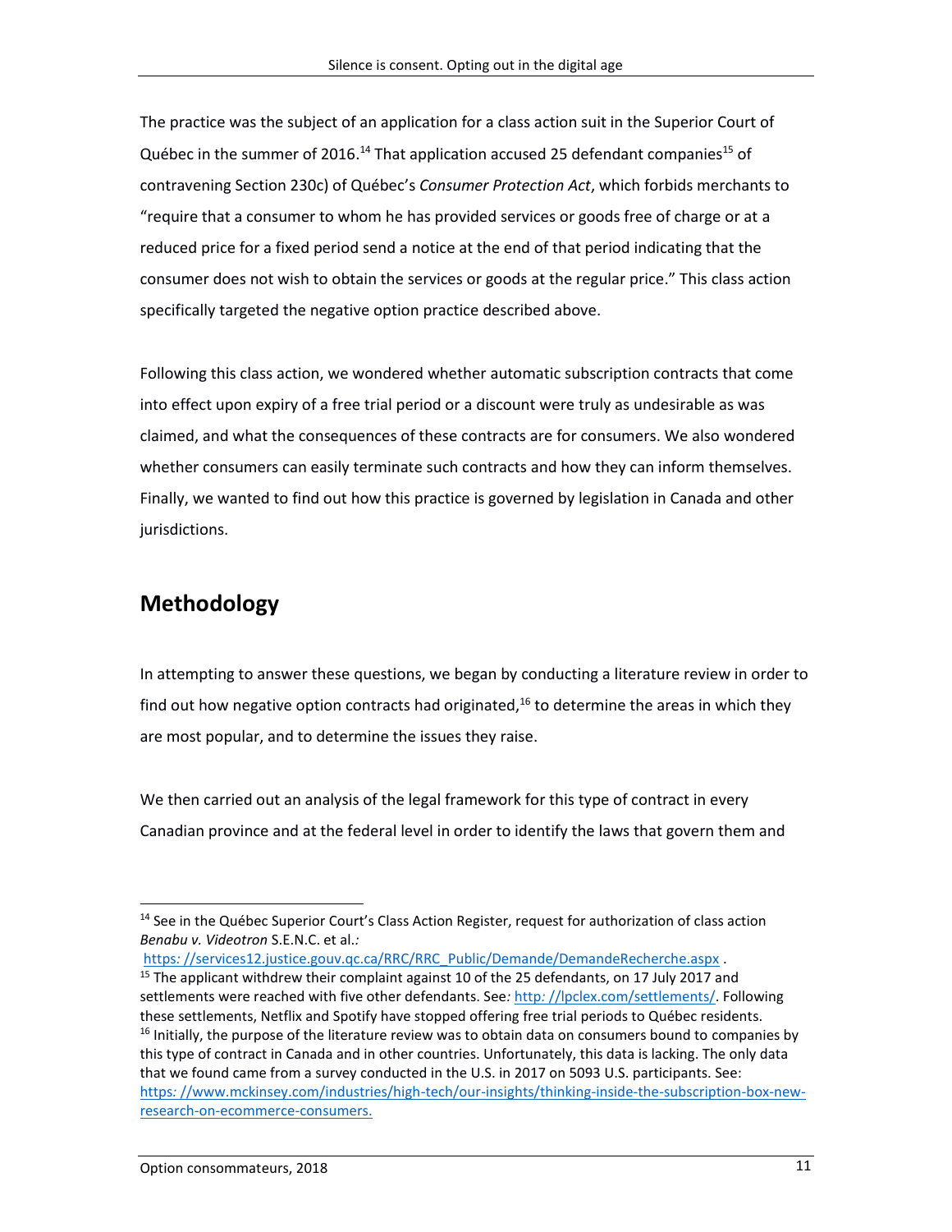The practice was the subject of an application for a class action suit in the Superior Court of Québec in the summer of 2016.[14] That application accused 25 defendant companies[15] of contravening Section 230c) of Québec's *Consumer Protection Act*, which forbids merchants to "require that a consumer to whom he has provided services or goods free of charge or at a reduced price for a fixed period send a notice at the end of that period indicating that the consumer does not wish to obtain the services or goods at the regular price." This class action specifically targeted the negative option practice described above.

Following this class action, we wondered whether automatic subscription contracts that come into effect upon expiry of a free trial period or a discount were truly as undesirable as was claimed, and what the consequences of these contracts are for consumers. We also wondered whether consumers can easily terminate such contracts and how they can inform themselves. Finally, we wanted to find out how this practice is governed by legislation in Canada and other jurisdictions.

## Methodology

In attempting to answer these questions, we began by conducting a literature review in order to find out how negative option contracts had originated,[16] to determine the areas in which they are most popular, and to determine the issues they raise.

We then carried out an analysis of the legal framework for this type of contract in every Canadian province and at the federal level in order to identify the laws that govern them and

---

[14] See in the Québec Superior Court's Class Action Register, request for authorization of class action *Benabu v. Videotron* S.E.N.C. et al.*:* https://services12.justice.gouv.qc.ca/RRC/RRC_Public/Demande/DemandeRecherche.aspx .

[15] The applicant withdrew their complaint against 10 of the 25 defendants, on 17 July 2017 and settlements were reached with five other defendants. See*:* http://lpclex.com/settlements/. Following these settlements, Netflix and Spotify have stopped offering free trial periods to Québec residents.

[16] Initially, the purpose of the literature review was to obtain data on consumers bound to companies by this type of contract in Canada and in other countries. Unfortunately, this data is lacking. The only data that we found came from a survey conducted in the U.S. in 2017 on 5093 U.S. participants. See: https://www.mckinsey.com/industries/high-tech/our-insights/thinking-inside-the-subscription-box-new-research-on-ecommerce-consumers.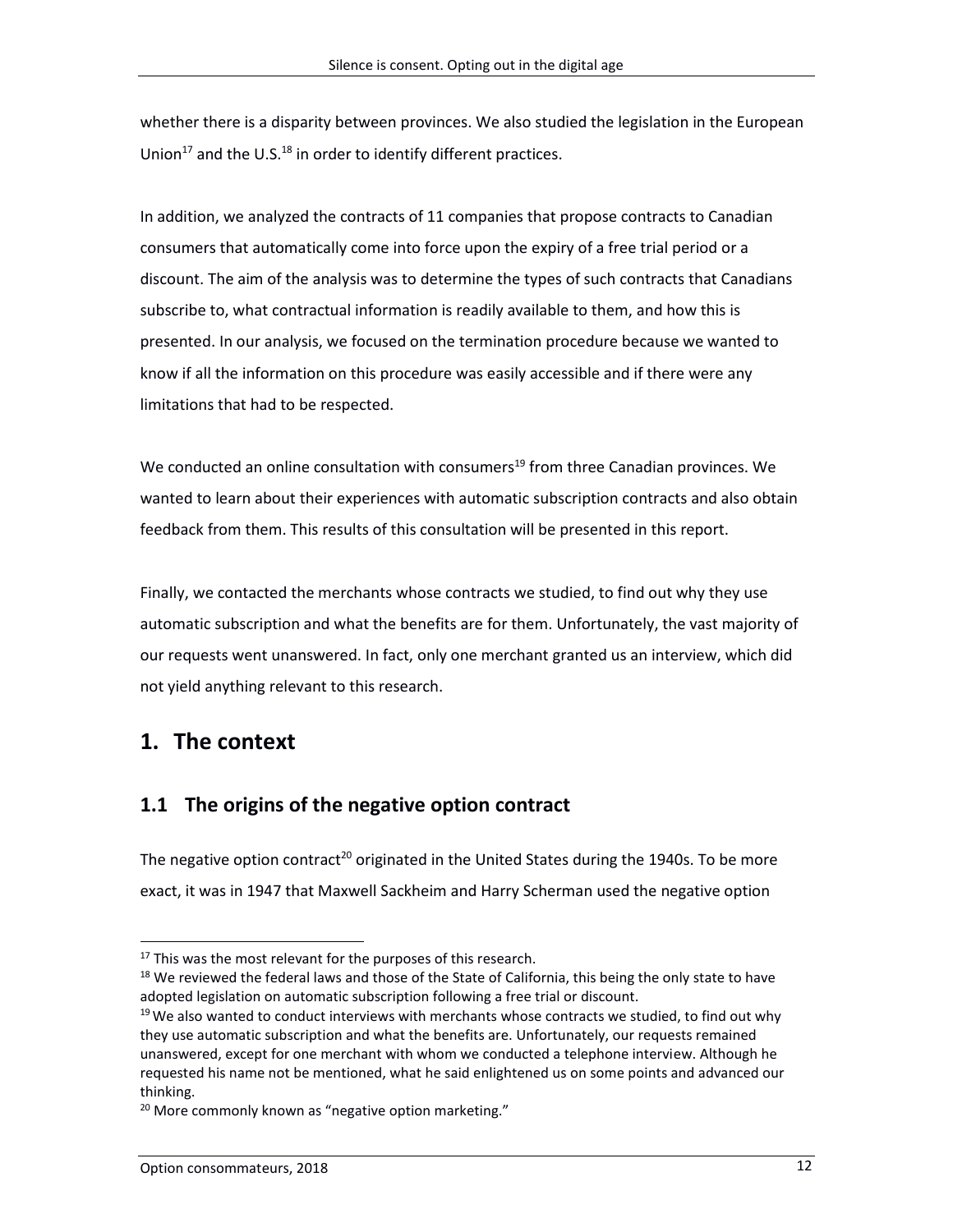whether there is a disparity between provinces. We also studied the legislation in the European Union[17] and the U.S.[18] in order to identify different practices.

In addition, we analyzed the contracts of 11 companies that propose contracts to Canadian consumers that automatically come into force upon the expiry of a free trial period or a discount. The aim of the analysis was to determine the types of such contracts that Canadians subscribe to, what contractual information is readily available to them, and how this is presented. In our analysis, we focused on the termination procedure because we wanted to know if all the information on this procedure was easily accessible and if there were any limitations that had to be respected.

We conducted an online consultation with consumers[19] from three Canadian provinces. We wanted to learn about their experiences with automatic subscription contracts and also obtain feedback from them. This results of this consultation will be presented in this report.

Finally, we contacted the merchants whose contracts we studied, to find out why they use automatic subscription and what the benefits are for them. Unfortunately, the vast majority of our requests went unanswered. In fact, only one merchant granted us an interview, which did not yield anything relevant to this research.

## 1. The context

### 1.1 The origins of the negative option contract

The negative option contract[20] originated in the United States during the 1940s. To be more exact, it was in 1947 that Maxwell Sackheim and Harry Scherman used the negative option

---

[17] This was the most relevant for the purposes of this research.

[18] We reviewed the federal laws and those of the State of California, this being the only state to have adopted legislation on automatic subscription following a free trial or discount.

[19] We also wanted to conduct interviews with merchants whose contracts we studied, to find out why they use automatic subscription and what the benefits are. Unfortunately, our requests remained unanswered, except for one merchant with whom we conducted a telephone interview. Although he requested his name not be mentioned, what he said enlightened us on some points and advanced our thinking.

[20] More commonly known as "negative option marketing."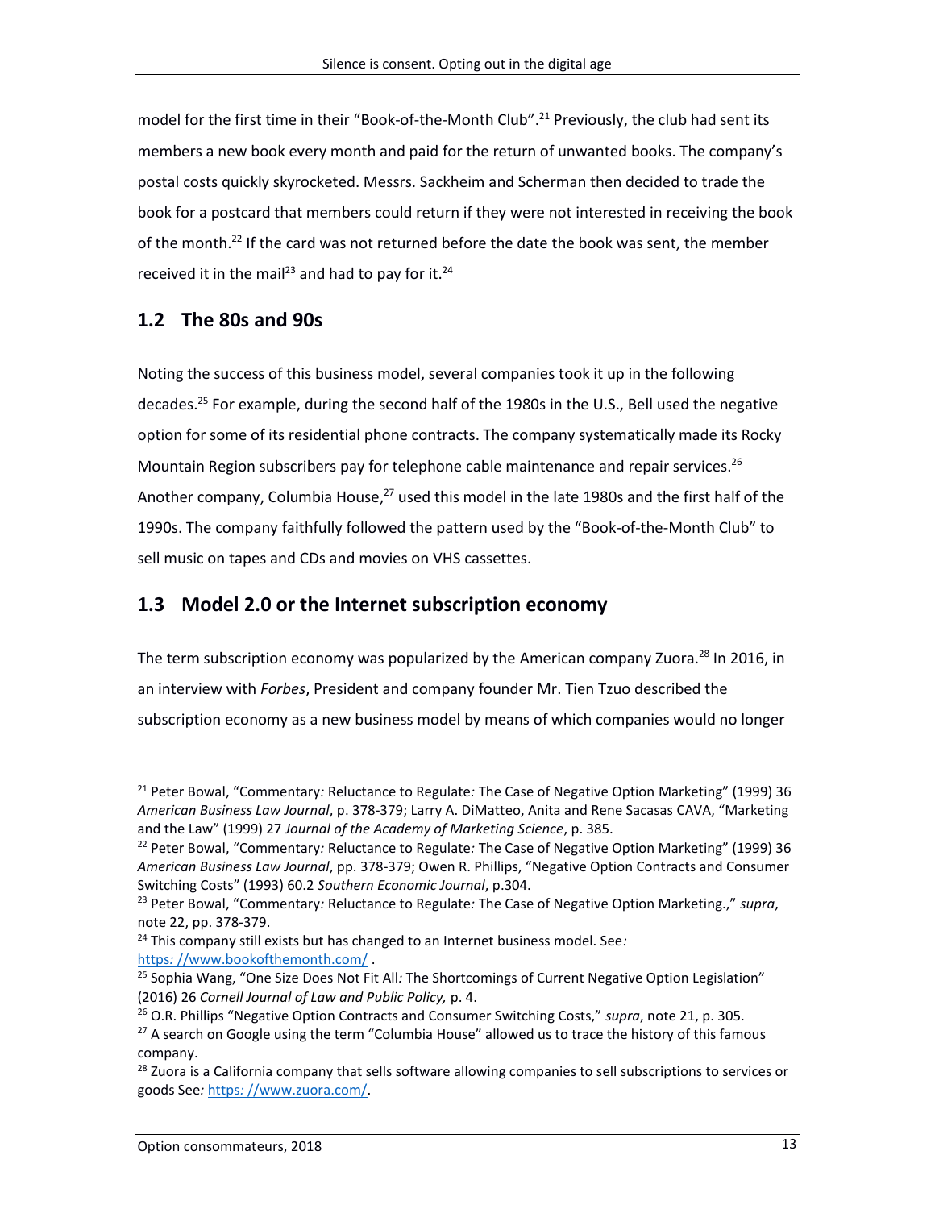model for the first time in their "Book-of-the-Month Club".[21] Previously, the club had sent its members a new book every month and paid for the return of unwanted books. The company's postal costs quickly skyrocketed. Messrs. Sackheim and Scherman then decided to trade the book for a postcard that members could return if they were not interested in receiving the book of the month.[22] If the card was not returned before the date the book was sent, the member received it in the mail[23] and had to pay for it.[24]

## 1.2 The 80s and 90s

Noting the success of this business model, several companies took it up in the following decades.[25] For example, during the second half of the 1980s in the U.S., Bell used the negative option for some of its residential phone contracts. The company systematically made its Rocky Mountain Region subscribers pay for telephone cable maintenance and repair services.[26] Another company, Columbia House,[27] used this model in the late 1980s and the first half of the 1990s. The company faithfully followed the pattern used by the "Book-of-the-Month Club" to sell music on tapes and CDs and movies on VHS cassettes.

## 1.3 Model 2.0 or the Internet subscription economy

The term subscription economy was popularized by the American company Zuora.[28] In 2016, in an interview with *Forbes*, President and company founder Mr. Tien Tzuo described the subscription economy as a new business model by means of which companies would no longer

---

[21] Peter Bowal, "Commentary*:* Reluctance to Regulate*:* The Case of Negative Option Marketing" (1999) 36 *American Business Law Journal*, p. 378-379; Larry A. DiMatteo, Anita and Rene Sacasas CAVA, "Marketing and the Law" (1999) 27 *Journal of the Academy of Marketing Science*, p. 385.

[22] Peter Bowal, "Commentary*:* Reluctance to Regulate*:* The Case of Negative Option Marketing" (1999) 36 *American Business Law Journal*, pp. 378-379; Owen R. Phillips, "Negative Option Contracts and Consumer Switching Costs" (1993) 60.2 *Southern Economic Journal*, p.304.

[23] Peter Bowal, "Commentary*:* Reluctance to Regulate*:* The Case of Negative Option Marketing.," *supra*, note 22, pp. 378-379.

[24] This company still exists but has changed to an Internet business model. See*:* https: //www.bookofthemonth.com/ .

[25] Sophia Wang, "One Size Does Not Fit All*:* The Shortcomings of Current Negative Option Legislation" (2016) 26 *Cornell Journal of Law and Public Policy,* p. 4.

[26] O.R. Phillips "Negative Option Contracts and Consumer Switching Costs," *supra*, note 21, p. 305.

[27] A search on Google using the term "Columbia House" allowed us to trace the history of this famous company.

[28] Zuora is a California company that sells software allowing companies to sell subscriptions to services or goods See*:* https: //www.zuora.com/.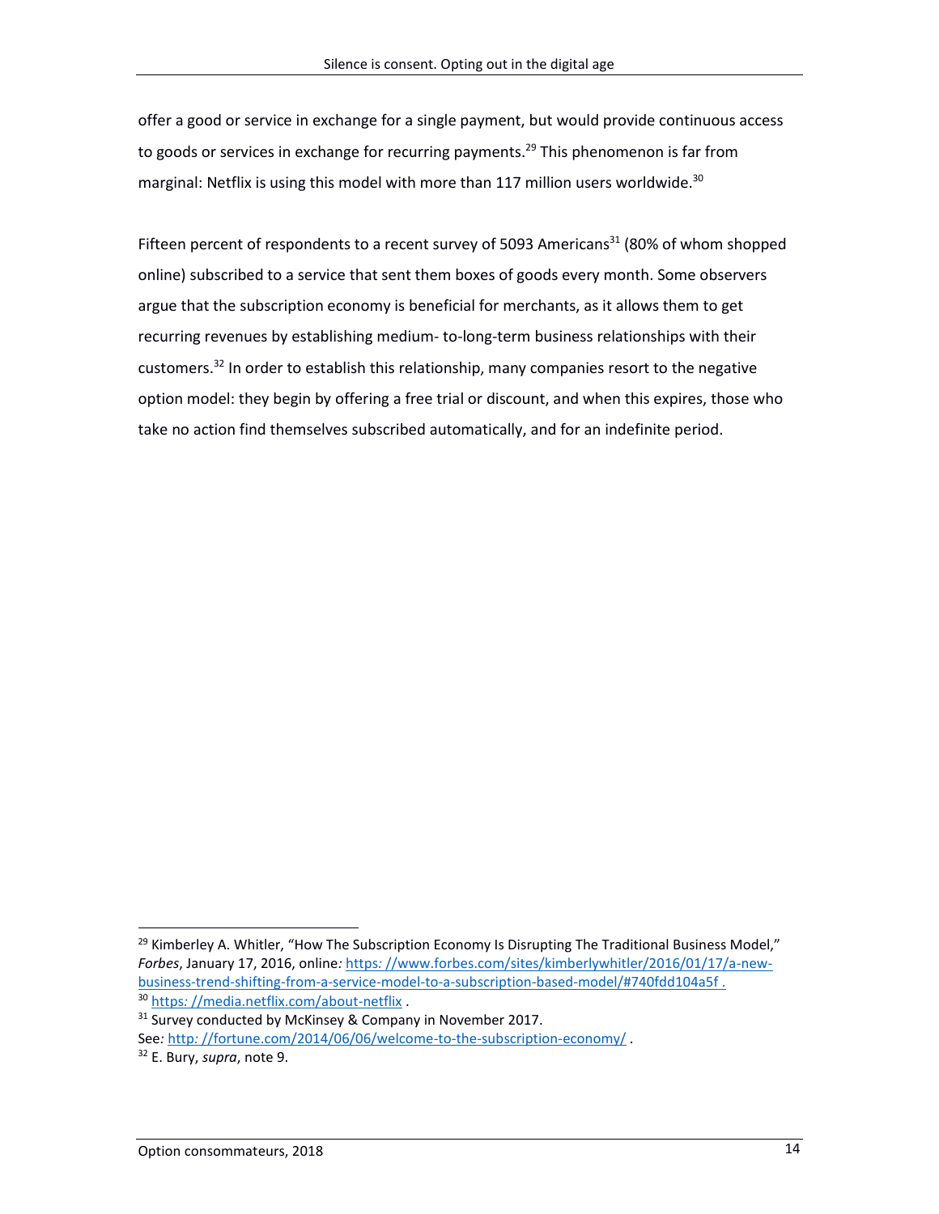offer a good or service in exchange for a single payment, but would provide continuous access to goods or services in exchange for recurring payments.[29] This phenomenon is far from marginal: Netflix is using this model with more than 117 million users worldwide.[30]

Fifteen percent of respondents to a recent survey of 5093 Americans[31] (80% of whom shopped online) subscribed to a service that sent them boxes of goods every month. Some observers argue that the subscription economy is beneficial for merchants, as it allows them to get recurring revenues by establishing medium- to-long-term business relationships with their customers.[32] In order to establish this relationship, many companies resort to the negative option model: they begin by offering a free trial or discount, and when this expires, those who take no action find themselves subscribed automatically, and for an indefinite period.

---

[29] Kimberley A. Whitler, "How The Subscription Economy Is Disrupting The Traditional Business Model," *Forbes*, January 17, 2016, online: https://www.forbes.com/sites/kimberlywhitler/2016/01/17/a-new-business-trend-shifting-from-a-service-model-to-a-subscription-based-model/#740fdd104a5f .

[30] https://media.netflix.com/about-netflix .

[31] Survey conducted by McKinsey & Company in November 2017.
See: http://fortune.com/2014/06/06/welcome-to-the-subscription-economy/ .

[32] E. Bury, *supra*, note 9.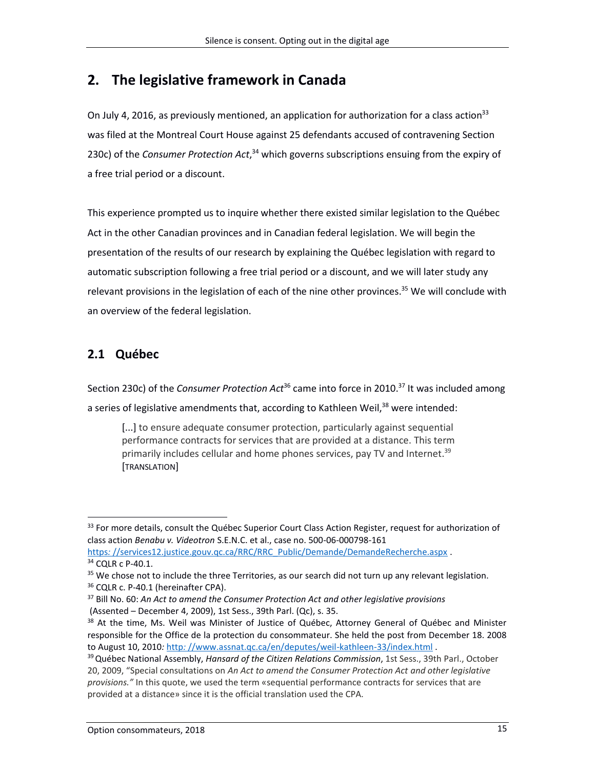## 2. The legislative framework in Canada

On July 4, 2016, as previously mentioned, an application for authorization for a class action[33] was filed at the Montreal Court House against 25 defendants accused of contravening Section 230c) of the *Consumer Protection Act*,[34] which governs subscriptions ensuing from the expiry of a free trial period or a discount.

This experience prompted us to inquire whether there existed similar legislation to the Québec Act in the other Canadian provinces and in Canadian federal legislation. We will begin the presentation of the results of our research by explaining the Québec legislation with regard to automatic subscription following a free trial period or a discount, and we will later study any relevant provisions in the legislation of each of the nine other provinces.[35] We will conclude with an overview of the federal legislation.

### 2.1 Québec

Section 230c) of the *Consumer Protection Act*[36] came into force in 2010.[37] It was included among a series of legislative amendments that, according to Kathleen Weil,[38] were intended:

> [...] to ensure adequate consumer protection, particularly against sequential performance contracts for services that are provided at a distance. This term primarily includes cellular and home phones services, pay TV and Internet.[39] [TRANSLATION]

---

[33] For more details, consult the Québec Superior Court Class Action Register, request for authorization of class action *Benabu v. Videotron* S.E.N.C. et al., case no. 500-06-000798-161 https: //services12.justice.gouv.qc.ca/RRC/RRC_Public/Demande/DemandeRecherche.aspx .

[34] CQLR c P-40.1.

[35] We chose not to include the three Territories, as our search did not turn up any relevant legislation.

[36] CQLR c. P-40.1 (hereinafter CPA).

[37] Bill No. 60: *An Act to amend the Consumer Protection Act and other legislative provisions* (Assented – December 4, 2009), 1st Sess., 39th Parl. (Qc), s. 35.

[38] At the time, Ms. Weil was Minister of Justice of Québec, Attorney General of Québec and Minister responsible for the Office de la protection du consommateur. She held the post from December 18. 2008 to August 10, 2010*:* http*:* //www.assnat.qc.ca/en/deputes/weil-kathleen-33/index.html .

[39] Québec National Assembly, *Hansard of the Citizen Relations Commission*, 1st Sess., 39th Parl., October 20, 2009, "Special consultations on *An Act to amend the Consumer Protection Act and other legislative provisions."* In this quote, we used the term «sequential performance contracts for services that are provided at a distance» since it is the official translation used the CPA.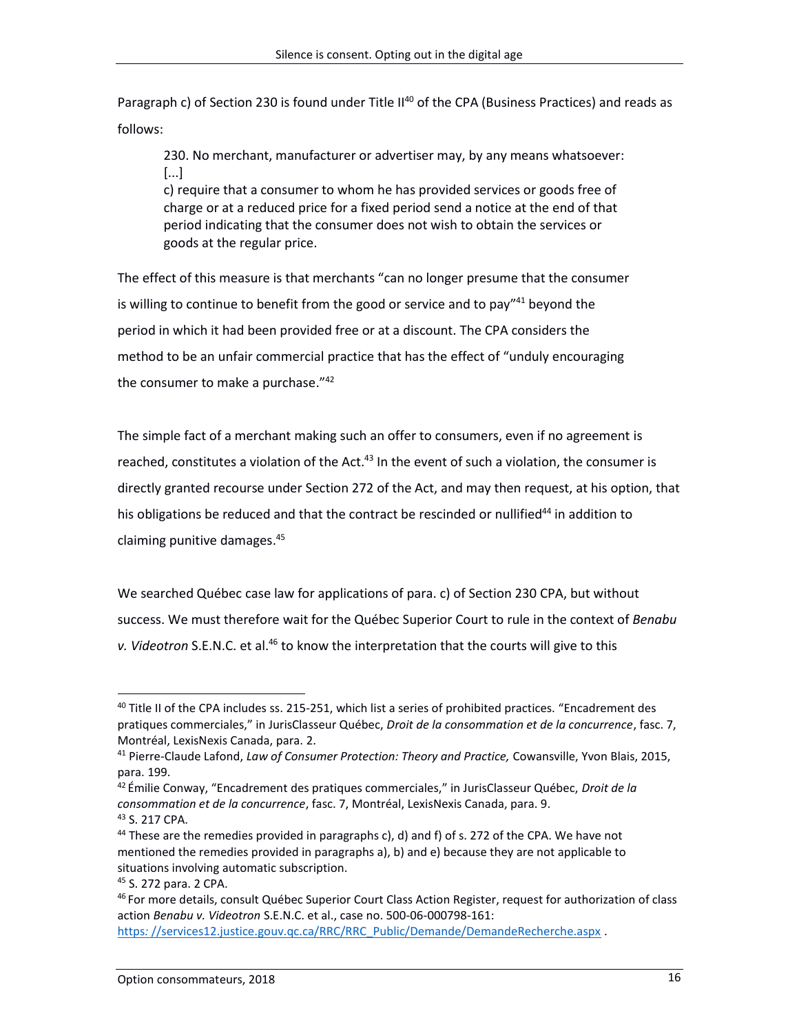Paragraph c) of Section 230 is found under Title II[40] of the CPA (Business Practices) and reads as follows:

> 230. No merchant, manufacturer or advertiser may, by any means whatsoever:
> [...]
> c) require that a consumer to whom he has provided services or goods free of charge or at a reduced price for a fixed period send a notice at the end of that period indicating that the consumer does not wish to obtain the services or goods at the regular price.

The effect of this measure is that merchants "can no longer presume that the consumer is willing to continue to benefit from the good or service and to pay"[41] beyond the period in which it had been provided free or at a discount. The CPA considers the method to be an unfair commercial practice that has the effect of "unduly encouraging the consumer to make a purchase."[42]

The simple fact of a merchant making such an offer to consumers, even if no agreement is reached, constitutes a violation of the Act.[43] In the event of such a violation, the consumer is directly granted recourse under Section 272 of the Act, and may then request, at his option, that his obligations be reduced and that the contract be rescinded or nullified[44] in addition to claiming punitive damages.[45]

We searched Québec case law for applications of para. c) of Section 230 CPA, but without success. We must therefore wait for the Québec Superior Court to rule in the context of *Benabu v. Videotron* S.E.N.C. et al.[46] to know the interpretation that the courts will give to this

---

[40] Title II of the CPA includes ss. 215-251, which list a series of prohibited practices. "Encadrement des pratiques commerciales," in JurisClasseur Québec, *Droit de la consommation et de la concurrence*, fasc. 7, Montréal, LexisNexis Canada, para. 2.

[41] Pierre-Claude Lafond, *Law of Consumer Protection: Theory and Practice,* Cowansville, Yvon Blais, 2015, para. 199.

[42] Émilie Conway, "Encadrement des pratiques commerciales," in JurisClasseur Québec, *Droit de la consommation et de la concurrence*, fasc. 7, Montréal, LexisNexis Canada, para. 9.

[43] S. 217 CPA.

[44] These are the remedies provided in paragraphs c), d) and f) of s. 272 of the CPA. We have not mentioned the remedies provided in paragraphs a), b) and e) because they are not applicable to situations involving automatic subscription.

[45] S. 272 para. 2 CPA.

[46] For more details, consult Québec Superior Court Class Action Register, request for authorization of class action *Benabu v. Videotron* S.E.N.C. et al., case no. 500-06-000798-161: https://services12.justice.gouv.qc.ca/RRC/RRC_Public/Demande/DemandeRecherche.aspx .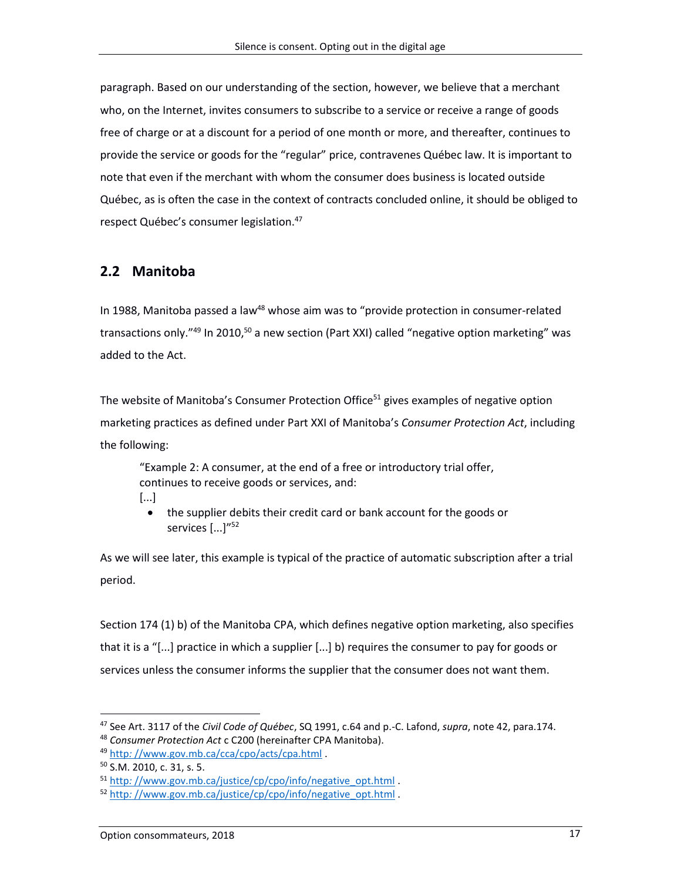paragraph. Based on our understanding of the section, however, we believe that a merchant who, on the Internet, invites consumers to subscribe to a service or receive a range of goods free of charge or at a discount for a period of one month or more, and thereafter, continues to provide the service or goods for the "regular" price, contravenes Québec law. It is important to note that even if the merchant with whom the consumer does business is located outside Québec, as is often the case in the context of contracts concluded online, it should be obliged to respect Québec's consumer legislation.[47]

## 2.2 Manitoba

In 1988, Manitoba passed a law[48] whose aim was to "provide protection in consumer-related transactions only."[49] In 2010,[50] a new section (Part XXI) called "negative option marketing" was added to the Act.

The website of Manitoba's Consumer Protection Office[51] gives examples of negative option marketing practices as defined under Part XXI of Manitoba's *Consumer Protection Act*, including the following:

> "Example 2: A consumer, at the end of a free or introductory trial offer, continues to receive goods or services, and:
> [...]
> - the supplier debits their credit card or bank account for the goods or services [...]"[52]

As we will see later, this example is typical of the practice of automatic subscription after a trial period.

Section 174 (1) b) of the Manitoba CPA, which defines negative option marketing, also specifies that it is a "[...] practice in which a supplier [...] b) requires the consumer to pay for goods or services unless the consumer informs the supplier that the consumer does not want them.

---

[47] See Art. 3117 of the *Civil Code of Québec*, SQ 1991, c.64 and p.-C. Lafond, *supra*, note 42, para.174.
[48] *Consumer Protection Act* c C200 (hereinafter CPA Manitoba).
[49] http: //www.gov.mb.ca/cca/cpo/acts/cpa.html .
[50] S.M. 2010, c. 31, s. 5.
[51] http: //www.gov.mb.ca/justice/cp/cpo/info/negative_opt.html .
[52] http: //www.gov.mb.ca/justice/cp/cpo/info/negative_opt.html .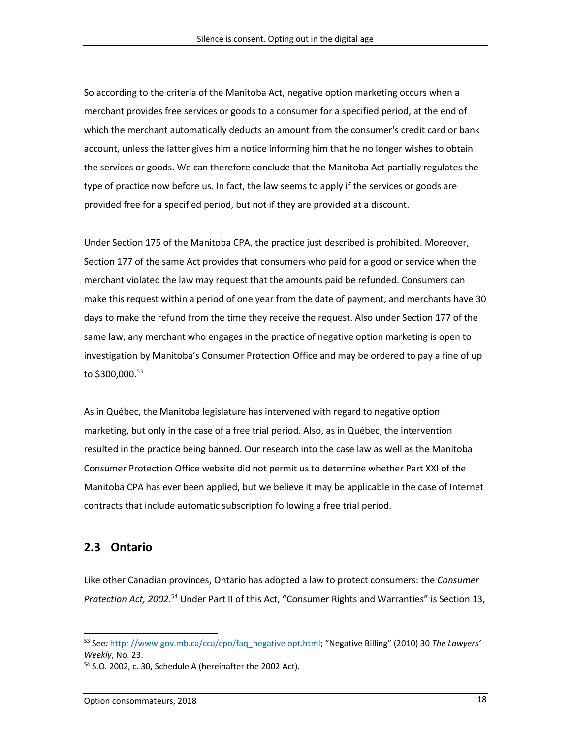So according to the criteria of the Manitoba Act, negative option marketing occurs when a merchant provides free services or goods to a consumer for a specified period, at the end of which the merchant automatically deducts an amount from the consumer's credit card or bank account, unless the latter gives him a notice informing him that he no longer wishes to obtain the services or goods. We can therefore conclude that the Manitoba Act partially regulates the type of practice now before us. In fact, the law seems to apply if the services or goods are provided free for a specified period, but not if they are provided at a discount.

Under Section 175 of the Manitoba CPA, the practice just described is prohibited. Moreover, Section 177 of the same Act provides that consumers who paid for a good or service when the merchant violated the law may request that the amounts paid be refunded. Consumers can make this request within a period of one year from the date of payment, and merchants have 30 days to make the refund from the time they receive the request. Also under Section 177 of the same law, any merchant who engages in the practice of negative option marketing is open to investigation by Manitoba's Consumer Protection Office and may be ordered to pay a fine of up to $300,000.[53]

As in Québec, the Manitoba legislature has intervened with regard to negative option marketing, but only in the case of a free trial period. Also, as in Québec, the intervention resulted in the practice being banned. Our research into the case law as well as the Manitoba Consumer Protection Office website did not permit us to determine whether Part XXI of the Manitoba CPA has ever been applied, but we believe it may be applicable in the case of Internet contracts that include automatic subscription following a free trial period.

## 2.3 Ontario

Like other Canadian provinces, Ontario has adopted a law to protect consumers: the *Consumer Protection Act, 2002.*[54] Under Part II of this Act, "Consumer Rights and Warranties" is Section 13,

---

[53] See*:* http: //www.gov.mb.ca/cca/cpo/faq_negative opt.html; "Negative Billing" (2010) 30 *The Lawyers' Weekly*, No. 23.

[54] S.O. 2002, c. 30, Schedule A (hereinafter the 2002 Act).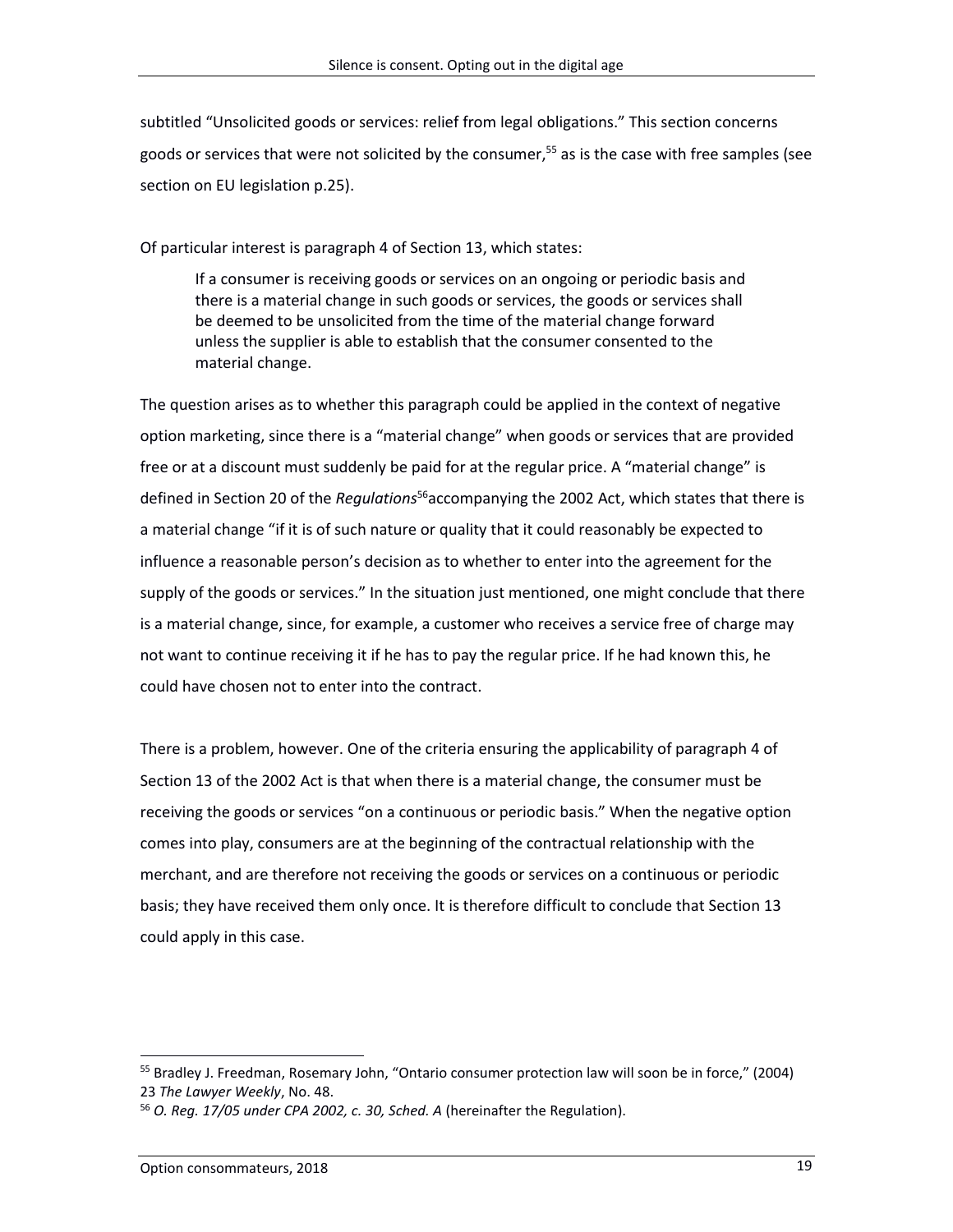subtitled "Unsolicited goods or services: relief from legal obligations." This section concerns goods or services that were not solicited by the consumer,[55] as is the case with free samples (see section on EU legislation p.25).

Of particular interest is paragraph 4 of Section 13, which states:

> If a consumer is receiving goods or services on an ongoing or periodic basis and there is a material change in such goods or services, the goods or services shall be deemed to be unsolicited from the time of the material change forward unless the supplier is able to establish that the consumer consented to the material change.

The question arises as to whether this paragraph could be applied in the context of negative option marketing, since there is a "material change" when goods or services that are provided free or at a discount must suddenly be paid for at the regular price. A "material change" is defined in Section 20 of the *Regulations*[56]accompanying the 2002 Act, which states that there is a material change "if it is of such nature or quality that it could reasonably be expected to influence a reasonable person's decision as to whether to enter into the agreement for the supply of the goods or services." In the situation just mentioned, one might conclude that there is a material change, since, for example, a customer who receives a service free of charge may not want to continue receiving it if he has to pay the regular price. If he had known this, he could have chosen not to enter into the contract.

There is a problem, however. One of the criteria ensuring the applicability of paragraph 4 of Section 13 of the 2002 Act is that when there is a material change, the consumer must be receiving the goods or services "on a continuous or periodic basis." When the negative option comes into play, consumers are at the beginning of the contractual relationship with the merchant, and are therefore not receiving the goods or services on a continuous or periodic basis; they have received them only once. It is therefore difficult to conclude that Section 13 could apply in this case.

---

[55] Bradley J. Freedman, Rosemary John, "Ontario consumer protection law will soon be in force," (2004) 23 *The Lawyer Weekly*, No. 48.

[56] *O. Reg. 17/05 under CPA 2002, c. 30, Sched. A* (hereinafter the Regulation).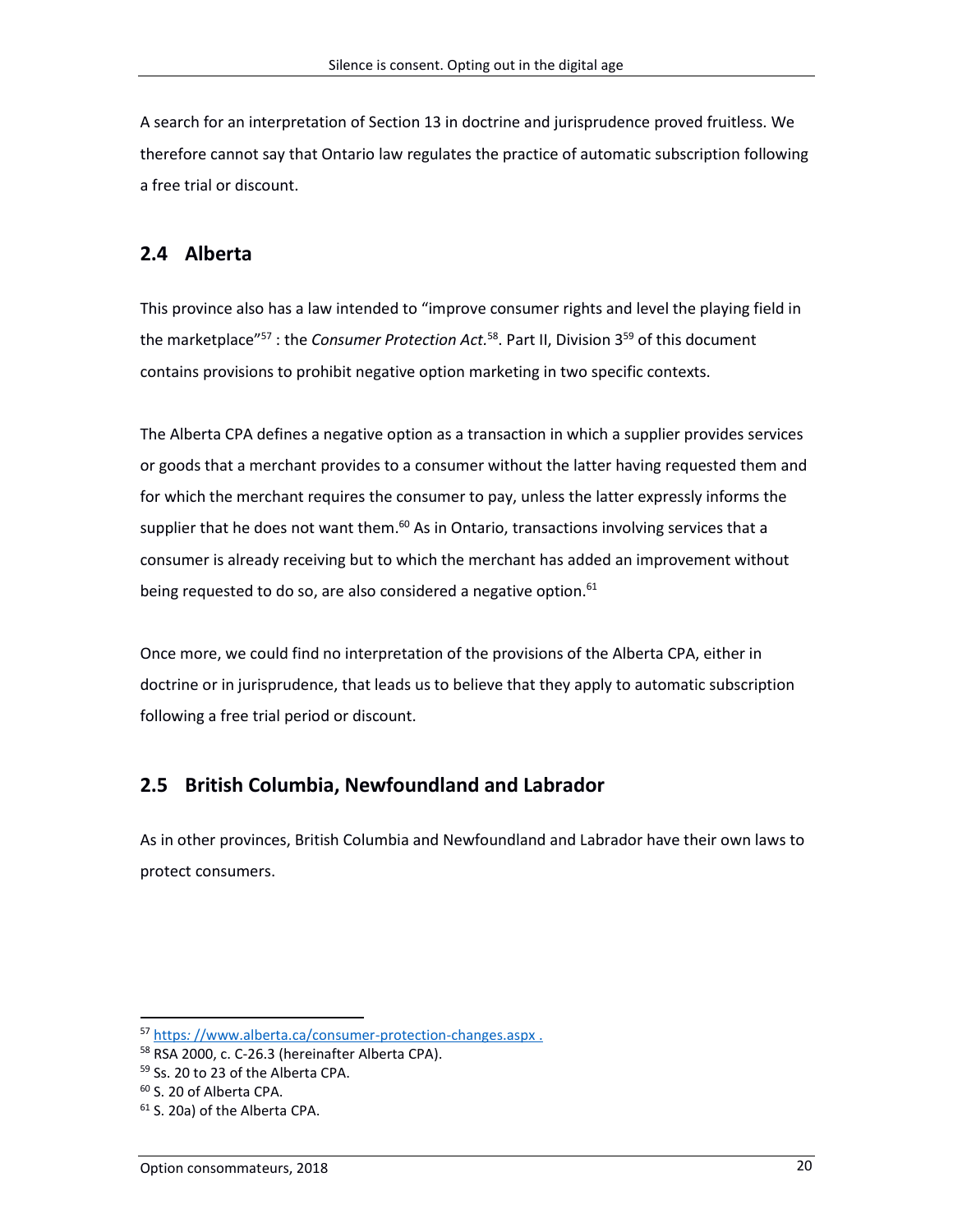A search for an interpretation of Section 13 in doctrine and jurisprudence proved fruitless. We therefore cannot say that Ontario law regulates the practice of automatic subscription following a free trial or discount.

## 2.4 Alberta

This province also has a law intended to “improve consumer rights and level the playing field in the marketplace”[57] : the *Consumer Protection Act.*[58]. Part II, Division 3[59] of this document contains provisions to prohibit negative option marketing in two specific contexts.

The Alberta CPA defines a negative option as a transaction in which a supplier provides services or goods that a merchant provides to a consumer without the latter having requested them and for which the merchant requires the consumer to pay, unless the latter expressly informs the supplier that he does not want them.[60] As in Ontario, transactions involving services that a consumer is already receiving but to which the merchant has added an improvement without being requested to do so, are also considered a negative option.[61]

Once more, we could find no interpretation of the provisions of the Alberta CPA, either in doctrine or in jurisprudence, that leads us to believe that they apply to automatic subscription following a free trial period or discount.

## 2.5 British Columbia, Newfoundland and Labrador

As in other provinces, British Columbia and Newfoundland and Labrador have their own laws to protect consumers.

---

[57] https: //www.alberta.ca/consumer-protection-changes.aspx .

[58] RSA 2000, c. C-26.3 (hereinafter Alberta CPA).

[59] Ss. 20 to 23 of the Alberta CPA.

[60] S. 20 of Alberta CPA.

[61] S. 20a) of the Alberta CPA.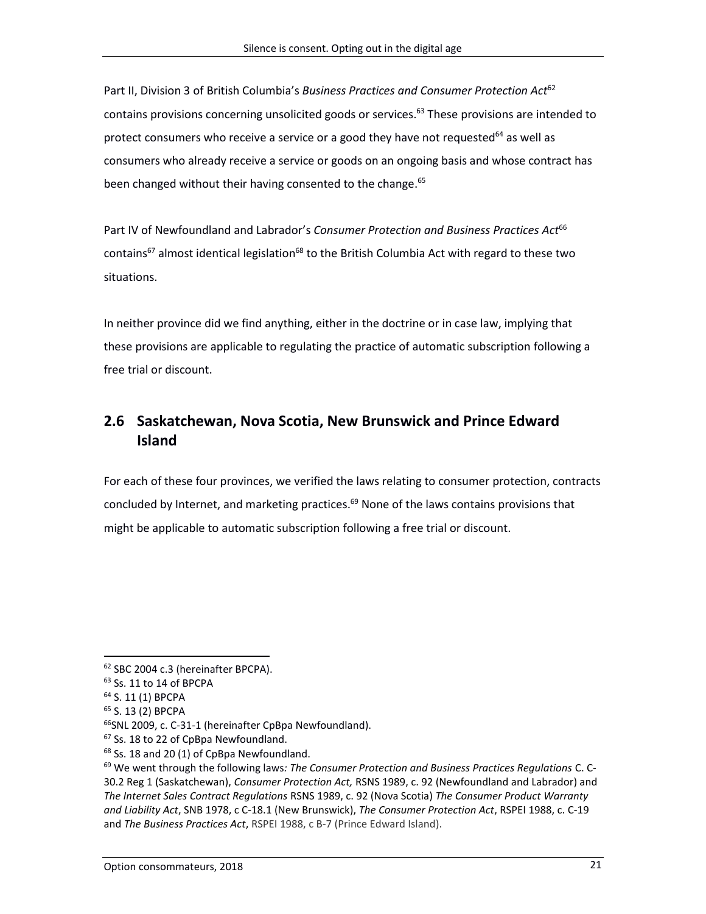Part II, Division 3 of British Columbia's *Business Practices and Consumer Protection Act*[62] contains provisions concerning unsolicited goods or services.[63] These provisions are intended to protect consumers who receive a service or a good they have not requested[64] as well as consumers who already receive a service or goods on an ongoing basis and whose contract has been changed without their having consented to the change.[65]

Part IV of Newfoundland and Labrador's *Consumer Protection and Business Practices Act*[66] contains[67] almost identical legislation[68] to the British Columbia Act with regard to these two situations.

In neither province did we find anything, either in the doctrine or in case law, implying that these provisions are applicable to regulating the practice of automatic subscription following a free trial or discount.

## 2.6 Saskatchewan, Nova Scotia, New Brunswick and Prince Edward Island

For each of these four provinces, we verified the laws relating to consumer protection, contracts concluded by Internet, and marketing practices.[69] None of the laws contains provisions that might be applicable to automatic subscription following a free trial or discount.

---

[62] SBC 2004 c.3 (hereinafter BPCPA).

[63] Ss. 11 to 14 of BPCPA

[64] S. 11 (1) BPCPA

[65] S. 13 (2) BPCPA

[66] SNL 2009, c. C-31-1 (hereinafter CpBpa Newfoundland).

[67] Ss. 18 to 22 of CpBpa Newfoundland.

[68] Ss. 18 and 20 (1) of CpBpa Newfoundland.

[69] We went through the following laws*: The Consumer Protection and Business Practices Regulations* C. C-30.2 Reg 1 (Saskatchewan), *Consumer Protection Act,* RSNS 1989, c. 92 (Newfoundland and Labrador) and *The Internet Sales Contract Regulations* RSNS 1989, c. 92 (Nova Scotia) *The Consumer Product Warranty and Liability Act*, SNB 1978, c C-18.1 (New Brunswick), *The Consumer Protection Act*, RSPEI 1988, c. C-19 and *The Business Practices Act*, RSPEI 1988, c B-7 (Prince Edward Island).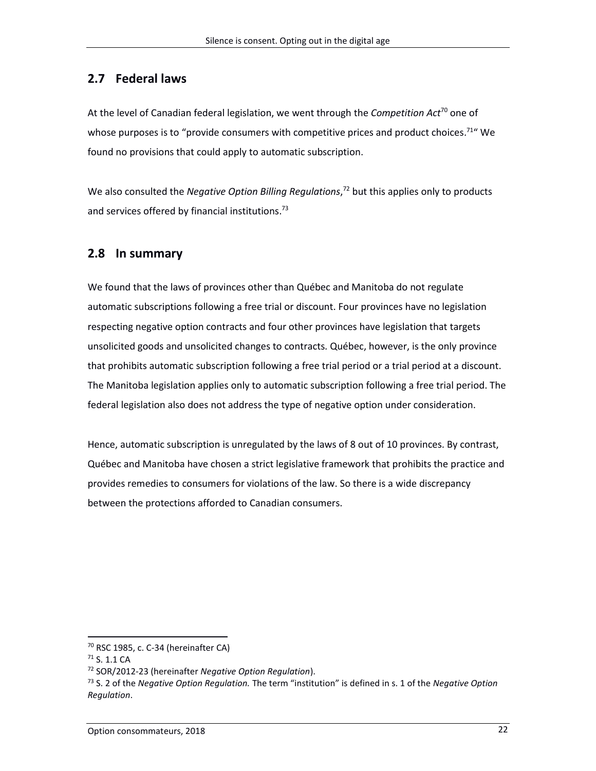## 2.7 Federal laws

At the level of Canadian federal legislation, we went through the *Competition Act*[70] one of whose purposes is to "provide consumers with competitive prices and product choices.[71]" We found no provisions that could apply to automatic subscription.

We also consulted the *Negative Option Billing Regulations*,[72] but this applies only to products and services offered by financial institutions.[73]

## 2.8 In summary

We found that the laws of provinces other than Québec and Manitoba do not regulate automatic subscriptions following a free trial or discount. Four provinces have no legislation respecting negative option contracts and four other provinces have legislation that targets unsolicited goods and unsolicited changes to contracts. Québec, however, is the only province that prohibits automatic subscription following a free trial period or a trial period at a discount. The Manitoba legislation applies only to automatic subscription following a free trial period. The federal legislation also does not address the type of negative option under consideration.

Hence, automatic subscription is unregulated by the laws of 8 out of 10 provinces. By contrast, Québec and Manitoba have chosen a strict legislative framework that prohibits the practice and provides remedies to consumers for violations of the law. So there is a wide discrepancy between the protections afforded to Canadian consumers.

---

[70] RSC 1985, c. C-34 (hereinafter CA)

[71] S. 1.1 CA

[72] SOR/2012-23 (hereinafter *Negative Option Regulation*).

[73] S. 2 of the *Negative Option Regulation.* The term "institution" is defined in s. 1 of the *Negative Option Regulation*.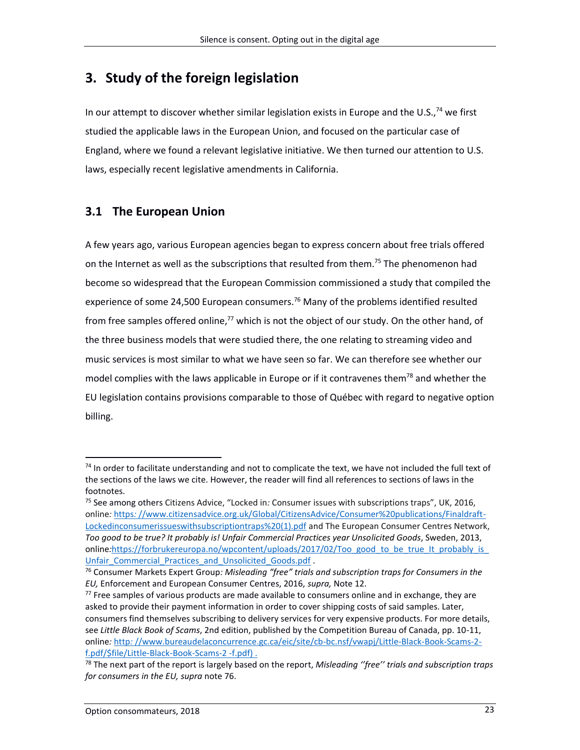# 3. Study of the foreign legislation

In our attempt to discover whether similar legislation exists in Europe and the U.S.,[74] we first studied the applicable laws in the European Union, and focused on the particular case of England, where we found a relevant legislative initiative. We then turned our attention to U.S. laws, especially recent legislative amendments in California.

## 3.1 The European Union

A few years ago, various European agencies began to express concern about free trials offered on the Internet as well as the subscriptions that resulted from them.[75] The phenomenon had become so widespread that the European Commission commissioned a study that compiled the experience of some 24,500 European consumers.[76] Many of the problems identified resulted from free samples offered online,[77] which is not the object of our study. On the other hand, of the three business models that were studied there, the one relating to streaming video and music services is most similar to what we have seen so far. We can therefore see whether our model complies with the laws applicable in Europe or if it contravenes them[78] and whether the EU legislation contains provisions comparable to those of Québec with regard to negative option billing.

---

[74] In order to facilitate understanding and not to complicate the text, we have not included the full text of the sections of the laws we cite. However, the reader will find all references to sections of laws in the footnotes.

[75] See among others Citizens Advice, "Locked in*:* Consumer issues with subscriptions traps", UK, 2016, online*:* https: //www.citizensadvice.org.uk/Global/CitizensAdvice/Consumer%20publications/Finaldraft-Lockedinconsumerissueswithsubscriptiontraps%20(1).pdf and The European Consumer Centres Network, *Too good to be true? It probably is! Unfair Commercial Practices year Unsolicited Goods*, Sweden, 2013, online*:*https://forbrukereuropa.no/wpcontent/uploads/2017/02/Too_good_to_be_true_It_probably_is_Unfair_Commercial_Practices_and_Unsolicited_Goods.pdf .

[76] Consumer Markets Expert Group*: Misleading "free" trials and subscription traps for Consumers in the EU,* Enforcement and European Consumer Centres, 2016, *supra,* Note 12.

[77] Free samples of various products are made available to consumers online and in exchange, they are asked to provide their payment information in order to cover shipping costs of said samples. Later, consumers find themselves subscribing to delivery services for very expensive products. For more details, see *Little Black Book of Scams*, 2nd edition, published by the Competition Bureau of Canada, pp. 10-11, online*:* http: //www.bureaudelaconcurrence.gc.ca/eic/site/cb-bc.nsf/vwapj/Little-Black-Book-Scams-2-f.pdf/$file/Little-Black-Book-Scams-2 -f.pdf) .

[78] The next part of the report is largely based on the report, *Misleading ''free'' trials and subscription traps for consumers in the EU, supra* note 76.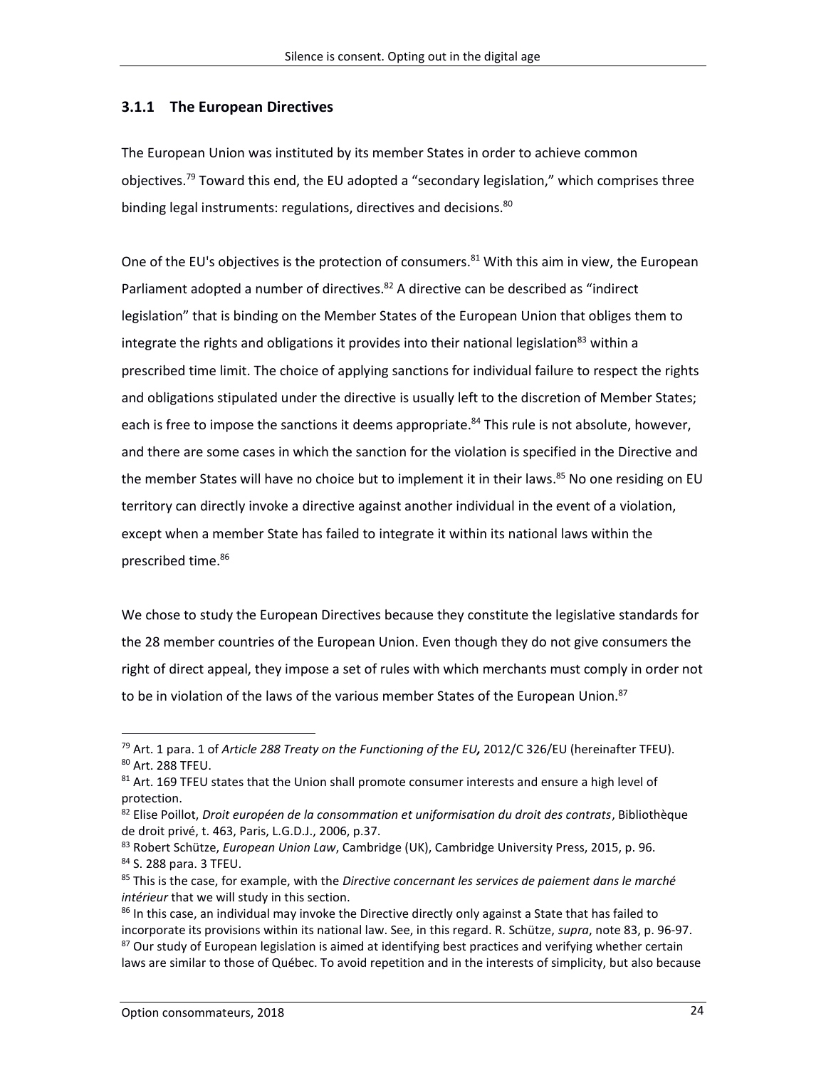### 3.1.1 The European Directives

The European Union was instituted by its member States in order to achieve common objectives.[79] Toward this end, the EU adopted a "secondary legislation," which comprises three binding legal instruments: regulations, directives and decisions.[80]

One of the EU's objectives is the protection of consumers.[81] With this aim in view, the European Parliament adopted a number of directives.[82] A directive can be described as "indirect legislation" that is binding on the Member States of the European Union that obliges them to integrate the rights and obligations it provides into their national legislation[83] within a prescribed time limit. The choice of applying sanctions for individual failure to respect the rights and obligations stipulated under the directive is usually left to the discretion of Member States; each is free to impose the sanctions it deems appropriate.[84] This rule is not absolute, however, and there are some cases in which the sanction for the violation is specified in the Directive and the member States will have no choice but to implement it in their laws.[85] No one residing on EU territory can directly invoke a directive against another individual in the event of a violation, except when a member State has failed to integrate it within its national laws within the prescribed time.[86]

We chose to study the European Directives because they constitute the legislative standards for the 28 member countries of the European Union. Even though they do not give consumers the right of direct appeal, they impose a set of rules with which merchants must comply in order not to be in violation of the laws of the various member States of the European Union.[87]

---

[79] Art. 1 para. 1 of *Article 288 Treaty on the Functioning of the EU,* 2012/C 326/EU (hereinafter TFEU).

[80] Art. 288 TFEU.

[81] Art. 169 TFEU states that the Union shall promote consumer interests and ensure a high level of protection.

[82] Elise Poillot, *Droit européen de la consommation et uniformisation du droit des contrats*, Bibliothèque de droit privé, t. 463, Paris, L.G.D.J., 2006, p.37.

[83] Robert Schütze, *European Union Law*, Cambridge (UK), Cambridge University Press, 2015, p. 96.

[84] S. 288 para. 3 TFEU.

[85] This is the case, for example, with the *Directive concernant les services de paiement dans le marché intérieur* that we will study in this section.

[86] In this case, an individual may invoke the Directive directly only against a State that has failed to incorporate its provisions within its national law. See, in this regard. R. Schütze, *supra*, note 83, p. 96-97.

[87] Our study of European legislation is aimed at identifying best practices and verifying whether certain laws are similar to those of Québec. To avoid repetition and in the interests of simplicity, but also because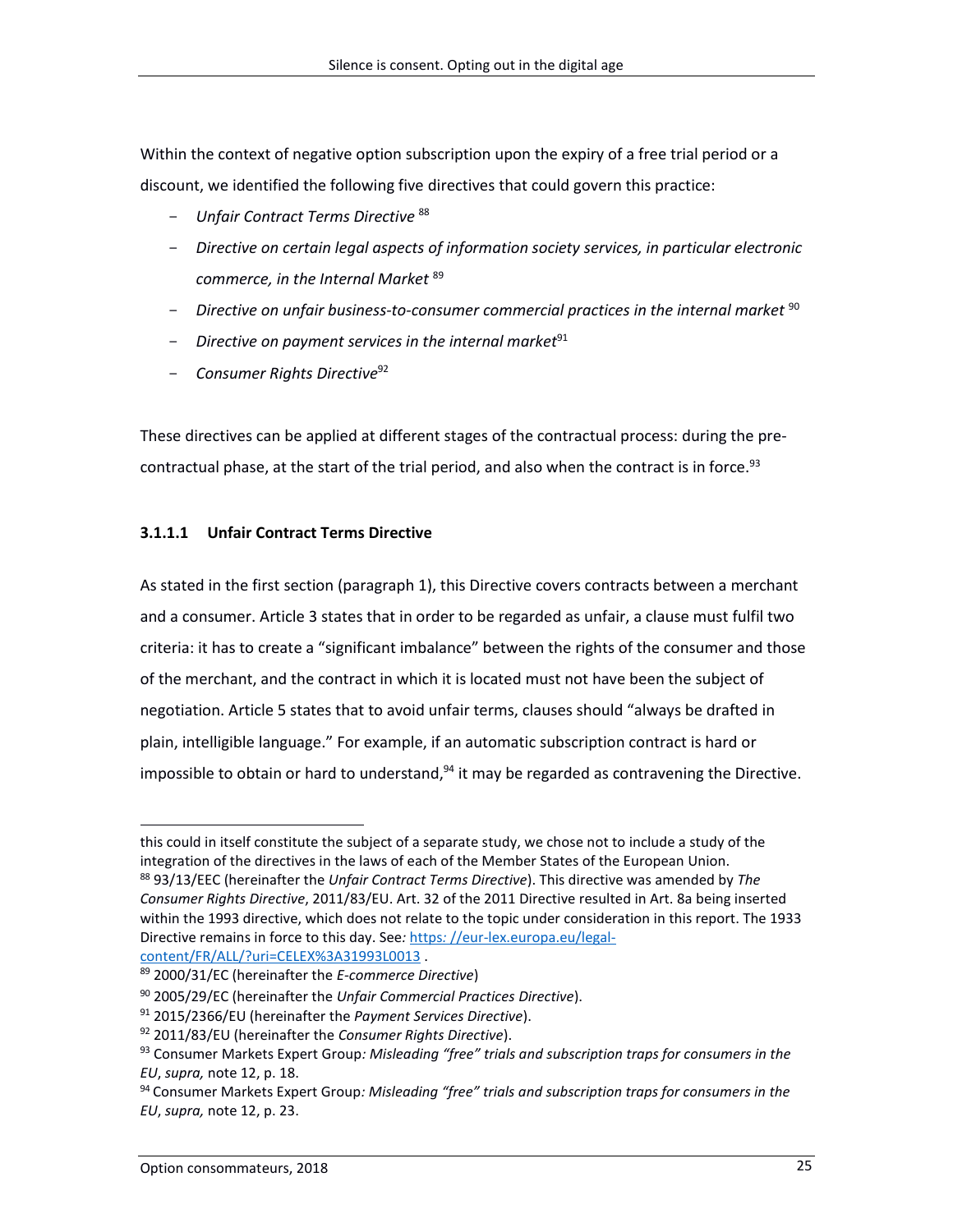Within the context of negative option subscription upon the expiry of a free trial period or a discount, we identified the following five directives that could govern this practice:

- *Unfair Contract Terms Directive* [88]
- *Directive on certain legal aspects of information society services, in particular electronic commerce, in the Internal Market* [89]
- *Directive on unfair business-to-consumer commercial practices in the internal market* [90]
- *Directive on payment services in the internal market*[91]
- *Consumer Rights Directive*[92]

These directives can be applied at different stages of the contractual process: during the pre-contractual phase, at the start of the trial period, and also when the contract is in force.[93]

#### 3.1.1.1 Unfair Contract Terms Directive

As stated in the first section (paragraph 1), this Directive covers contracts between a merchant and a consumer. Article 3 states that in order to be regarded as unfair, a clause must fulfil two criteria: it has to create a "significant imbalance" between the rights of the consumer and those of the merchant, and the contract in which it is located must not have been the subject of negotiation. Article 5 states that to avoid unfair terms, clauses should "always be drafted in plain, intelligible language." For example, if an automatic subscription contract is hard or impossible to obtain or hard to understand,[94] it may be regarded as contravening the Directive.

---

this could in itself constitute the subject of a separate study, we chose not to include a study of the integration of the directives in the laws of each of the Member States of the European Union.

[88] 93/13/EEC (hereinafter the *Unfair Contract Terms Directive*). This directive was amended by *The Consumer Rights Directive*, 2011/83/EU. Art. 32 of the 2011 Directive resulted in Art. 8a being inserted within the 1993 directive, which does not relate to the topic under consideration in this report. The 1933 Directive remains in force to this day. See*:* [https*:* //eur-lex.europa.eu/legal-content/FR/ALL/?uri=CELEX%3A31993L0013](https://eur-lex.europa.eu/legal-content/FR/ALL/?uri=CELEX%3A31993L0013) .

[89] 2000/31/EC (hereinafter the *E-commerce Directive*)

[90] 2005/29/EC (hereinafter the *Unfair Commercial Practices Directive*).

[91] 2015/2366/EU (hereinafter the *Payment Services Directive*).

[92] 2011/83/EU (hereinafter the *Consumer Rights Directive*).

[93] Consumer Markets Expert Group*: Misleading "free" trials and subscription traps for consumers in the EU*, *supra,* note 12, p. 18.

[94] Consumer Markets Expert Group*: Misleading "free" trials and subscription traps for consumers in the EU*, *supra,* note 12, p. 23.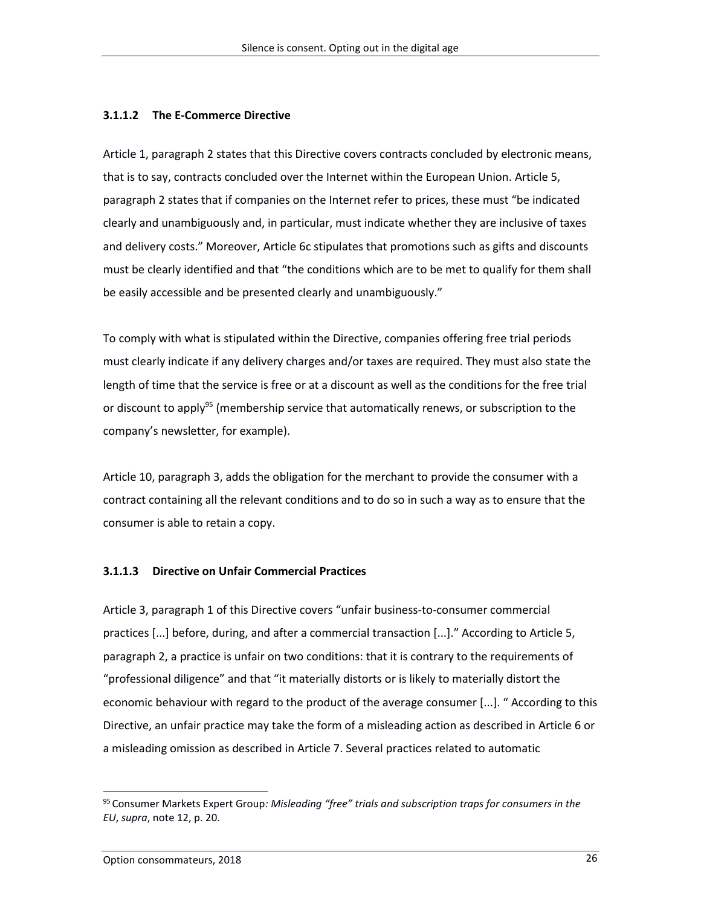#### 3.1.1.2 The E-Commerce Directive

Article 1, paragraph 2 states that this Directive covers contracts concluded by electronic means, that is to say, contracts concluded over the Internet within the European Union. Article 5, paragraph 2 states that if companies on the Internet refer to prices, these must "be indicated clearly and unambiguously and, in particular, must indicate whether they are inclusive of taxes and delivery costs." Moreover, Article 6c stipulates that promotions such as gifts and discounts must be clearly identified and that "the conditions which are to be met to qualify for them shall be easily accessible and be presented clearly and unambiguously."

To comply with what is stipulated within the Directive, companies offering free trial periods must clearly indicate if any delivery charges and/or taxes are required. They must also state the length of time that the service is free or at a discount as well as the conditions for the free trial or discount to apply[95] (membership service that automatically renews, or subscription to the company's newsletter, for example).

Article 10, paragraph 3, adds the obligation for the merchant to provide the consumer with a contract containing all the relevant conditions and to do so in such a way as to ensure that the consumer is able to retain a copy.

#### 3.1.1.3 Directive on Unfair Commercial Practices

Article 3, paragraph 1 of this Directive covers "unfair business-to-consumer commercial practices [...] before, during, and after a commercial transaction [...]." According to Article 5, paragraph 2, a practice is unfair on two conditions: that it is contrary to the requirements of "professional diligence" and that "it materially distorts or is likely to materially distort the economic behaviour with regard to the product of the average consumer [...]. " According to this Directive, an unfair practice may take the form of a misleading action as described in Article 6 or a misleading omission as described in Article 7. Several practices related to automatic

---

[95] Consumer Markets Expert Group*: Misleading "free" trials and subscription traps for consumers in the EU*, *supra*, note 12, p. 20.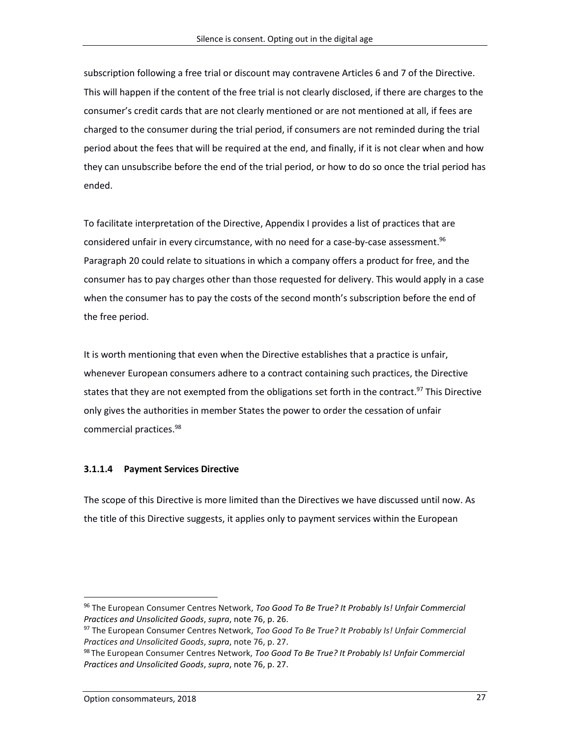subscription following a free trial or discount may contravene Articles 6 and 7 of the Directive. This will happen if the content of the free trial is not clearly disclosed, if there are charges to the consumer's credit cards that are not clearly mentioned or are not mentioned at all, if fees are charged to the consumer during the trial period, if consumers are not reminded during the trial period about the fees that will be required at the end, and finally, if it is not clear when and how they can unsubscribe before the end of the trial period, or how to do so once the trial period has ended.

To facilitate interpretation of the Directive, Appendix I provides a list of practices that are considered unfair in every circumstance, with no need for a case-by-case assessment.[96] Paragraph 20 could relate to situations in which a company offers a product for free, and the consumer has to pay charges other than those requested for delivery. This would apply in a case when the consumer has to pay the costs of the second month's subscription before the end of the free period.

It is worth mentioning that even when the Directive establishes that a practice is unfair, whenever European consumers adhere to a contract containing such practices, the Directive states that they are not exempted from the obligations set forth in the contract.[97] This Directive only gives the authorities in member States the power to order the cessation of unfair commercial practices.[98]

#### 3.1.1.4 Payment Services Directive

The scope of this Directive is more limited than the Directives we have discussed until now. As the title of this Directive suggests, it applies only to payment services within the European

---

[96] The European Consumer Centres Network, *Too Good To Be True? It Probably Is! Unfair Commercial Practices and Unsolicited Goods*, *supra*, note 76, p. 26.

[97] The European Consumer Centres Network, *Too Good To Be True? It Probably Is! Unfair Commercial Practices and Unsolicited Goods*, *supra*, note 76, p. 27.

[98] The European Consumer Centres Network, *Too Good To Be True? It Probably Is! Unfair Commercial Practices and Unsolicited Goods*, *supra*, note 76, p. 27.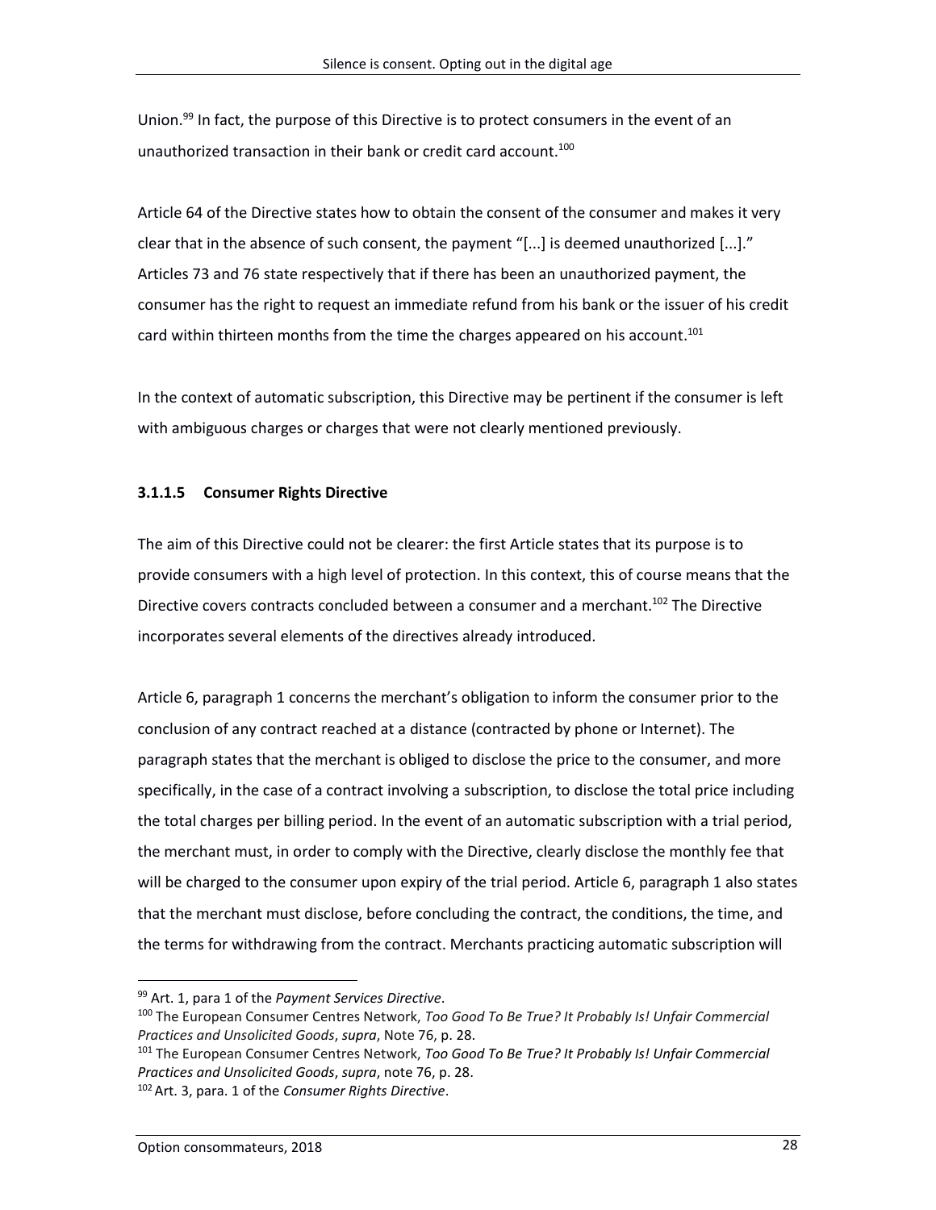Union.[99] In fact, the purpose of this Directive is to protect consumers in the event of an unauthorized transaction in their bank or credit card account.[100]

Article 64 of the Directive states how to obtain the consent of the consumer and makes it very clear that in the absence of such consent, the payment "[...] is deemed unauthorized [...]." Articles 73 and 76 state respectively that if there has been an unauthorized payment, the consumer has the right to request an immediate refund from his bank or the issuer of his credit card within thirteen months from the time the charges appeared on his account.[101]

In the context of automatic subscription, this Directive may be pertinent if the consumer is left with ambiguous charges or charges that were not clearly mentioned previously.

#### 3.1.1.5 Consumer Rights Directive

The aim of this Directive could not be clearer: the first Article states that its purpose is to provide consumers with a high level of protection. In this context, this of course means that the Directive covers contracts concluded between a consumer and a merchant.[102] The Directive incorporates several elements of the directives already introduced.

Article 6, paragraph 1 concerns the merchant's obligation to inform the consumer prior to the conclusion of any contract reached at a distance (contracted by phone or Internet). The paragraph states that the merchant is obliged to disclose the price to the consumer, and more specifically, in the case of a contract involving a subscription, to disclose the total price including the total charges per billing period. In the event of an automatic subscription with a trial period, the merchant must, in order to comply with the Directive, clearly disclose the monthly fee that will be charged to the consumer upon expiry of the trial period. Article 6, paragraph 1 also states that the merchant must disclose, before concluding the contract, the conditions, the time, and the terms for withdrawing from the contract. Merchants practicing automatic subscription will

---

[99] Art. 1, para 1 of the *Payment Services Directive*.

[100] The European Consumer Centres Network, *Too Good To Be True? It Probably Is! Unfair Commercial Practices and Unsolicited Goods*, *supra*, Note 76, p. 28.

[101] The European Consumer Centres Network, *Too Good To Be True? It Probably Is! Unfair Commercial Practices and Unsolicited Goods*, *supra*, note 76, p. 28.

[102] Art. 3, para. 1 of the *Consumer Rights Directive*.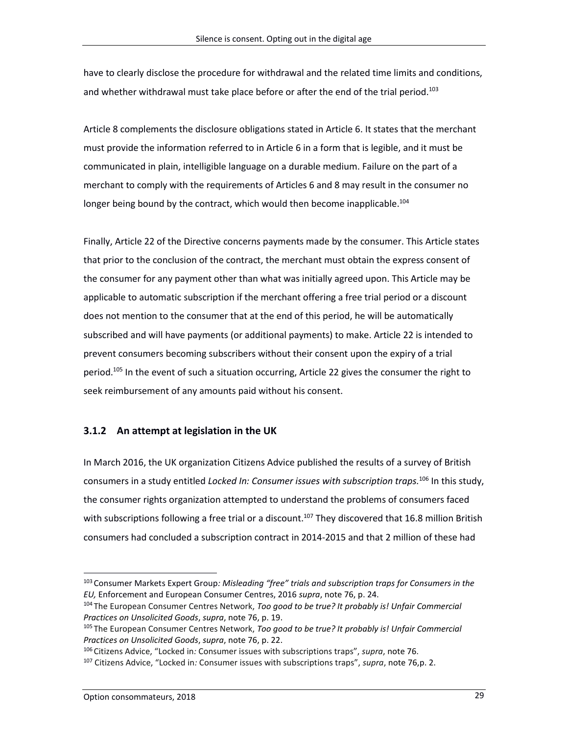have to clearly disclose the procedure for withdrawal and the related time limits and conditions, and whether withdrawal must take place before or after the end of the trial period.[103]

Article 8 complements the disclosure obligations stated in Article 6. It states that the merchant must provide the information referred to in Article 6 in a form that is legible, and it must be communicated in plain, intelligible language on a durable medium. Failure on the part of a merchant to comply with the requirements of Articles 6 and 8 may result in the consumer no longer being bound by the contract, which would then become inapplicable.[104]

Finally, Article 22 of the Directive concerns payments made by the consumer. This Article states that prior to the conclusion of the contract, the merchant must obtain the express consent of the consumer for any payment other than what was initially agreed upon. This Article may be applicable to automatic subscription if the merchant offering a free trial period or a discount does not mention to the consumer that at the end of this period, he will be automatically subscribed and will have payments (or additional payments) to make. Article 22 is intended to prevent consumers becoming subscribers without their consent upon the expiry of a trial period.[105] In the event of such a situation occurring, Article 22 gives the consumer the right to seek reimbursement of any amounts paid without his consent.

### 3.1.2 An attempt at legislation in the UK

In March 2016, the UK organization Citizens Advice published the results of a survey of British consumers in a study entitled *Locked In: Consumer issues with subscription traps.*[106] In this study, the consumer rights organization attempted to understand the problems of consumers faced with subscriptions following a free trial or a discount.[107] They discovered that 16.8 million British consumers had concluded a subscription contract in 2014-2015 and that 2 million of these had

---

[103] Consumer Markets Expert Group*: Misleading "free" trials and subscription traps for Consumers in the EU,* Enforcement and European Consumer Centres, 2016 *supra*, note 76, p. 24.

[104] The European Consumer Centres Network, *Too good to be true? It probably is! Unfair Commercial Practices on Unsolicited Goods*, *supra*, note 76, p. 19.

[105] The European Consumer Centres Network, *Too good to be true? It probably is! Unfair Commercial Practices on Unsolicited Goods*, *supra*, note 76, p. 22.

[106] Citizens Advice, "Locked in*:* Consumer issues with subscriptions traps", *supra*, note 76.

[107] Citizens Advice, "Locked in*:* Consumer issues with subscriptions traps", *supra*, note 76,p. 2.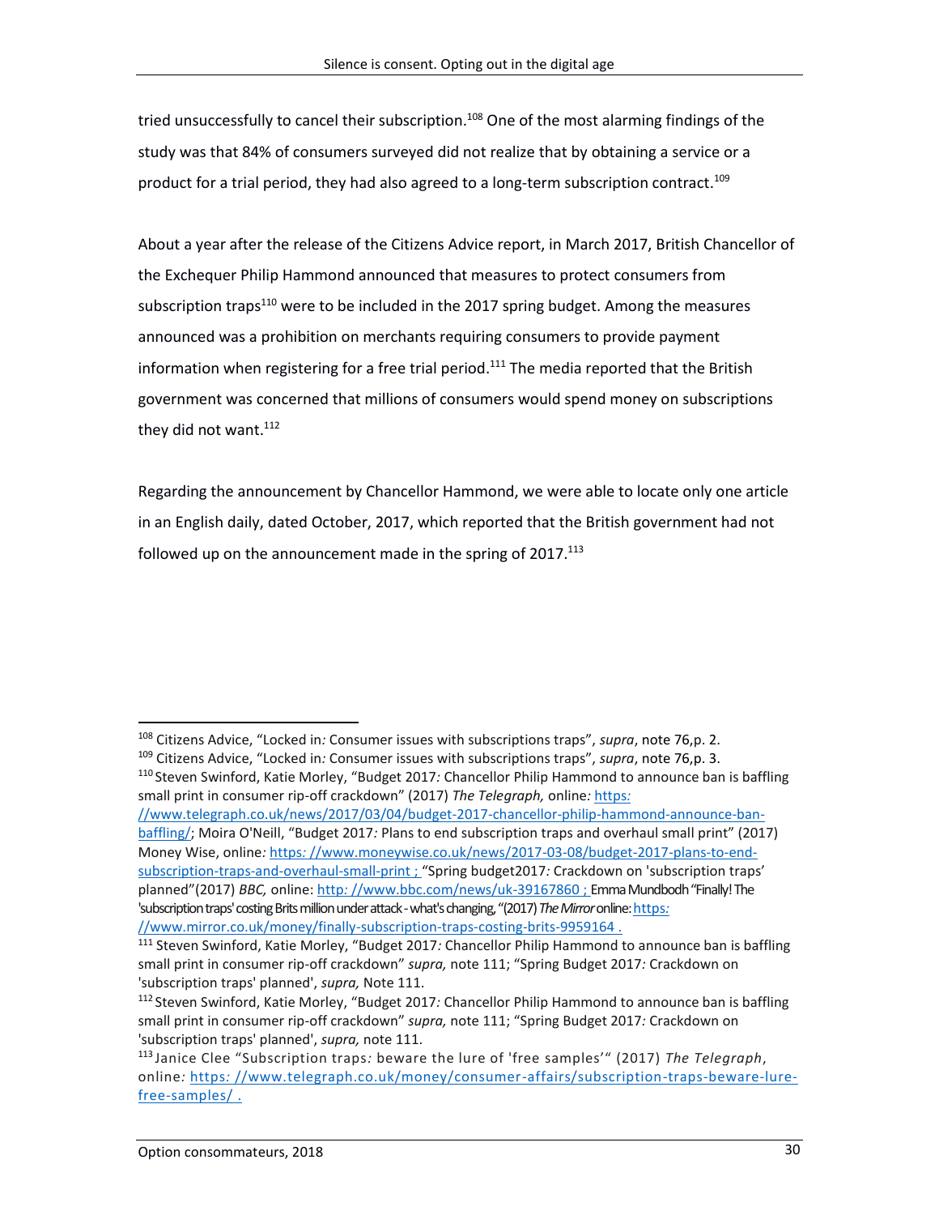tried unsuccessfully to cancel their subscription.[108] One of the most alarming findings of the study was that 84% of consumers surveyed did not realize that by obtaining a service or a product for a trial period, they had also agreed to a long-term subscription contract.[109]

About a year after the release of the Citizens Advice report, in March 2017, British Chancellor of the Exchequer Philip Hammond announced that measures to protect consumers from subscription traps[110] were to be included in the 2017 spring budget. Among the measures announced was a prohibition on merchants requiring consumers to provide payment information when registering for a free trial period.[111] The media reported that the British government was concerned that millions of consumers would spend money on subscriptions they did not want.[112]

Regarding the announcement by Chancellor Hammond, we were able to locate only one article in an English daily, dated October, 2017, which reported that the British government had not followed up on the announcement made in the spring of 2017.[113]

---

[108] Citizens Advice, "Locked in: Consumer issues with subscriptions traps", *supra*, note 76,p. 2.

[109] Citizens Advice, "Locked in: Consumer issues with subscriptions traps", *supra*, note 76,p. 3.

[110] Steven Swinford, Katie Morley, "Budget 2017: Chancellor Philip Hammond to announce ban is baffling small print in consumer rip-off crackdown" (2017) *The Telegraph,* online: https://www.telegraph.co.uk/news/2017/03/04/budget-2017-chancellor-philip-hammond-announce-ban-baffling/; Moira O'Neill, "Budget 2017: Plans to end subscription traps and overhaul small print" (2017) Money Wise, online: https://www.moneywise.co.uk/news/2017-03-08/budget-2017-plans-to-end-subscription-traps-and-overhaul-small-print ; "Spring budget2017: Crackdown on 'subscription traps' planned"(2017) *BBC,* online: http://www.bbc.com/news/uk-39167860 ; Emma Mundbodh "Finally! The 'subscription traps' costing Brits million under attack - what's changing, "(2017) *The Mirror* online: https://www.mirror.co.uk/money/finally-subscription-traps-costing-brits-9959164 .

[111] Steven Swinford, Katie Morley, "Budget 2017: Chancellor Philip Hammond to announce ban is baffling small print in consumer rip-off crackdown" *supra,* note 111; "Spring Budget 2017: Crackdown on 'subscription traps' planned', *supra,* Note 111.

[112] Steven Swinford, Katie Morley, "Budget 2017: Chancellor Philip Hammond to announce ban is baffling small print in consumer rip-off crackdown" *supra,* note 111; "Spring Budget 2017: Crackdown on 'subscription traps' planned', *supra,* note 111.

[113] Janice Clee "Subscription traps: beware the lure of 'free samples'" (2017) *The Telegraph*, online: https://www.telegraph.co.uk/money/consumer-affairs/subscription-traps-beware-lure-free-samples/ .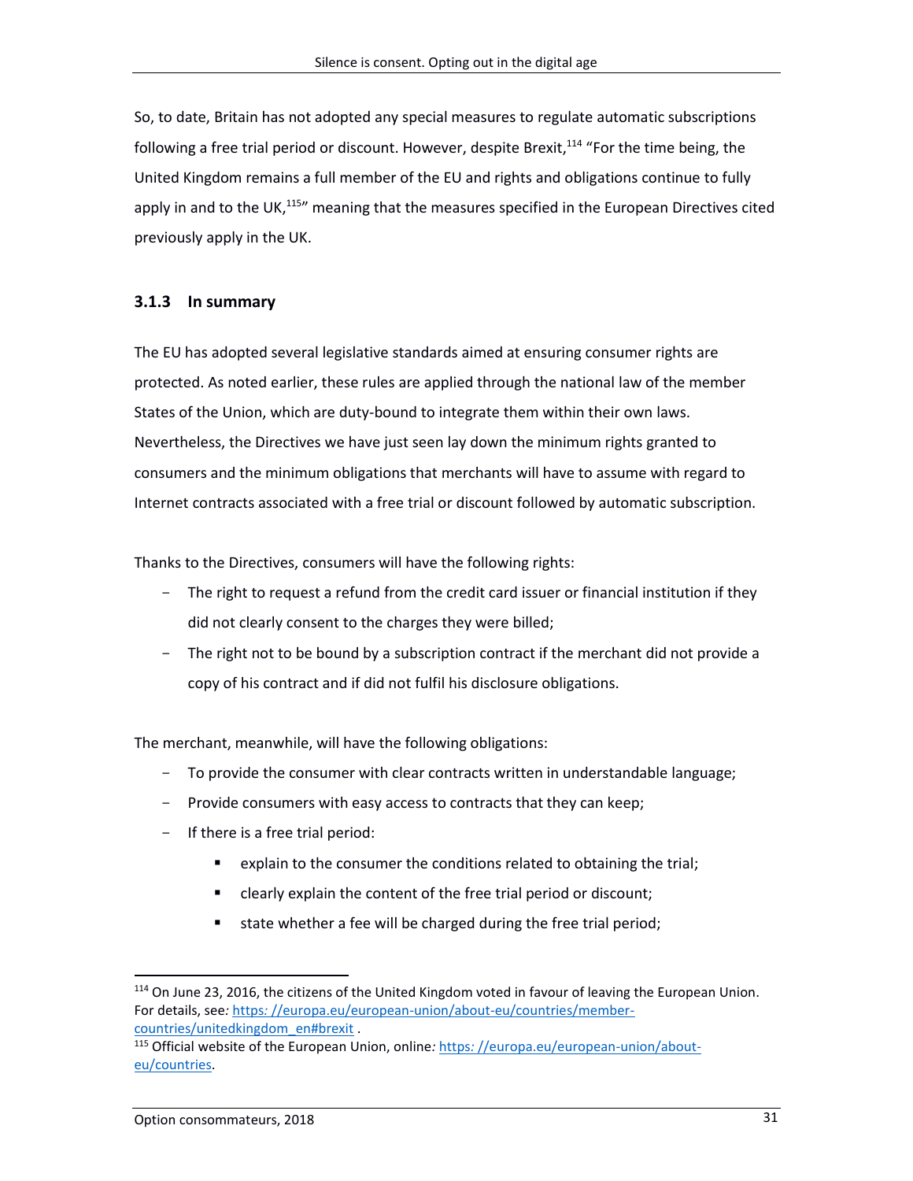So, to date, Britain has not adopted any special measures to regulate automatic subscriptions following a free trial period or discount. However, despite Brexit,[114] "For the time being, the United Kingdom remains a full member of the EU and rights and obligations continue to fully apply in and to the UK,[115]" meaning that the measures specified in the European Directives cited previously apply in the UK.

### 3.1.3 In summary

The EU has adopted several legislative standards aimed at ensuring consumer rights are protected. As noted earlier, these rules are applied through the national law of the member States of the Union, which are duty-bound to integrate them within their own laws. Nevertheless, the Directives we have just seen lay down the minimum rights granted to consumers and the minimum obligations that merchants will have to assume with regard to Internet contracts associated with a free trial or discount followed by automatic subscription.

Thanks to the Directives, consumers will have the following rights:

- The right to request a refund from the credit card issuer or financial institution if they did not clearly consent to the charges they were billed;
- The right not to be bound by a subscription contract if the merchant did not provide a copy of his contract and if did not fulfil his disclosure obligations.

The merchant, meanwhile, will have the following obligations:

- To provide the consumer with clear contracts written in understandable language;
- Provide consumers with easy access to contracts that they can keep;
- If there is a free trial period:
  - explain to the consumer the conditions related to obtaining the trial;
  - clearly explain the content of the free trial period or discount;
  - state whether a fee will be charged during the free trial period;

---

[114] On June 23, 2016, the citizens of the United Kingdom voted in favour of leaving the European Union. For details, see: https: //europa.eu/european-union/about-eu/countries/member-countries/unitedkingdom_en#brexit .

[115] Official website of the European Union, online: https: //europa.eu/european-union/about-eu/countries.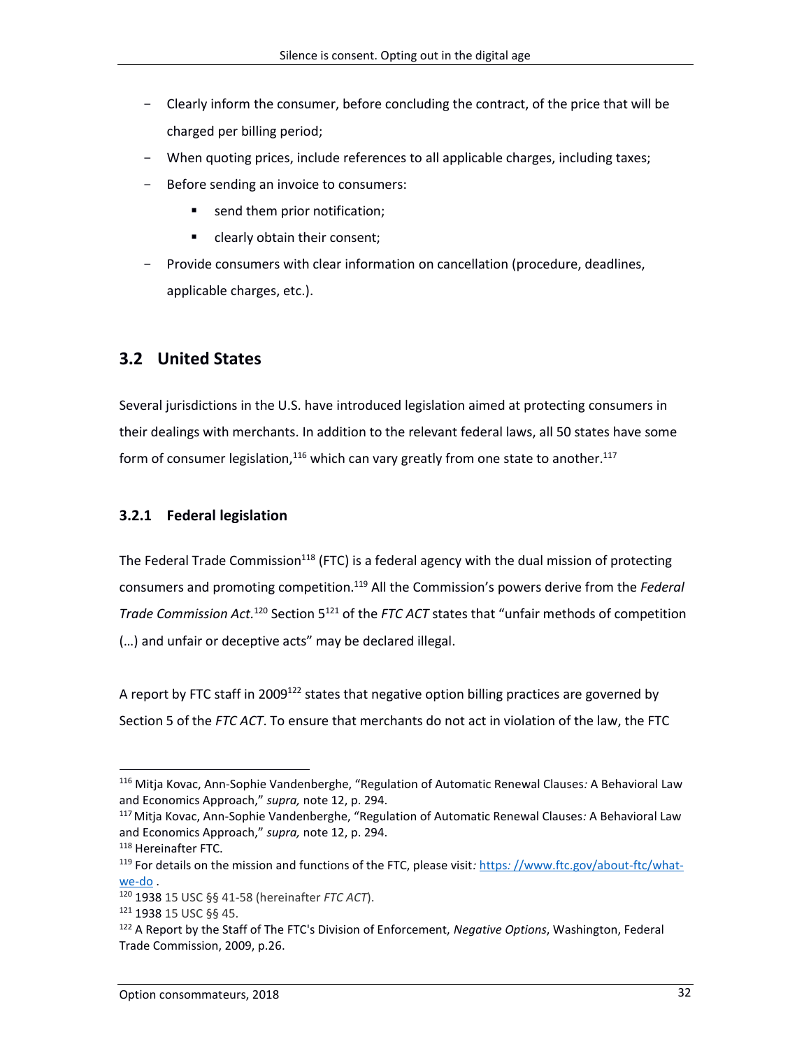- Clearly inform the consumer, before concluding the contract, of the price that will be charged per billing period;
- When quoting prices, include references to all applicable charges, including taxes;
- Before sending an invoice to consumers:
  - send them prior notification;
  - clearly obtain their consent;
- Provide consumers with clear information on cancellation (procedure, deadlines, applicable charges, etc.).

## 3.2 United States

Several jurisdictions in the U.S. have introduced legislation aimed at protecting consumers in their dealings with merchants. In addition to the relevant federal laws, all 50 states have some form of consumer legislation,[116] which can vary greatly from one state to another.[117]

### 3.2.1 Federal legislation

The Federal Trade Commission[118] (FTC) is a federal agency with the dual mission of protecting consumers and promoting competition.[119] All the Commission's powers derive from the *Federal Trade Commission Act.*[120] Section 5[121] of the *FTC ACT* states that "unfair methods of competition (…) and unfair or deceptive acts" may be declared illegal.

A report by FTC staff in 2009[122] states that negative option billing practices are governed by Section 5 of the *FTC ACT*. To ensure that merchants do not act in violation of the law, the FTC

---

[116] Mitja Kovac, Ann-Sophie Vandenberghe, "Regulation of Automatic Renewal Clauses: A Behavioral Law and Economics Approach," *supra,* note 12, p. 294.

[117] Mitja Kovac, Ann-Sophie Vandenberghe, "Regulation of Automatic Renewal Clauses: A Behavioral Law and Economics Approach," *supra,* note 12, p. 294.

[118] Hereinafter FTC.

[119] For details on the mission and functions of the FTC, please visit: https: //www.ftc.gov/about-ftc/what-we-do .

[120] 1938 15 USC §§ 41-58 (hereinafter *FTC ACT*).

[121] 1938 15 USC §§ 45.

[122] A Report by the Staff of The FTC's Division of Enforcement, *Negative Options*, Washington, Federal Trade Commission, 2009, p.26.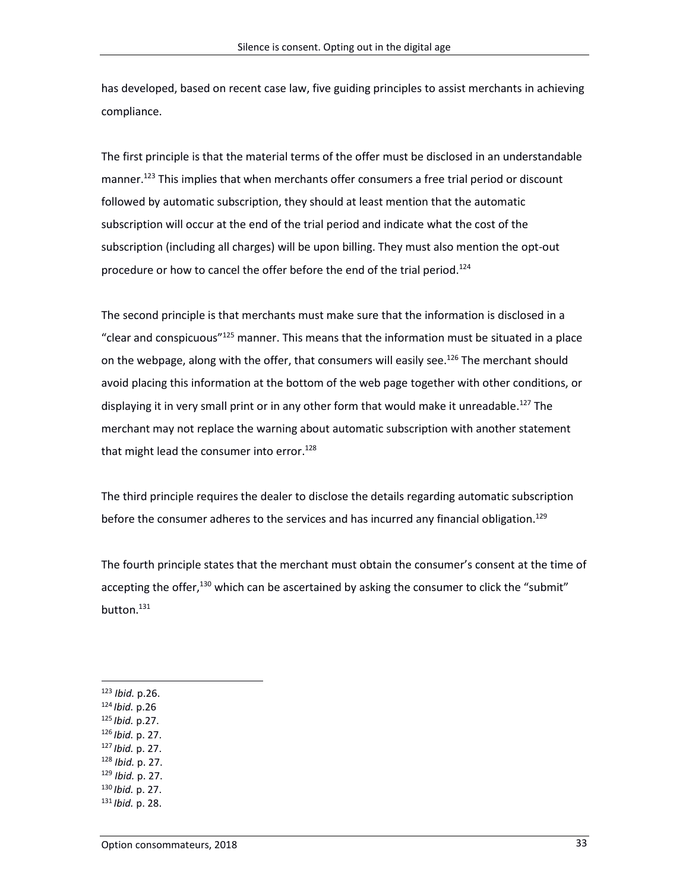has developed, based on recent case law, five guiding principles to assist merchants in achieving compliance.

The first principle is that the material terms of the offer must be disclosed in an understandable manner.[123] This implies that when merchants offer consumers a free trial period or discount followed by automatic subscription, they should at least mention that the automatic subscription will occur at the end of the trial period and indicate what the cost of the subscription (including all charges) will be upon billing. They must also mention the opt-out procedure or how to cancel the offer before the end of the trial period.[124]

The second principle is that merchants must make sure that the information is disclosed in a "clear and conspicuous"[125] manner. This means that the information must be situated in a place on the webpage, along with the offer, that consumers will easily see.[126] The merchant should avoid placing this information at the bottom of the web page together with other conditions, or displaying it in very small print or in any other form that would make it unreadable.[127] The merchant may not replace the warning about automatic subscription with another statement that might lead the consumer into error.[128]

The third principle requires the dealer to disclose the details regarding automatic subscription before the consumer adheres to the services and has incurred any financial obligation.[129]

The fourth principle states that the merchant must obtain the consumer's consent at the time of accepting the offer,[130] which can be ascertained by asking the consumer to click the "submit" button.[131]

---

[123] *Ibid.* p.26.
[124] *Ibid.* p.26
[125] *Ibid.* p.27.
[126] *Ibid.* p. 27.
[127] *Ibid.* p. 27.
[128] *Ibid.* p. 27.
[129] *Ibid.* p. 27.
[130] *Ibid.* p. 27.
[131] *Ibid.* p. 28.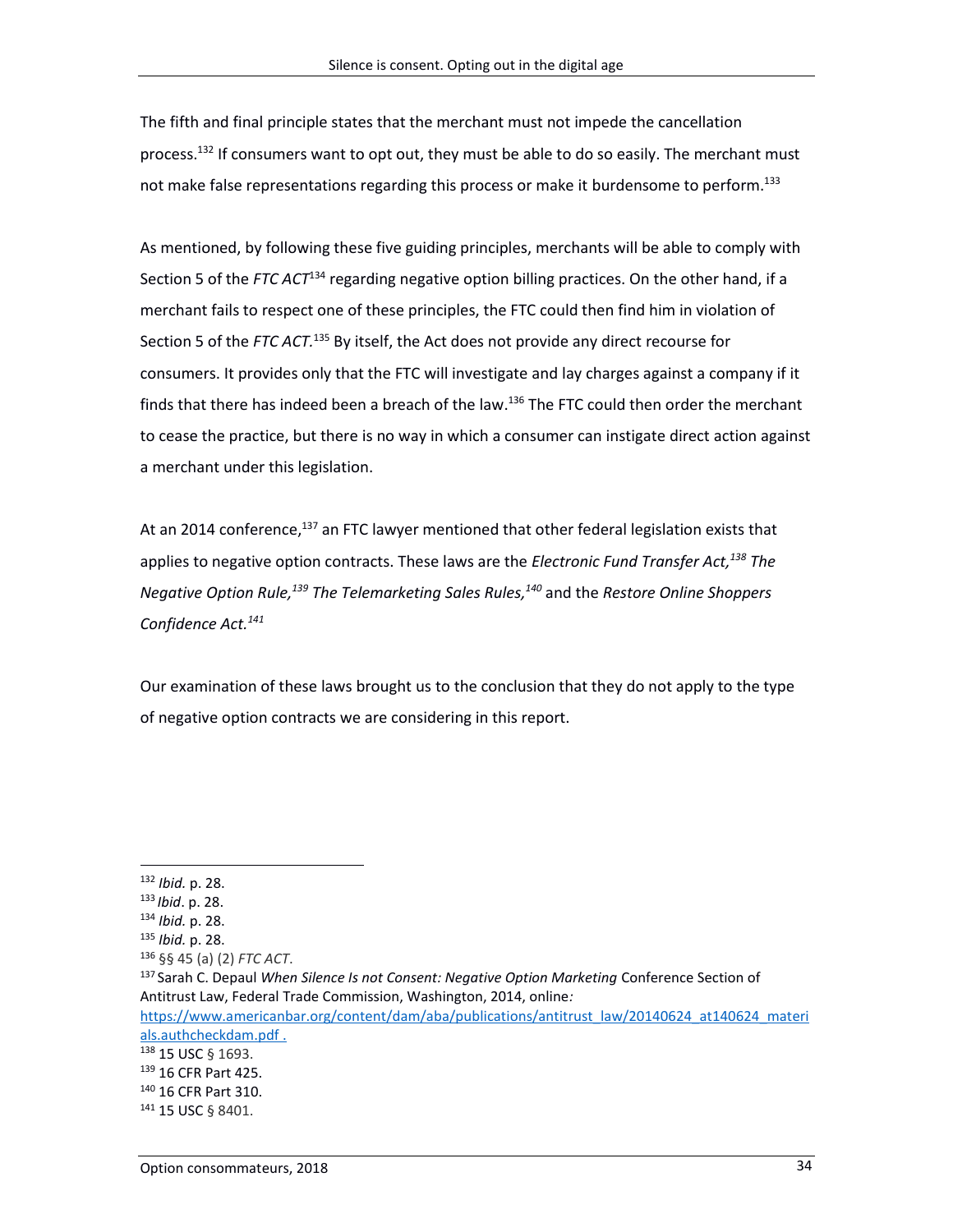The fifth and final principle states that the merchant must not impede the cancellation process.[132] If consumers want to opt out, they must be able to do so easily. The merchant must not make false representations regarding this process or make it burdensome to perform.[133]

As mentioned, by following these five guiding principles, merchants will be able to comply with Section 5 of the *FTC ACT*[134] regarding negative option billing practices. On the other hand, if a merchant fails to respect one of these principles, the FTC could then find him in violation of Section 5 of the *FTC ACT.*[135] By itself, the Act does not provide any direct recourse for consumers. It provides only that the FTC will investigate and lay charges against a company if it finds that there has indeed been a breach of the law.[136] The FTC could then order the merchant to cease the practice, but there is no way in which a consumer can instigate direct action against a merchant under this legislation.

At an 2014 conference,[137] an FTC lawyer mentioned that other federal legislation exists that applies to negative option contracts. These laws are the *Electronic Fund Transfer Act,*[138] *The Negative Option Rule,*[139] *The Telemarketing Sales Rules,*[140] and the *Restore Online Shoppers Confidence Act.*[141]

Our examination of these laws brought us to the conclusion that they do not apply to the type of negative option contracts we are considering in this report.

---

[132] *Ibid.* p. 28.
[133] *Ibid*. p. 28.
[134] *Ibid.* p. 28.
[135] *Ibid.* p. 28.
[136] §§ 45 (a) (2) *FTC ACT*.
[137] Sarah C. Depaul *When Silence Is not Consent: Negative Option Marketing* Conference Section of Antitrust Law, Federal Trade Commission, Washington, 2014, online*:* https://www.americanbar.org/content/dam/aba/publications/antitrust_law/20140624_at140624_materials.authcheckdam.pdf .
[138] 15 USC § 1693.
[139] 16 CFR Part 425.
[140] 16 CFR Part 310.
[141] 15 USC § 8401.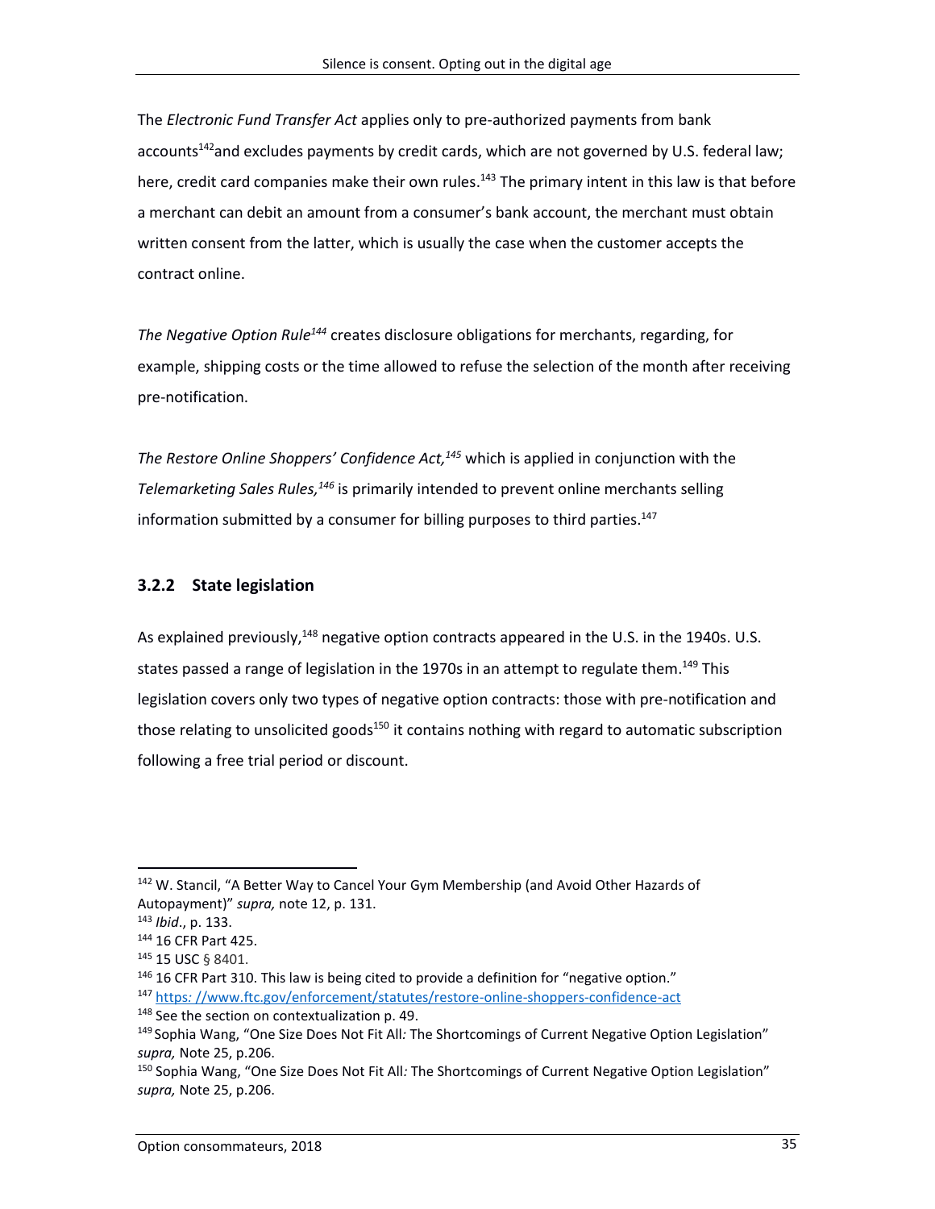The *Electronic Fund Transfer Act* applies only to pre-authorized payments from bank accounts[142]and excludes payments by credit cards, which are not governed by U.S. federal law; here, credit card companies make their own rules.[143] The primary intent in this law is that before a merchant can debit an amount from a consumer's bank account, the merchant must obtain written consent from the latter, which is usually the case when the customer accepts the contract online.

*The Negative Option Rule*[144] creates disclosure obligations for merchants, regarding, for example, shipping costs or the time allowed to refuse the selection of the month after receiving pre-notification.

*The Restore Online Shoppers' Confidence Act,*[145] which is applied in conjunction with the *Telemarketing Sales Rules,*[146] is primarily intended to prevent online merchants selling information submitted by a consumer for billing purposes to third parties.[147]

### 3.2.2 State legislation

As explained previously,[148] negative option contracts appeared in the U.S. in the 1940s. U.S. states passed a range of legislation in the 1970s in an attempt to regulate them.[149] This legislation covers only two types of negative option contracts: those with pre-notification and those relating to unsolicited goods[150] it contains nothing with regard to automatic subscription following a free trial period or discount.

---

[142] W. Stancil, "A Better Way to Cancel Your Gym Membership (and Avoid Other Hazards of Autopayment)" *supra,* note 12, p. 131.

[143] *Ibid*., p. 133.

[144] 16 CFR Part 425.

[145] 15 USC § 8401.

[146] 16 CFR Part 310. This law is being cited to provide a definition for "negative option."

[147] https: //www.ftc.gov/enforcement/statutes/restore-online-shoppers-confidence-act

[148] See the section on contextualization p. 49.

[149] Sophia Wang, "One Size Does Not Fit All*:* The Shortcomings of Current Negative Option Legislation" *supra,* Note 25, p.206.

[150] Sophia Wang, "One Size Does Not Fit All*:* The Shortcomings of Current Negative Option Legislation" *supra,* Note 25, p.206.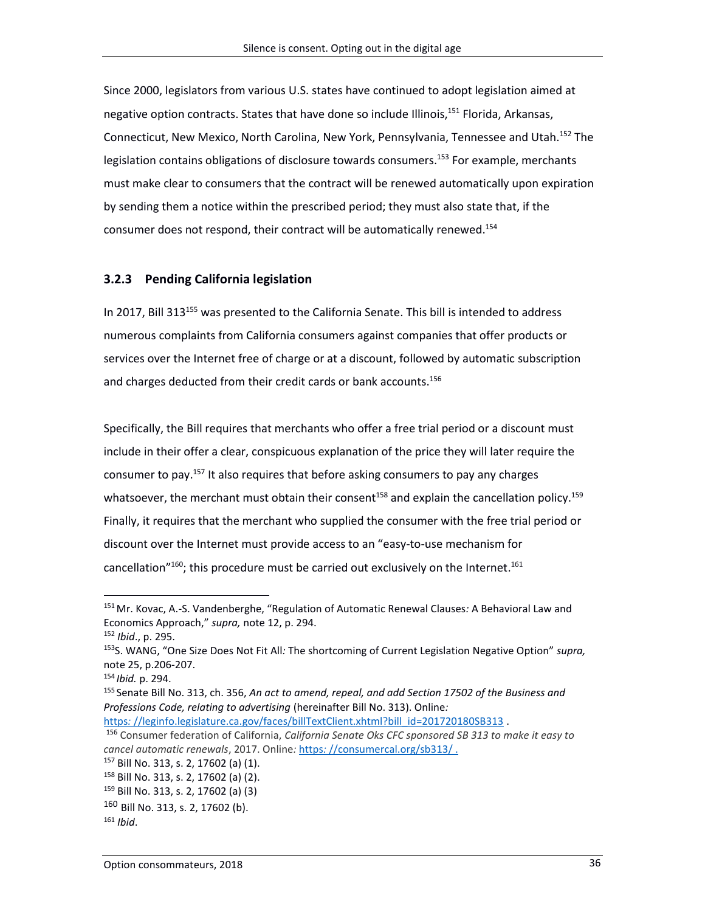Since 2000, legislators from various U.S. states have continued to adopt legislation aimed at negative option contracts. States that have done so include Illinois,[151] Florida, Arkansas, Connecticut, New Mexico, North Carolina, New York, Pennsylvania, Tennessee and Utah.[152] The legislation contains obligations of disclosure towards consumers.[153] For example, merchants must make clear to consumers that the contract will be renewed automatically upon expiration by sending them a notice within the prescribed period; they must also state that, if the consumer does not respond, their contract will be automatically renewed.[154]

### 3.2.3 Pending California legislation

In 2017, Bill 313[155] was presented to the California Senate. This bill is intended to address numerous complaints from California consumers against companies that offer products or services over the Internet free of charge or at a discount, followed by automatic subscription and charges deducted from their credit cards or bank accounts.[156]

Specifically, the Bill requires that merchants who offer a free trial period or a discount must include in their offer a clear, conspicuous explanation of the price they will later require the consumer to pay.[157] It also requires that before asking consumers to pay any charges whatsoever, the merchant must obtain their consent[158] and explain the cancellation policy.[159] Finally, it requires that the merchant who supplied the consumer with the free trial period or discount over the Internet must provide access to an "easy-to-use mechanism for cancellation"[160]; this procedure must be carried out exclusively on the Internet.[161]

---

[151] Mr. Kovac, A.-S. Vandenberghe, "Regulation of Automatic Renewal Clauses*:* A Behavioral Law and Economics Approach," *supra,* note 12, p. 294.

[152] *Ibid*., p. 295.

[153] S. WANG, "One Size Does Not Fit All*:* The shortcoming of Current Legislation Negative Option" *supra,* note 25, p.206-207.

[154] *Ibid.* p. 294.

[155] Senate Bill No. 313, ch. 356, *An act to amend, repeal, and add Section 17502 of the Business and Professions Code, relating to advertising* (hereinafter Bill No. 313). Online*:* https*:* //leginfo.legislature.ca.gov/faces/billTextClient.xhtml?bill_id=201720180SB313 .

[156] Consumer federation of California, *California Senate Oks CFC sponsored SB 313 to make it easy to cancel automatic renewals*, 2017. Online*:* https*:* //consumercal.org/sb313/ .

[157] Bill No. 313, s. 2, 17602 (a) (1).

[158] Bill No. 313, s. 2, 17602 (a) (2).

[159] Bill No. 313, s. 2, 17602 (a) (3)

[160] Bill No. 313, s. 2, 17602 (b).

[161] *Ibid*.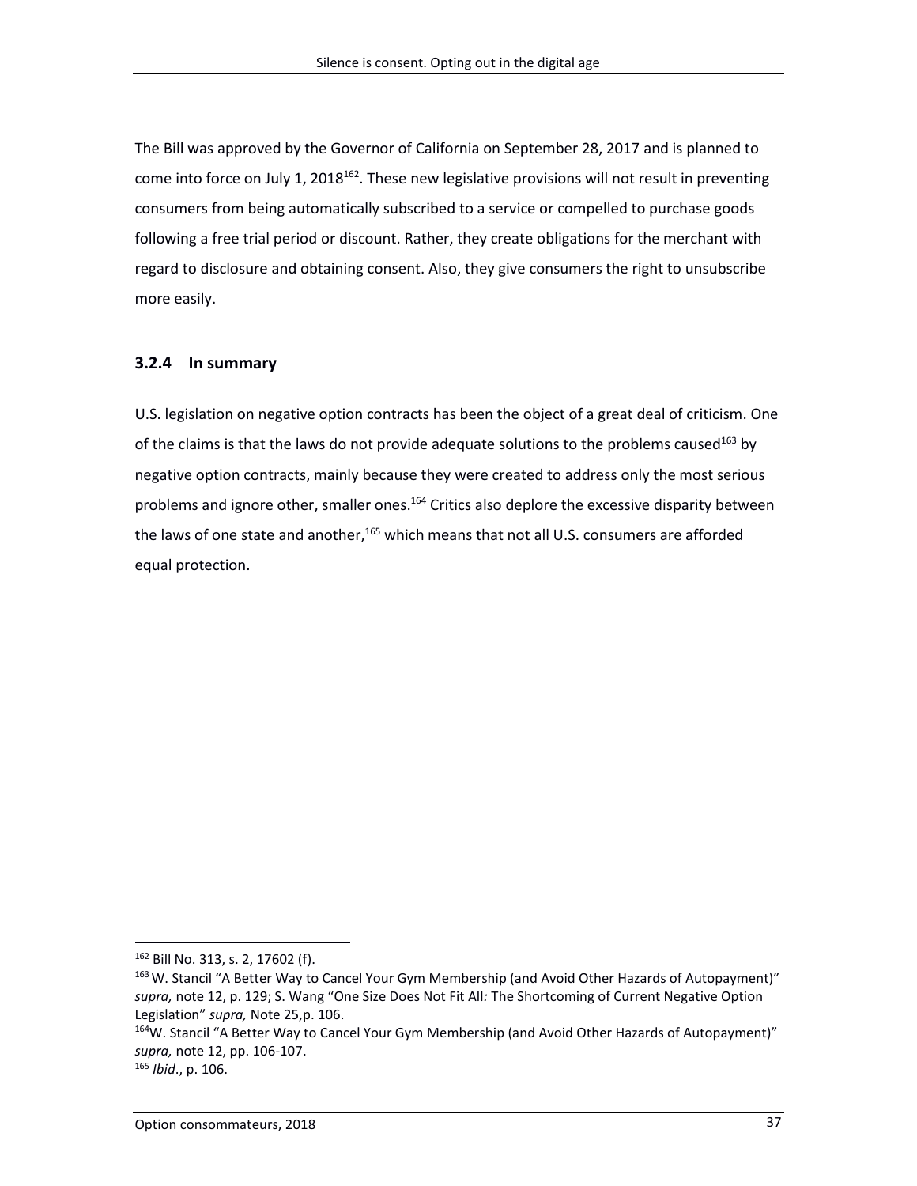The Bill was approved by the Governor of California on September 28, 2017 and is planned to come into force on July 1, 2018[162]. These new legislative provisions will not result in preventing consumers from being automatically subscribed to a service or compelled to purchase goods following a free trial period or discount. Rather, they create obligations for the merchant with regard to disclosure and obtaining consent. Also, they give consumers the right to unsubscribe more easily.

### 3.2.4 In summary

U.S. legislation on negative option contracts has been the object of a great deal of criticism. One of the claims is that the laws do not provide adequate solutions to the problems caused[163] by negative option contracts, mainly because they were created to address only the most serious problems and ignore other, smaller ones.[164] Critics also deplore the excessive disparity between the laws of one state and another,[165] which means that not all U.S. consumers are afforded equal protection.

---

[162] Bill No. 313, s. 2, 17602 (f).

[163] W. Stancil "A Better Way to Cancel Your Gym Membership (and Avoid Other Hazards of Autopayment)" *supra,* note 12, p. 129; S. Wang "One Size Does Not Fit All*:* The Shortcoming of Current Negative Option Legislation" *supra,* Note 25,p. 106.

[164] W. Stancil "A Better Way to Cancel Your Gym Membership (and Avoid Other Hazards of Autopayment)" *supra,* note 12, pp. 106-107.

[165] *Ibid*., p. 106.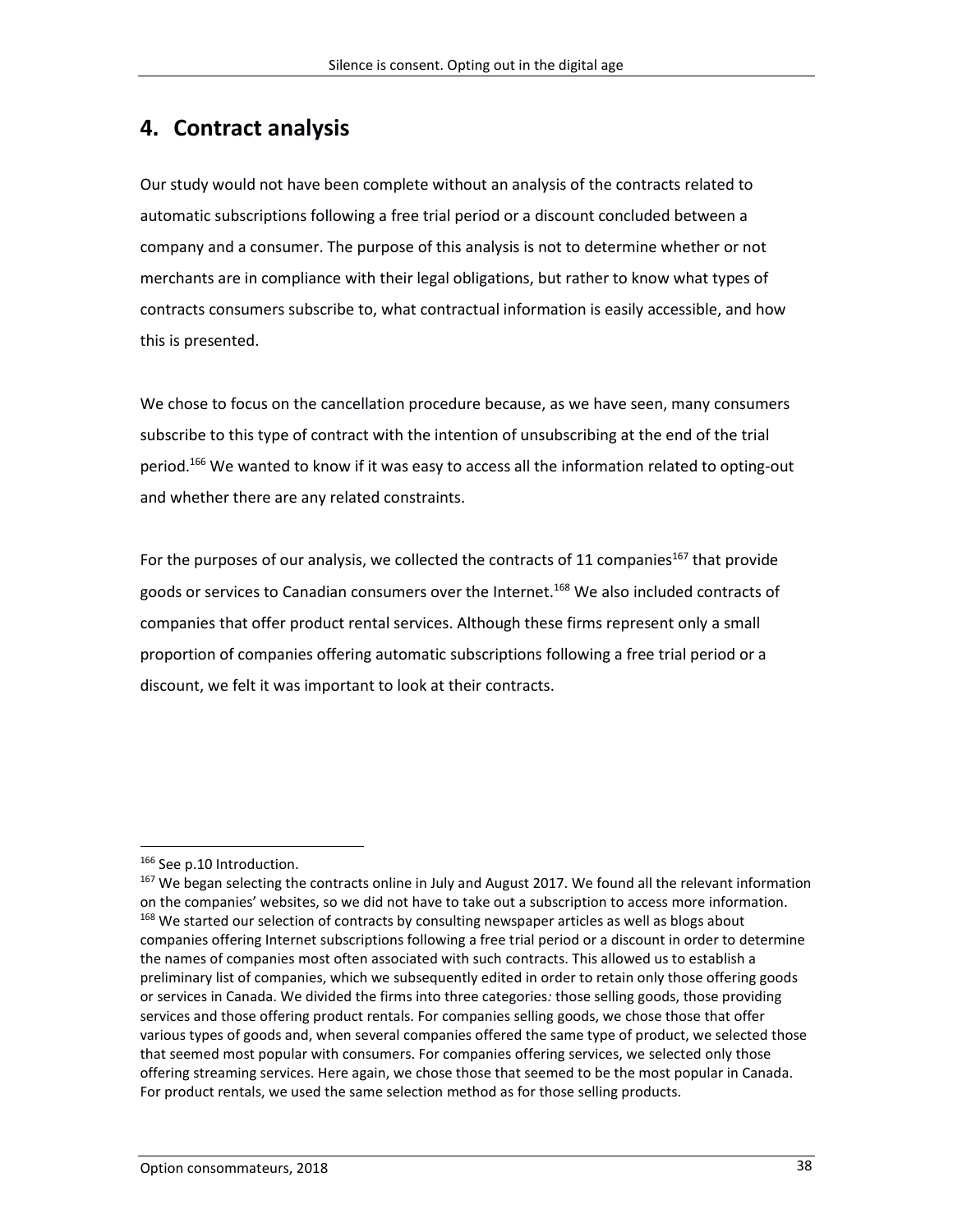## 4. Contract analysis

Our study would not have been complete without an analysis of the contracts related to automatic subscriptions following a free trial period or a discount concluded between a company and a consumer. The purpose of this analysis is not to determine whether or not merchants are in compliance with their legal obligations, but rather to know what types of contracts consumers subscribe to, what contractual information is easily accessible, and how this is presented.

We chose to focus on the cancellation procedure because, as we have seen, many consumers subscribe to this type of contract with the intention of unsubscribing at the end of the trial period.[166] We wanted to know if it was easy to access all the information related to opting-out and whether there are any related constraints.

For the purposes of our analysis, we collected the contracts of 11 companies[167] that provide goods or services to Canadian consumers over the Internet.[168] We also included contracts of companies that offer product rental services. Although these firms represent only a small proportion of companies offering automatic subscriptions following a free trial period or a discount, we felt it was important to look at their contracts.

---

[166] See p.10 Introduction.

[167] We began selecting the contracts online in July and August 2017. We found all the relevant information on the companies' websites, so we did not have to take out a subscription to access more information.

[168] We started our selection of contracts by consulting newspaper articles as well as blogs about companies offering Internet subscriptions following a free trial period or a discount in order to determine the names of companies most often associated with such contracts. This allowed us to establish a preliminary list of companies, which we subsequently edited in order to retain only those offering goods or services in Canada. We divided the firms into three categories*:* those selling goods, those providing services and those offering product rentals. For companies selling goods, we chose those that offer various types of goods and, when several companies offered the same type of product, we selected those that seemed most popular with consumers. For companies offering services, we selected only those offering streaming services. Here again, we chose those that seemed to be the most popular in Canada. For product rentals, we used the same selection method as for those selling products.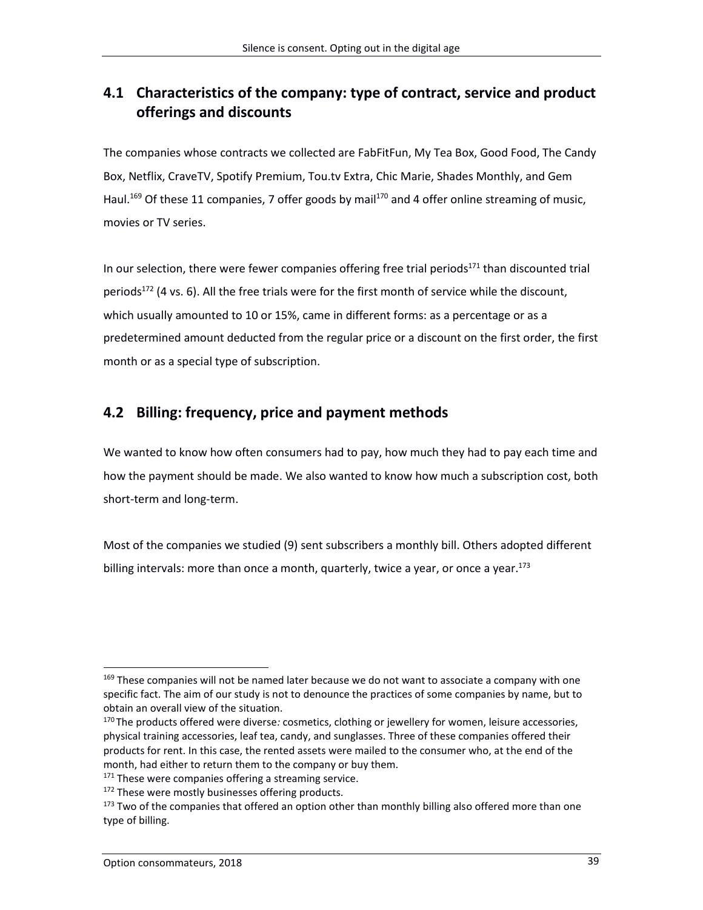## 4.1 Characteristics of the company: type of contract, service and product offerings and discounts

The companies whose contracts we collected are FabFitFun, My Tea Box, Good Food, The Candy Box, Netflix, CraveTV, Spotify Premium, Tou.tv Extra, Chic Marie, Shades Monthly, and Gem Haul.[169] Of these 11 companies, 7 offer goods by mail[170] and 4 offer online streaming of music, movies or TV series.

In our selection, there were fewer companies offering free trial periods[171] than discounted trial periods[172] (4 vs. 6). All the free trials were for the first month of service while the discount, which usually amounted to 10 or 15%, came in different forms: as a percentage or as a predetermined amount deducted from the regular price or a discount on the first order, the first month or as a special type of subscription.

## 4.2 Billing: frequency, price and payment methods

We wanted to know how often consumers had to pay, how much they had to pay each time and how the payment should be made. We also wanted to know how much a subscription cost, both short-term and long-term.

Most of the companies we studied (9) sent subscribers a monthly bill. Others adopted different billing intervals: more than once a month, quarterly, twice a year, or once a year.[173]

---

[169] These companies will not be named later because we do not want to associate a company with one specific fact. The aim of our study is not to denounce the practices of some companies by name, but to obtain an overall view of the situation.

[170] The products offered were diverse*:* cosmetics, clothing or jewellery for women, leisure accessories, physical training accessories, leaf tea, candy, and sunglasses. Three of these companies offered their products for rent. In this case, the rented assets were mailed to the consumer who, at the end of the month, had either to return them to the company or buy them.

[171] These were companies offering a streaming service.

[172] These were mostly businesses offering products.

[173] Two of the companies that offered an option other than monthly billing also offered more than one type of billing.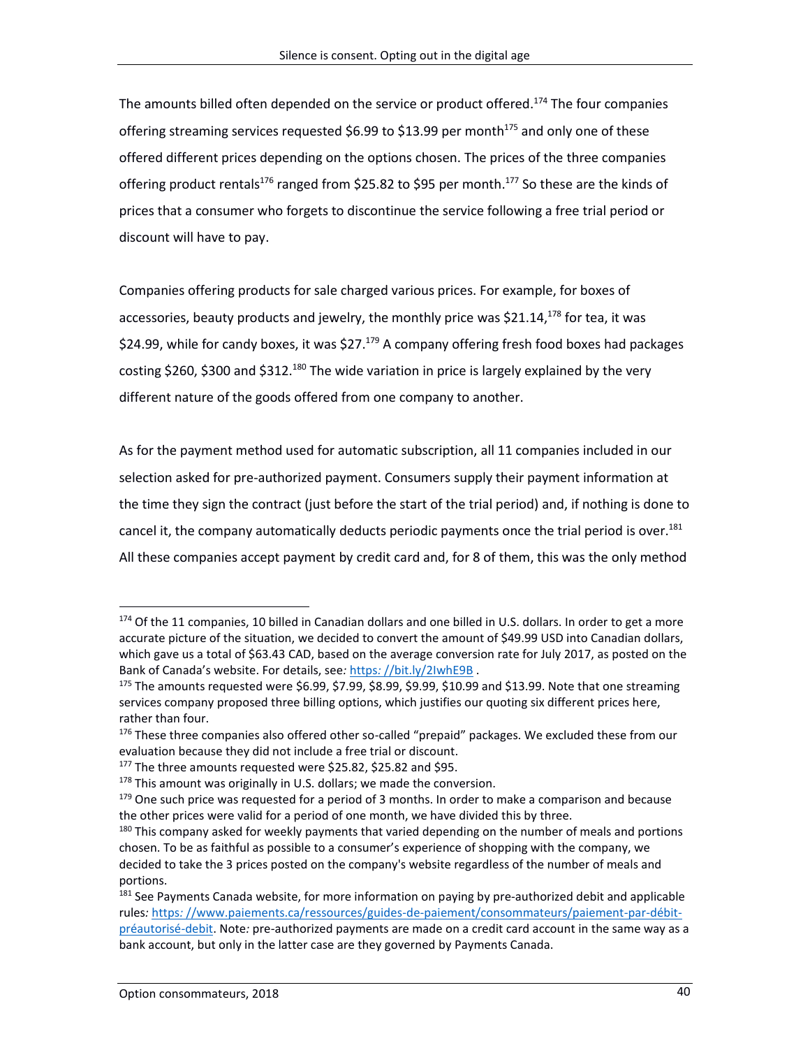The amounts billed often depended on the service or product offered.[174] The four companies offering streaming services requested \$6.99 to \$13.99 per month[175] and only one of these offered different prices depending on the options chosen. The prices of the three companies offering product rentals[176] ranged from \$25.82 to \$95 per month.[177] So these are the kinds of prices that a consumer who forgets to discontinue the service following a free trial period or discount will have to pay.

Companies offering products for sale charged various prices. For example, for boxes of accessories, beauty products and jewelry, the monthly price was \$21.14,[178] for tea, it was \$24.99, while for candy boxes, it was \$27.[179] A company offering fresh food boxes had packages costing \$260, \$300 and \$312.[180] The wide variation in price is largely explained by the very different nature of the goods offered from one company to another.

As for the payment method used for automatic subscription, all 11 companies included in our selection asked for pre-authorized payment. Consumers supply their payment information at the time they sign the contract (just before the start of the trial period) and, if nothing is done to cancel it, the company automatically deducts periodic payments once the trial period is over.[181] All these companies accept payment by credit card and, for 8 of them, this was the only method

---

[174] Of the 11 companies, 10 billed in Canadian dollars and one billed in U.S. dollars. In order to get a more accurate picture of the situation, we decided to convert the amount of \$49.99 USD into Canadian dollars, which gave us a total of \$63.43 CAD, based on the average conversion rate for July 2017, as posted on the Bank of Canada's website. For details, see: [https: //bit.ly/2IwhE9B](https://bit.ly/2IwhE9B) .

[175] The amounts requested were \$6.99, \$7.99, \$8.99, \$9.99, \$10.99 and \$13.99. Note that one streaming services company proposed three billing options, which justifies our quoting six different prices here, rather than four.

[176] These three companies also offered other so-called "prepaid" packages. We excluded these from our evaluation because they did not include a free trial or discount.

[177] The three amounts requested were \$25.82, \$25.82 and \$95.

[178] This amount was originally in U.S. dollars; we made the conversion.

[179] One such price was requested for a period of 3 months. In order to make a comparison and because the other prices were valid for a period of one month, we have divided this by three.

[180] This company asked for weekly payments that varied depending on the number of meals and portions chosen. To be as faithful as possible to a consumer's experience of shopping with the company, we decided to take the 3 prices posted on the company's website regardless of the number of meals and portions.

[181] See Payments Canada website, for more information on paying by pre-authorized debit and applicable rules: [https: //www.paiements.ca/ressources/guides-de-paiement/consommateurs/paiement-par-débit-préautorisé-debit](https://www.paiements.ca/ressources/guides-de-paiement/consommateurs/paiement-par-débit-préautorisé-debit). Note: pre-authorized payments are made on a credit card account in the same way as a bank account, but only in the latter case are they governed by Payments Canada.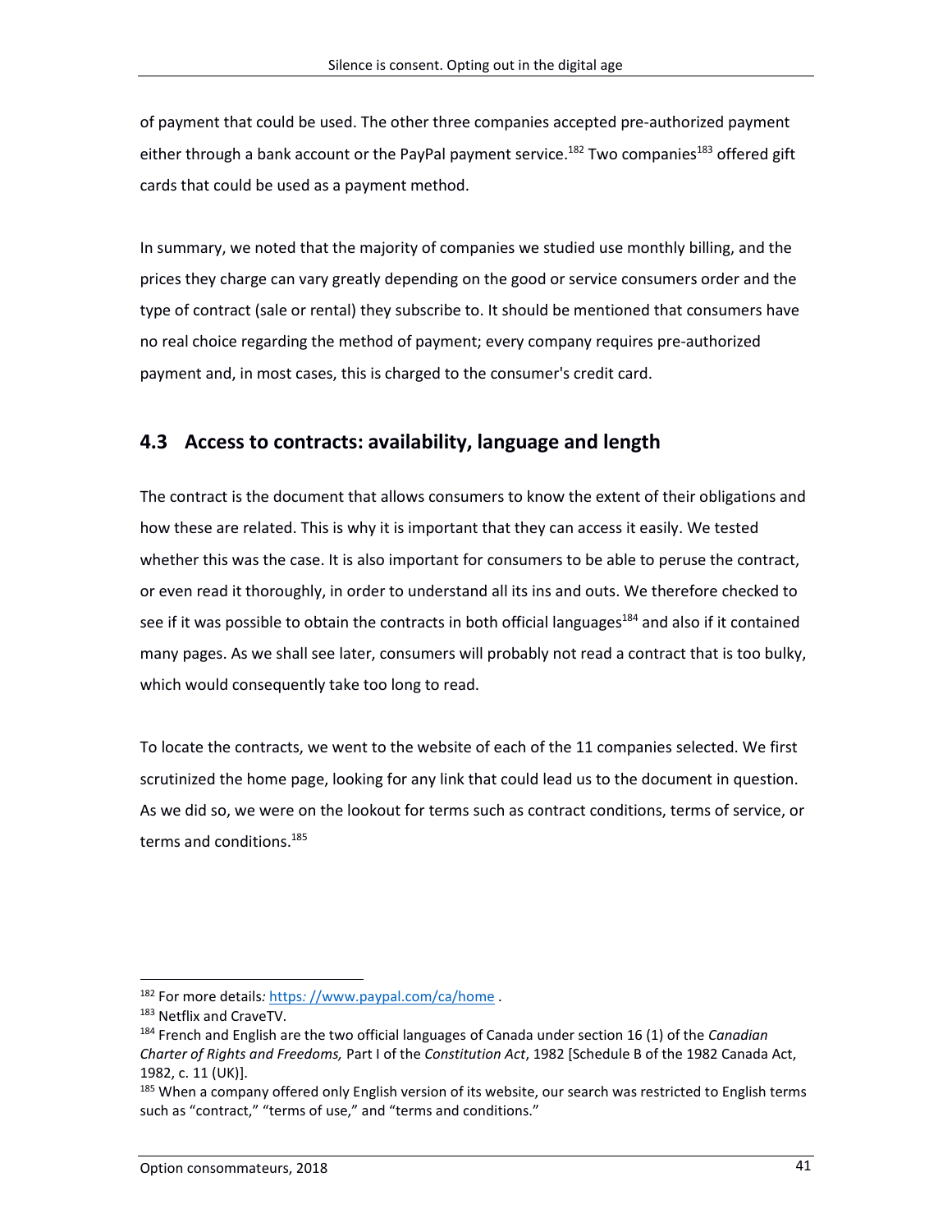of payment that could be used. The other three companies accepted pre-authorized payment either through a bank account or the PayPal payment service.[182] Two companies[183] offered gift cards that could be used as a payment method.

In summary, we noted that the majority of companies we studied use monthly billing, and the prices they charge can vary greatly depending on the good or service consumers order and the type of contract (sale or rental) they subscribe to. It should be mentioned that consumers have no real choice regarding the method of payment; every company requires pre-authorized payment and, in most cases, this is charged to the consumer's credit card.

## 4.3 Access to contracts: availability, language and length

The contract is the document that allows consumers to know the extent of their obligations and how these are related. This is why it is important that they can access it easily. We tested whether this was the case. It is also important for consumers to be able to peruse the contract, or even read it thoroughly, in order to understand all its ins and outs. We therefore checked to see if it was possible to obtain the contracts in both official languages[184] and also if it contained many pages. As we shall see later, consumers will probably not read a contract that is too bulky, which would consequently take too long to read.

To locate the contracts, we went to the website of each of the 11 companies selected. We first scrutinized the home page, looking for any link that could lead us to the document in question. As we did so, we were on the lookout for terms such as contract conditions, terms of service, or terms and conditions.[185]

---

[182] For more details*:* https*:* //www.paypal.com/ca/home .

[183] Netflix and CraveTV.

[184] French and English are the two official languages of Canada under section 16 (1) of the *Canadian Charter of Rights and Freedoms,* Part I of the *Constitution Act*, 1982 [Schedule B of the 1982 Canada Act, 1982, c. 11 (UK)].

[185] When a company offered only English version of its website, our search was restricted to English terms such as "contract," "terms of use," and "terms and conditions."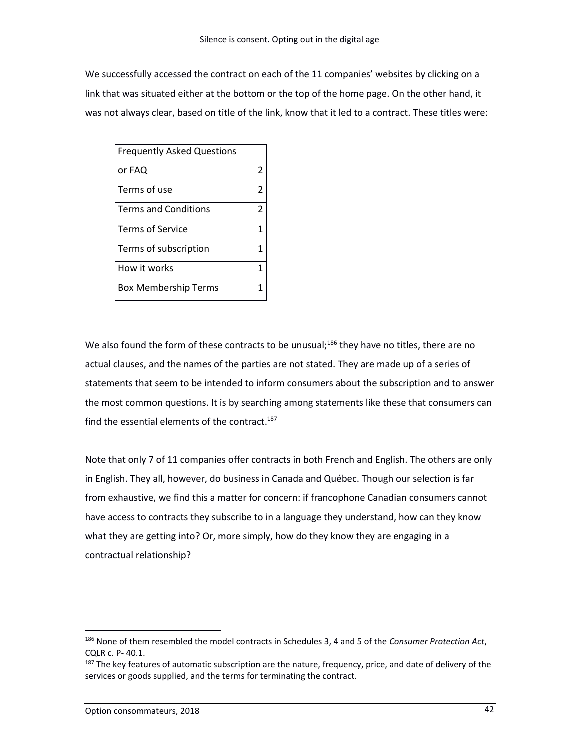We successfully accessed the contract on each of the 11 companies' websites by clicking on a link that was situated either at the bottom or the top of the home page. On the other hand, it was not always clear, based on title of the link, know that it led to a contract. These titles were:

| Title | Count |
| --- | --- |
| Frequently Asked Questions or FAQ | 2 |
| Terms of use | 2 |
| Terms and Conditions | 2 |
| Terms of Service | 1 |
| Terms of subscription | 1 |
| How it works | 1 |
| Box Membership Terms | 1 |

We also found the form of these contracts to be unusual;[186] they have no titles, there are no actual clauses, and the names of the parties are not stated. They are made up of a series of statements that seem to be intended to inform consumers about the subscription and to answer the most common questions. It is by searching among statements like these that consumers can find the essential elements of the contract.[187]

Note that only 7 of 11 companies offer contracts in both French and English. The others are only in English. They all, however, do business in Canada and Québec. Though our selection is far from exhaustive, we find this a matter for concern: if francophone Canadian consumers cannot have access to contracts they subscribe to in a language they understand, how can they know what they are getting into? Or, more simply, how do they know they are engaging in a contractual relationship?

---

[186] None of them resembled the model contracts in Schedules 3, 4 and 5 of the *Consumer Protection Act*, CQLR c. P- 40.1.

[187] The key features of automatic subscription are the nature, frequency, price, and date of delivery of the services or goods supplied, and the terms for terminating the contract.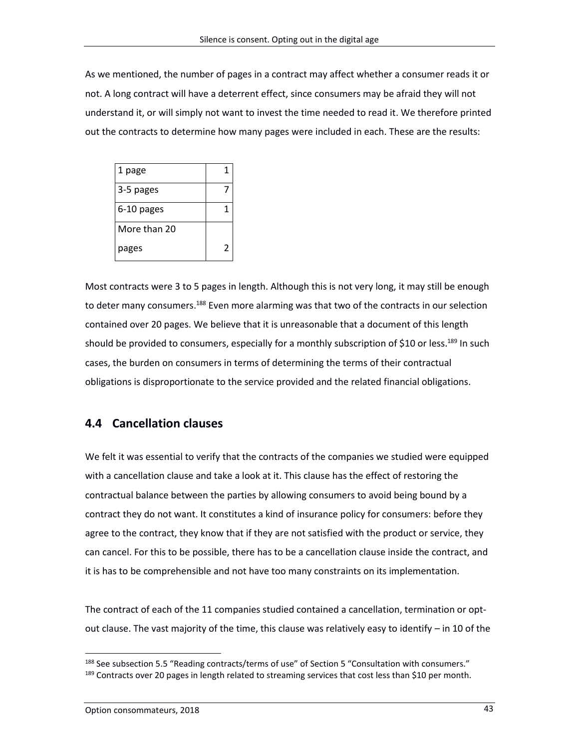As we mentioned, the number of pages in a contract may affect whether a consumer reads it or not. A long contract will have a deterrent effect, since consumers may be afraid they will not understand it, or will simply not want to invest the time needed to read it. We therefore printed out the contracts to determine how many pages were included in each. These are the results:

| | |
|---|---|
| 1 page | 1 |
| 3-5 pages | 7 |
| 6-10 pages | 1 |
| More than 20 pages | 2 |

Most contracts were 3 to 5 pages in length. Although this is not very long, it may still be enough to deter many consumers.[188] Even more alarming was that two of the contracts in our selection contained over 20 pages. We believe that it is unreasonable that a document of this length should be provided to consumers, especially for a monthly subscription of $10 or less.[189] In such cases, the burden on consumers in terms of determining the terms of their contractual obligations is disproportionate to the service provided and the related financial obligations.

## 4.4 Cancellation clauses

We felt it was essential to verify that the contracts of the companies we studied were equipped with a cancellation clause and take a look at it. This clause has the effect of restoring the contractual balance between the parties by allowing consumers to avoid being bound by a contract they do not want. It constitutes a kind of insurance policy for consumers: before they agree to the contract, they know that if they are not satisfied with the product or service, they can cancel. For this to be possible, there has to be a cancellation clause inside the contract, and it is has to be comprehensible and not have too many constraints on its implementation.

The contract of each of the 11 companies studied contained a cancellation, termination or opt-out clause. The vast majority of the time, this clause was relatively easy to identify – in 10 of the

[188] See subsection 5.5 "Reading contracts/terms of use" of Section 5 "Consultation with consumers."

[189] Contracts over 20 pages in length related to streaming services that cost less than $10 per month.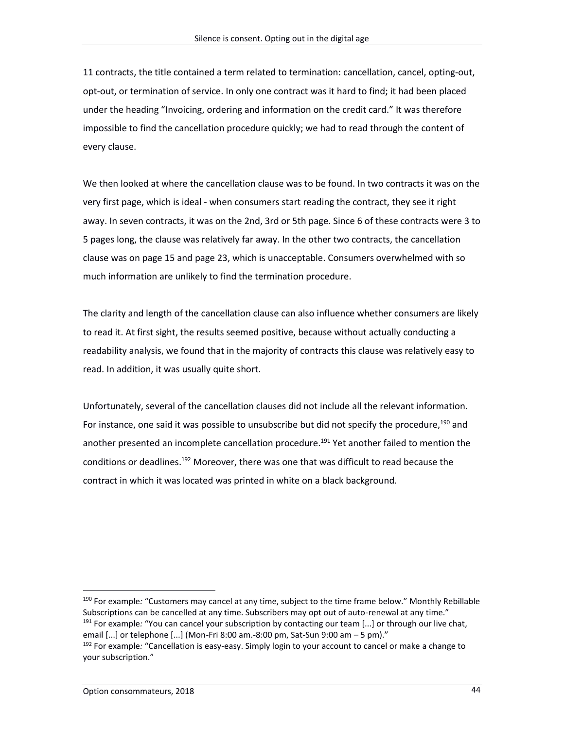11 contracts, the title contained a term related to termination: cancellation, cancel, opting-out, opt-out, or termination of service. In only one contract was it hard to find; it had been placed under the heading "Invoicing, ordering and information on the credit card." It was therefore impossible to find the cancellation procedure quickly; we had to read through the content of every clause.

We then looked at where the cancellation clause was to be found. In two contracts it was on the very first page, which is ideal - when consumers start reading the contract, they see it right away. In seven contracts, it was on the 2nd, 3rd or 5th page. Since 6 of these contracts were 3 to 5 pages long, the clause was relatively far away. In the other two contracts, the cancellation clause was on page 15 and page 23, which is unacceptable. Consumers overwhelmed with so much information are unlikely to find the termination procedure.

The clarity and length of the cancellation clause can also influence whether consumers are likely to read it. At first sight, the results seemed positive, because without actually conducting a readability analysis, we found that in the majority of contracts this clause was relatively easy to read. In addition, it was usually quite short.

Unfortunately, several of the cancellation clauses did not include all the relevant information. For instance, one said it was possible to unsubscribe but did not specify the procedure,[190] and another presented an incomplete cancellation procedure.[191] Yet another failed to mention the conditions or deadlines.[192] Moreover, there was one that was difficult to read because the contract in which it was located was printed in white on a black background.

---

[190] For example*:* "Customers may cancel at any time, subject to the time frame below." Monthly Rebillable Subscriptions can be cancelled at any time. Subscribers may opt out of auto-renewal at any time."

[191] For example*:* "You can cancel your subscription by contacting our team [...] or through our live chat, email [...] or telephone [...] (Mon-Fri 8:00 am.-8:00 pm, Sat-Sun 9:00 am – 5 pm)."

[192] For example*:* "Cancellation is easy-easy. Simply login to your account to cancel or make a change to your subscription."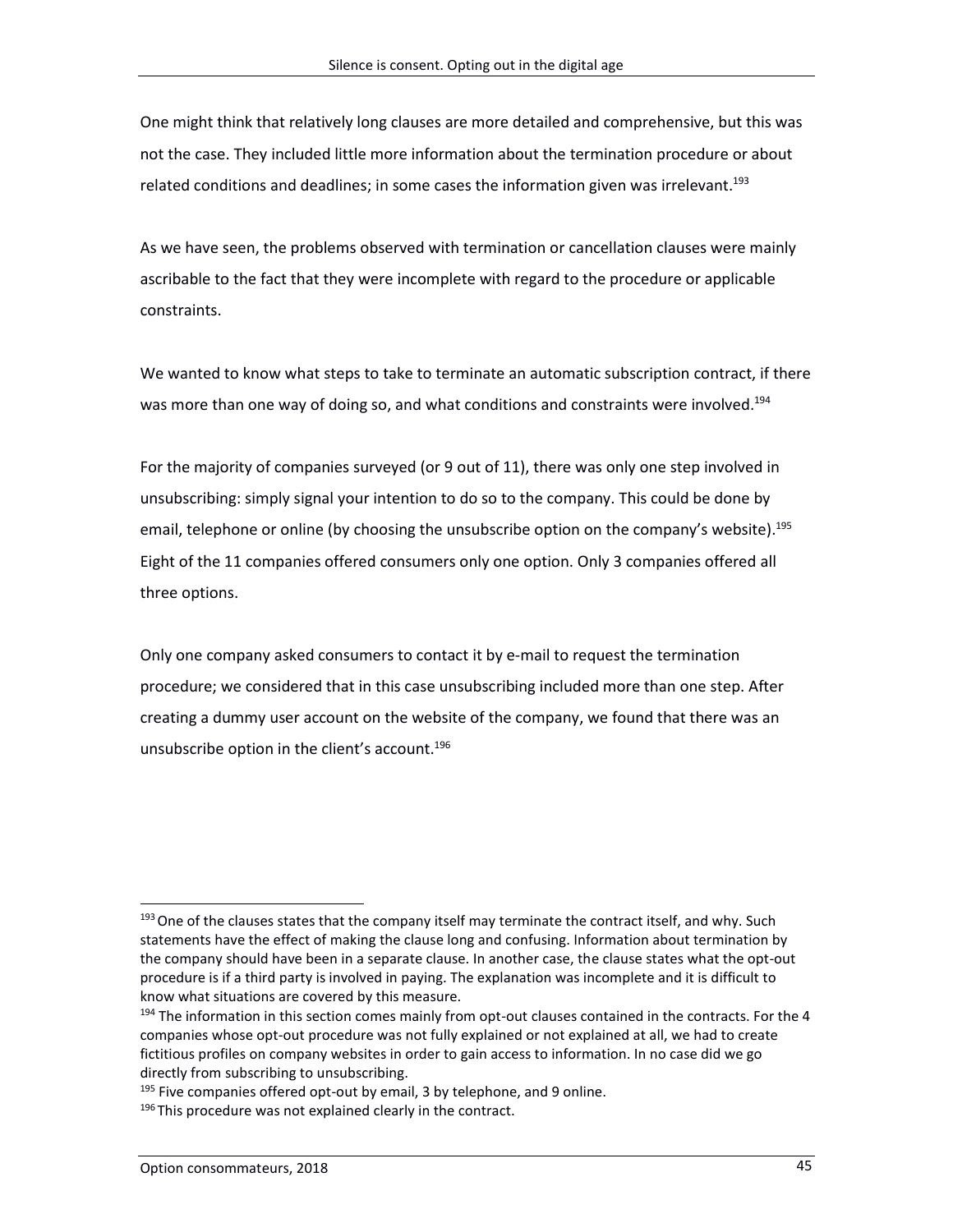One might think that relatively long clauses are more detailed and comprehensive, but this was not the case. They included little more information about the termination procedure or about related conditions and deadlines; in some cases the information given was irrelevant.[193]

As we have seen, the problems observed with termination or cancellation clauses were mainly ascribable to the fact that they were incomplete with regard to the procedure or applicable constraints.

We wanted to know what steps to take to terminate an automatic subscription contract, if there was more than one way of doing so, and what conditions and constraints were involved.[194]

For the majority of companies surveyed (or 9 out of 11), there was only one step involved in unsubscribing: simply signal your intention to do so to the company. This could be done by email, telephone or online (by choosing the unsubscribe option on the company's website).[195] Eight of the 11 companies offered consumers only one option. Only 3 companies offered all three options.

Only one company asked consumers to contact it by e-mail to request the termination procedure; we considered that in this case unsubscribing included more than one step. After creating a dummy user account on the website of the company, we found that there was an unsubscribe option in the client's account.[196]

---

[193] One of the clauses states that the company itself may terminate the contract itself, and why. Such statements have the effect of making the clause long and confusing. Information about termination by the company should have been in a separate clause. In another case, the clause states what the opt-out procedure is if a third party is involved in paying. The explanation was incomplete and it is difficult to know what situations are covered by this measure.

[194] The information in this section comes mainly from opt-out clauses contained in the contracts. For the 4 companies whose opt-out procedure was not fully explained or not explained at all, we had to create fictitious profiles on company websites in order to gain access to information. In no case did we go directly from subscribing to unsubscribing.

[195] Five companies offered opt-out by email, 3 by telephone, and 9 online.

[196] This procedure was not explained clearly in the contract.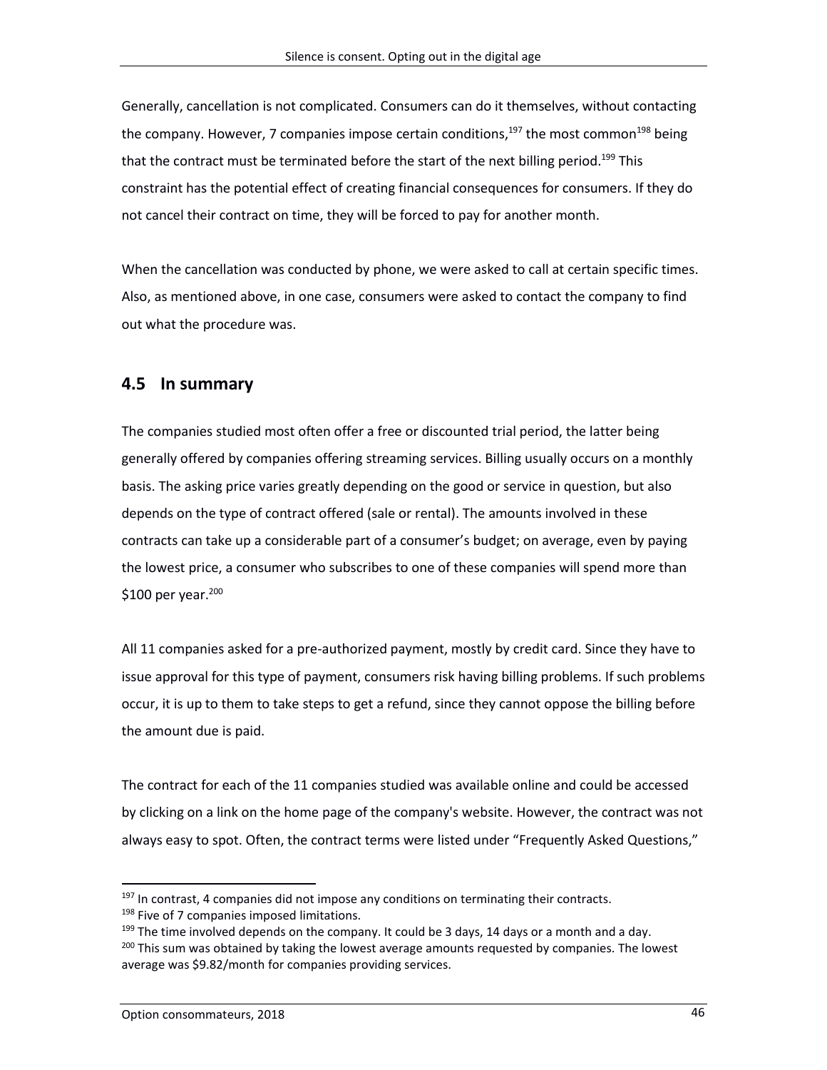Generally, cancellation is not complicated. Consumers can do it themselves, without contacting the company. However, 7 companies impose certain conditions,[197] the most common[198] being that the contract must be terminated before the start of the next billing period.[199] This constraint has the potential effect of creating financial consequences for consumers. If they do not cancel their contract on time, they will be forced to pay for another month.

When the cancellation was conducted by phone, we were asked to call at certain specific times. Also, as mentioned above, in one case, consumers were asked to contact the company to find out what the procedure was.

## 4.5 In summary

The companies studied most often offer a free or discounted trial period, the latter being generally offered by companies offering streaming services. Billing usually occurs on a monthly basis. The asking price varies greatly depending on the good or service in question, but also depends on the type of contract offered (sale or rental). The amounts involved in these contracts can take up a considerable part of a consumer's budget; on average, even by paying the lowest price, a consumer who subscribes to one of these companies will spend more than $100 per year.[200]

All 11 companies asked for a pre-authorized payment, mostly by credit card. Since they have to issue approval for this type of payment, consumers risk having billing problems. If such problems occur, it is up to them to take steps to get a refund, since they cannot oppose the billing before the amount due is paid.

The contract for each of the 11 companies studied was available online and could be accessed by clicking on a link on the home page of the company's website. However, the contract was not always easy to spot. Often, the contract terms were listed under "Frequently Asked Questions,"

---

[197] In contrast, 4 companies did not impose any conditions on terminating their contracts.

[198] Five of 7 companies imposed limitations.

[199] The time involved depends on the company. It could be 3 days, 14 days or a month and a day.

[200] This sum was obtained by taking the lowest average amounts requested by companies. The lowest average was $9.82/month for companies providing services.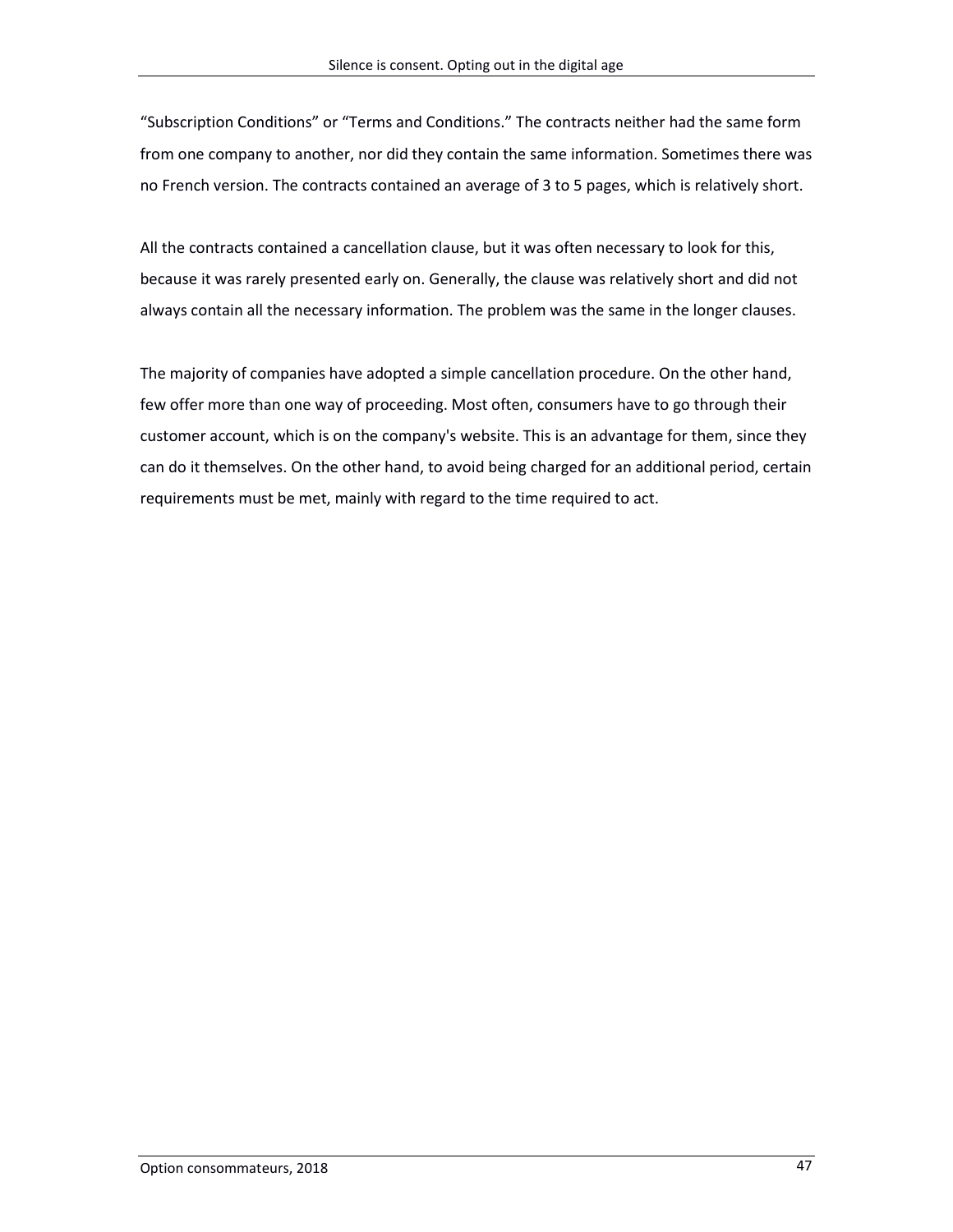“Subscription Conditions” or “Terms and Conditions.” The contracts neither had the same form from one company to another, nor did they contain the same information. Sometimes there was no French version. The contracts contained an average of 3 to 5 pages, which is relatively short.

All the contracts contained a cancellation clause, but it was often necessary to look for this, because it was rarely presented early on. Generally, the clause was relatively short and did not always contain all the necessary information. The problem was the same in the longer clauses.

The majority of companies have adopted a simple cancellation procedure. On the other hand, few offer more than one way of proceeding. Most often, consumers have to go through their customer account, which is on the company's website. This is an advantage for them, since they can do it themselves. On the other hand, to avoid being charged for an additional period, certain requirements must be met, mainly with regard to the time required to act.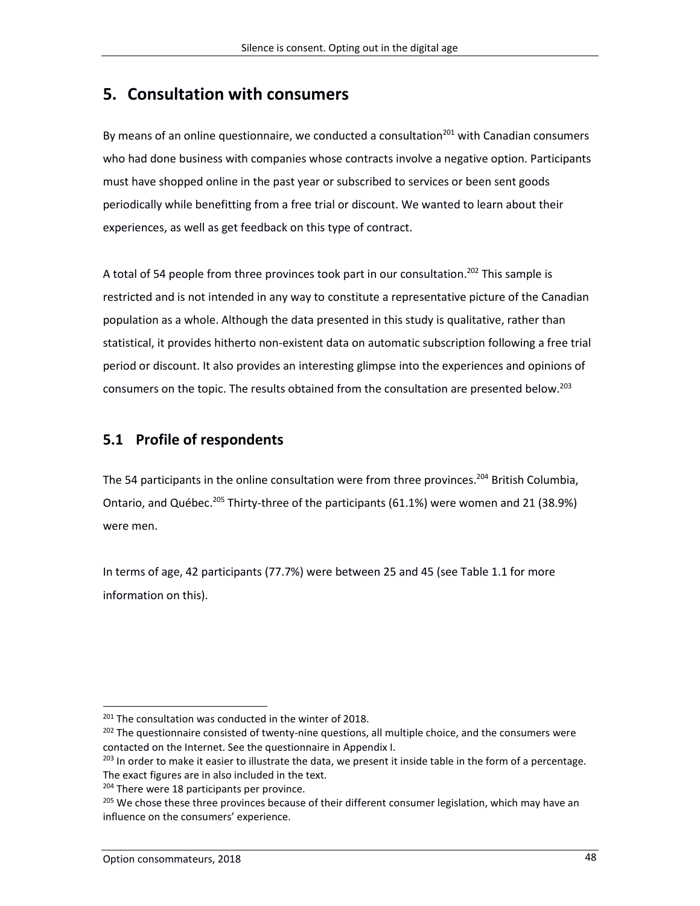## 5. Consultation with consumers

By means of an online questionnaire, we conducted a consultation[201] with Canadian consumers who had done business with companies whose contracts involve a negative option. Participants must have shopped online in the past year or subscribed to services or been sent goods periodically while benefitting from a free trial or discount. We wanted to learn about their experiences, as well as get feedback on this type of contract.

A total of 54 people from three provinces took part in our consultation.[202] This sample is restricted and is not intended in any way to constitute a representative picture of the Canadian population as a whole. Although the data presented in this study is qualitative, rather than statistical, it provides hitherto non-existent data on automatic subscription following a free trial period or discount. It also provides an interesting glimpse into the experiences and opinions of consumers on the topic. The results obtained from the consultation are presented below.[203]

### 5.1 Profile of respondents

The 54 participants in the online consultation were from three provinces.[204] British Columbia, Ontario, and Québec.[205] Thirty-three of the participants (61.1%) were women and 21 (38.9%) were men.

In terms of age, 42 participants (77.7%) were between 25 and 45 (see Table 1.1 for more information on this).

---

[201] The consultation was conducted in the winter of 2018.

[202] The questionnaire consisted of twenty-nine questions, all multiple choice, and the consumers were contacted on the Internet. See the questionnaire in Appendix I.

[203] In order to make it easier to illustrate the data, we present it inside table in the form of a percentage. The exact figures are in also included in the text.

[204] There were 18 participants per province.

[205] We chose these three provinces because of their different consumer legislation, which may have an influence on the consumers' experience.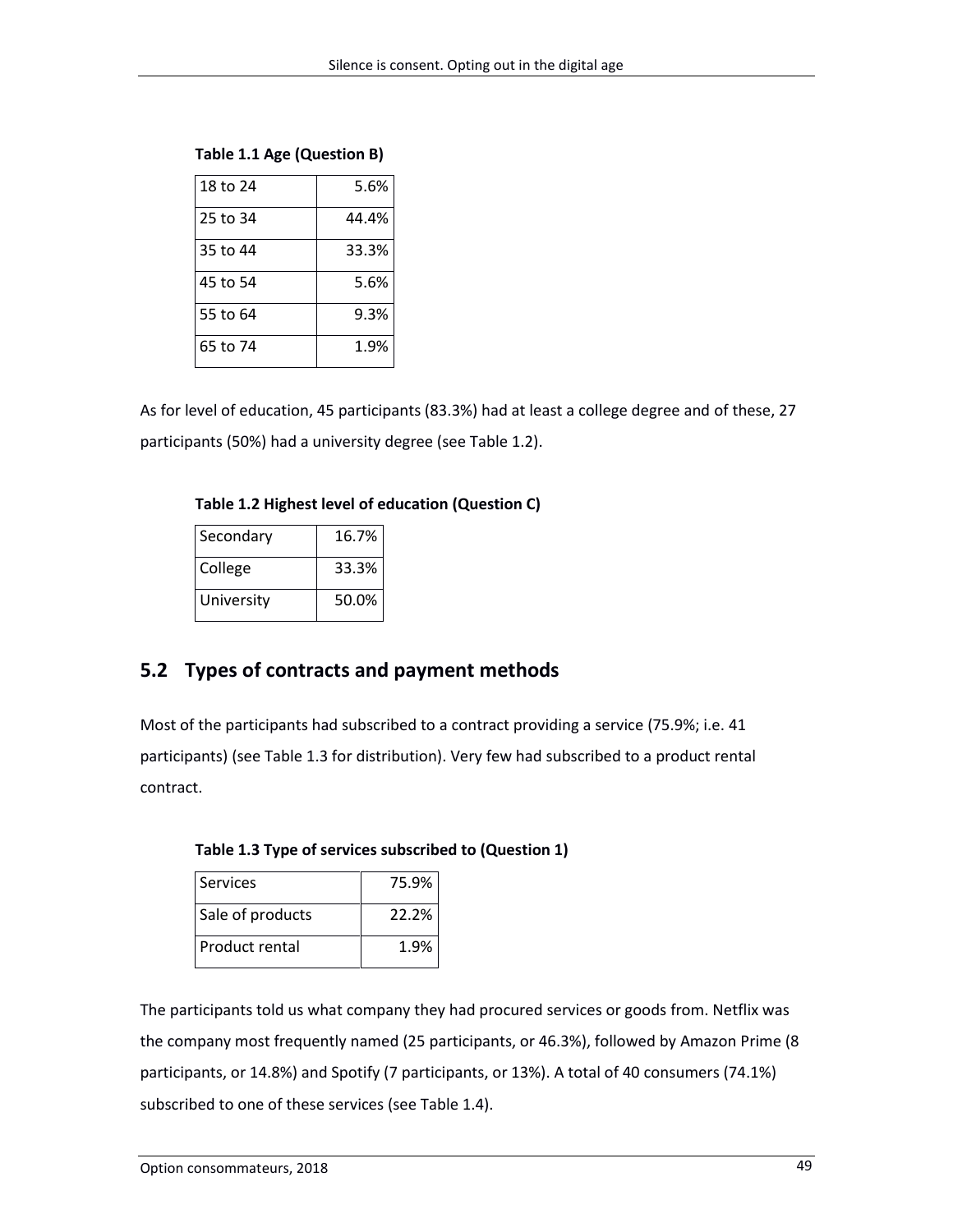**Table 1.1 Age (Question B)**

| | |
|---|---|
| 18 to 24 | 5.6% |
| 25 to 34 | 44.4% |
| 35 to 44 | 33.3% |
| 45 to 54 | 5.6% |
| 55 to 64 | 9.3% |
| 65 to 74 | 1.9% |

As for level of education, 45 participants (83.3%) had at least a college degree and of these, 27 participants (50%) had a university degree (see Table 1.2).

**Table 1.2 Highest level of education (Question C)**

| | |
|---|---|
| Secondary | 16.7% |
| College | 33.3% |
| University | 50.0% |

## 5.2 Types of contracts and payment methods

Most of the participants had subscribed to a contract providing a service (75.9%; i.e. 41 participants) (see Table 1.3 for distribution). Very few had subscribed to a product rental contract.

**Table 1.3 Type of services subscribed to (Question 1)**

| | |
|---|---|
| Services | 75.9% |
| Sale of products | 22.2% |
| Product rental | 1.9% |

The participants told us what company they had procured services or goods from. Netflix was the company most frequently named (25 participants, or 46.3%), followed by Amazon Prime (8 participants, or 14.8%) and Spotify (7 participants, or 13%). A total of 40 consumers (74.1%) subscribed to one of these services (see Table 1.4).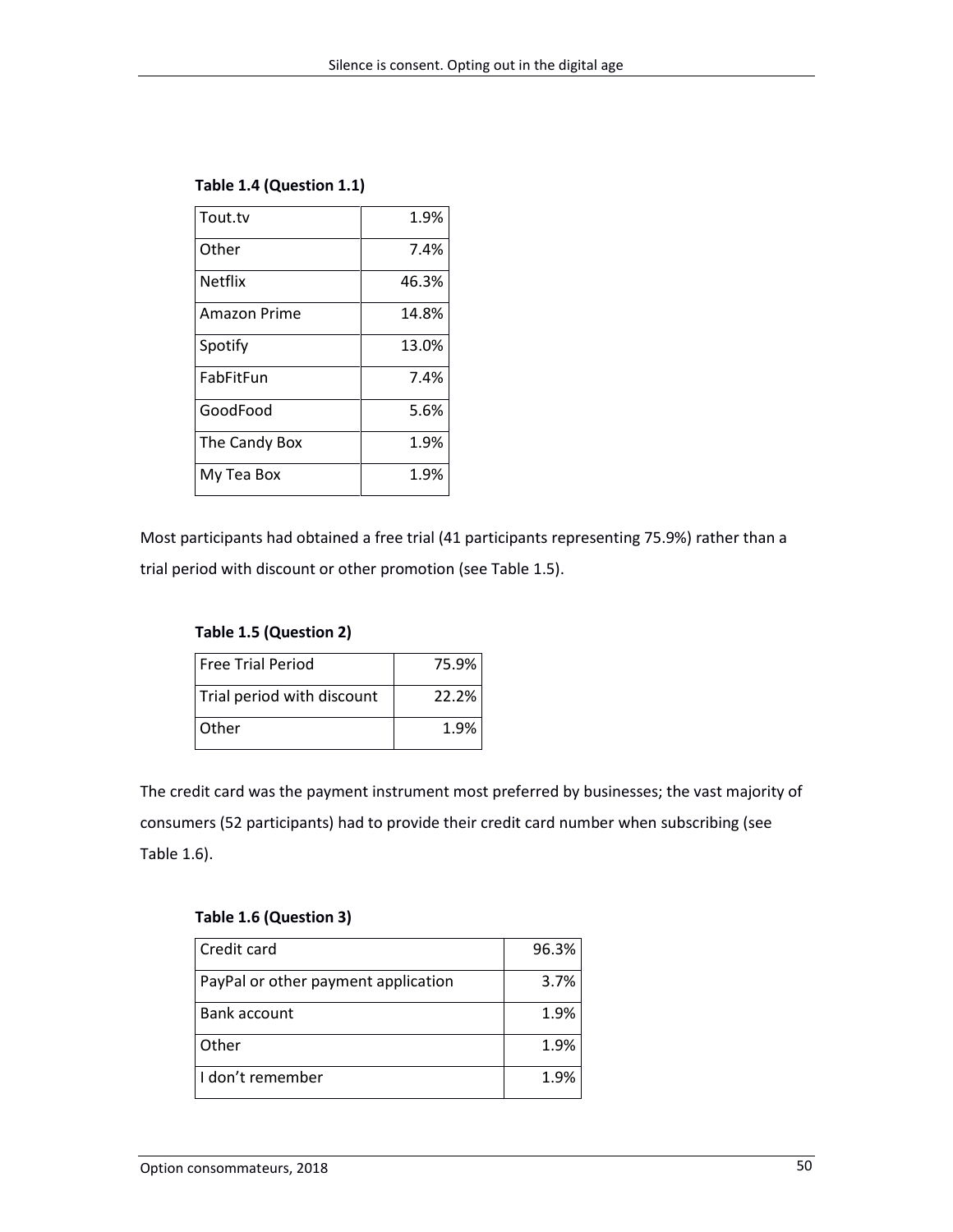**Table 1.4 (Question 1.1)**

| | |
|---|---|
| Tout.tv | 1.9% |
| Other | 7.4% |
| Netflix | 46.3% |
| Amazon Prime | 14.8% |
| Spotify | 13.0% |
| FabFitFun | 7.4% |
| GoodFood | 5.6% |
| The Candy Box | 1.9% |
| My Tea Box | 1.9% |

Most participants had obtained a free trial (41 participants representing 75.9%) rather than a trial period with discount or other promotion (see Table 1.5).

**Table 1.5 (Question 2)**

| | |
|---|---|
| Free Trial Period | 75.9% |
| Trial period with discount | 22.2% |
| Other | 1.9% |

The credit card was the payment instrument most preferred by businesses; the vast majority of consumers (52 participants) had to provide their credit card number when subscribing (see Table 1.6).

**Table 1.6 (Question 3)**

| | |
|---|---|
| Credit card | 96.3% |
| PayPal or other payment application | 3.7% |
| Bank account | 1.9% |
| Other | 1.9% |
| I don't remember | 1.9% |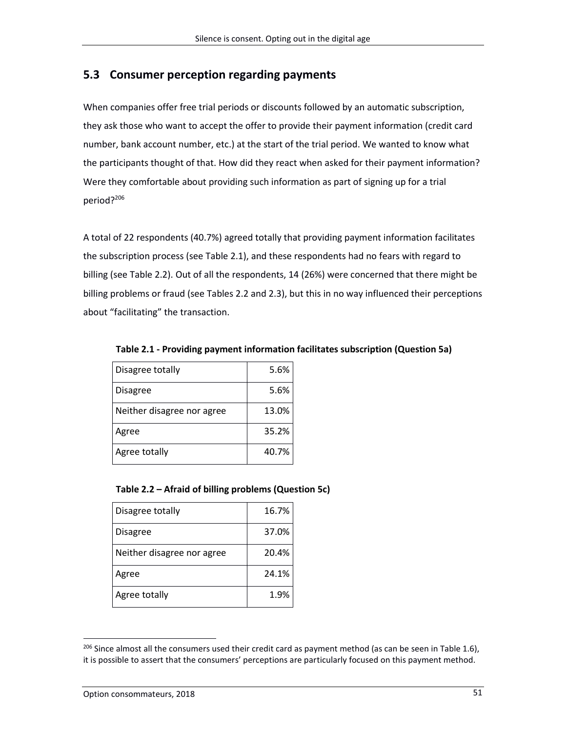## 5.3 Consumer perception regarding payments

When companies offer free trial periods or discounts followed by an automatic subscription, they ask those who want to accept the offer to provide their payment information (credit card number, bank account number, etc.) at the start of the trial period. We wanted to know what the participants thought of that. How did they react when asked for their payment information? Were they comfortable about providing such information as part of signing up for a trial period?[206]

A total of 22 respondents (40.7%) agreed totally that providing payment information facilitates the subscription process (see Table 2.1), and these respondents had no fears with regard to billing (see Table 2.2). Out of all the respondents, 14 (26%) were concerned that there might be billing problems or fraud (see Tables 2.2 and 2.3), but this in no way influenced their perceptions about "facilitating" the transaction.

**Table 2.1 - Providing payment information facilitates subscription (Question 5a)**

| | |
|---|---|
| Disagree totally | 5.6% |
| Disagree | 5.6% |
| Neither disagree nor agree | 13.0% |
| Agree | 35.2% |
| Agree totally | 40.7% |

**Table 2.2 – Afraid of billing problems (Question 5c)**

| | |
|---|---|
| Disagree totally | 16.7% |
| Disagree | 37.0% |
| Neither disagree nor agree | 20.4% |
| Agree | 24.1% |
| Agree totally | 1.9% |

[206] Since almost all the consumers used their credit card as payment method (as can be seen in Table 1.6), it is possible to assert that the consumers' perceptions are particularly focused on this payment method.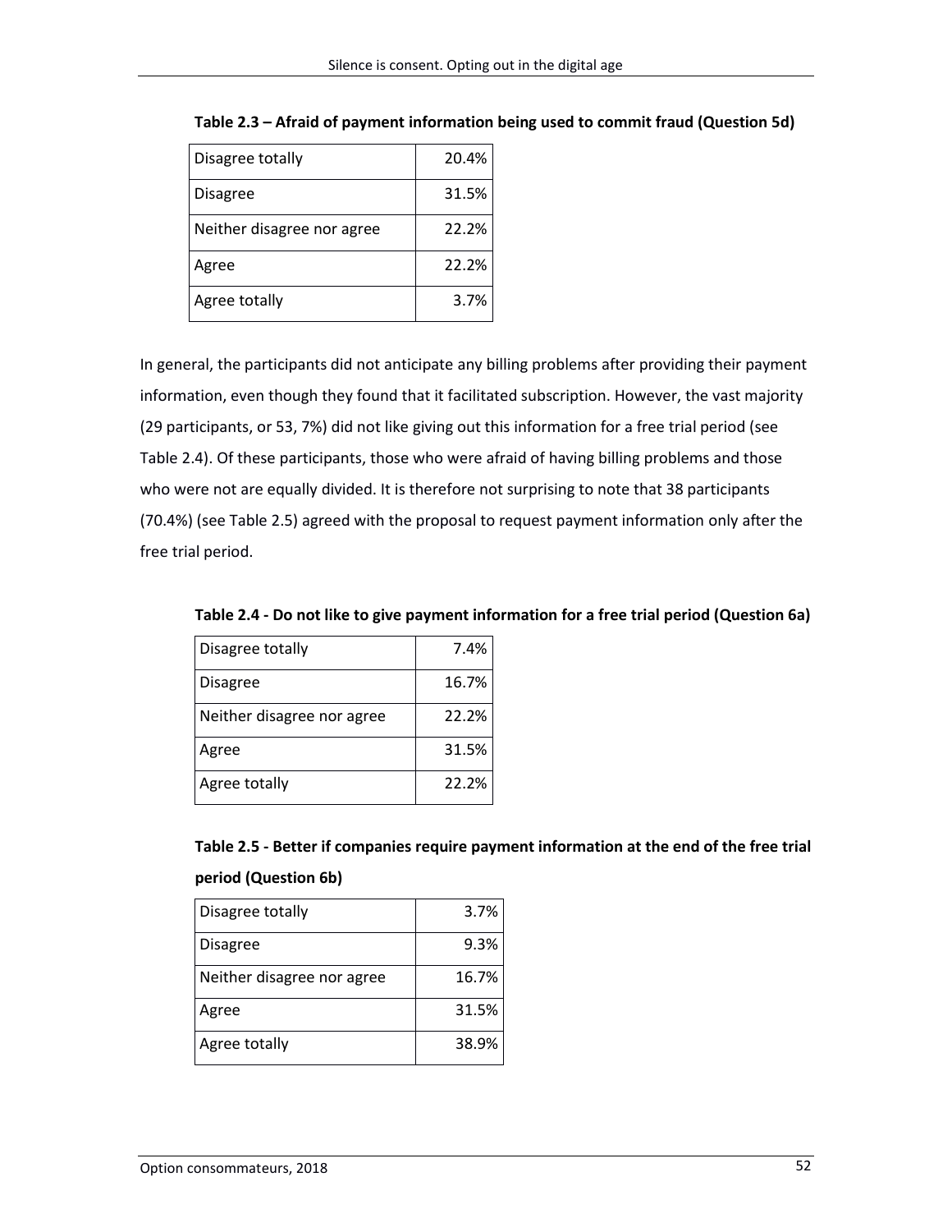**Table 2.3 – Afraid of payment information being used to commit fraud (Question 5d)**

| | |
|---|---|
| Disagree totally | 20.4% |
| Disagree | 31.5% |
| Neither disagree nor agree | 22.2% |
| Agree | 22.2% |
| Agree totally | 3.7% |

In general, the participants did not anticipate any billing problems after providing their payment information, even though they found that it facilitated subscription. However, the vast majority (29 participants, or 53, 7%) did not like giving out this information for a free trial period (see Table 2.4). Of these participants, those who were afraid of having billing problems and those who were not are equally divided. It is therefore not surprising to note that 38 participants (70.4%) (see Table 2.5) agreed with the proposal to request payment information only after the free trial period.

**Table 2.4 - Do not like to give payment information for a free trial period (Question 6a)**

| | |
|---|---|
| Disagree totally | 7.4% |
| Disagree | 16.7% |
| Neither disagree nor agree | 22.2% |
| Agree | 31.5% |
| Agree totally | 22.2% |

**Table 2.5 - Better if companies require payment information at the end of the free trial period (Question 6b)**

| | |
|---|---|
| Disagree totally | 3.7% |
| Disagree | 9.3% |
| Neither disagree nor agree | 16.7% |
| Agree | 31.5% |
| Agree totally | 38.9% |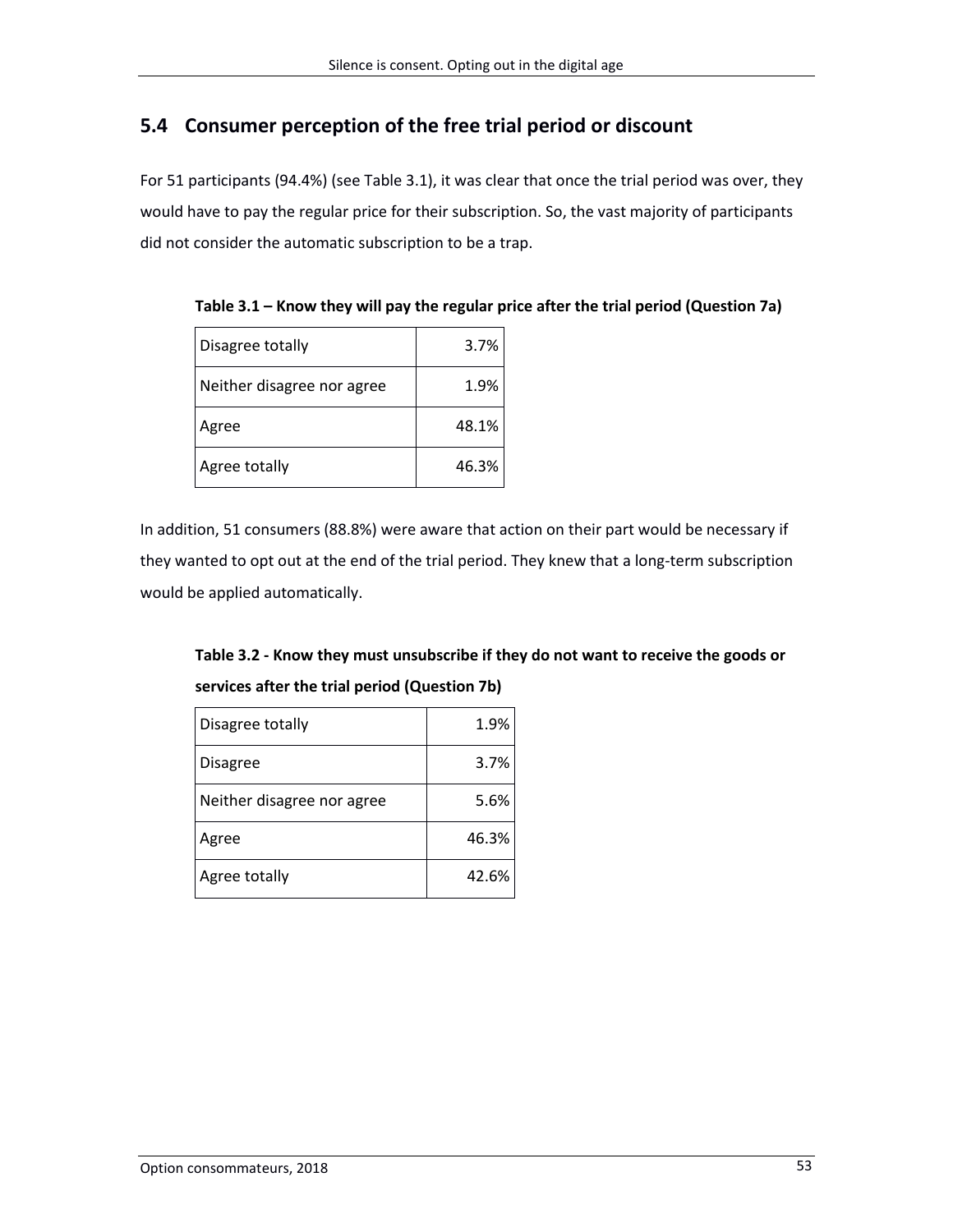## 5.4 Consumer perception of the free trial period or discount

For 51 participants (94.4%) (see Table 3.1), it was clear that once the trial period was over, they would have to pay the regular price for their subscription. So, the vast majority of participants did not consider the automatic subscription to be a trap.

**Table 3.1 – Know they will pay the regular price after the trial period (Question 7a)**

| | |
|---|---|
| Disagree totally | 3.7% |
| Neither disagree nor agree | 1.9% |
| Agree | 48.1% |
| Agree totally | 46.3% |

In addition, 51 consumers (88.8%) were aware that action on their part would be necessary if they wanted to opt out at the end of the trial period. They knew that a long-term subscription would be applied automatically.

**Table 3.2 - Know they must unsubscribe if they do not want to receive the goods or services after the trial period (Question 7b)**

| | |
|---|---|
| Disagree totally | 1.9% |
| Disagree | 3.7% |
| Neither disagree nor agree | 5.6% |
| Agree | 46.3% |
| Agree totally | 42.6% |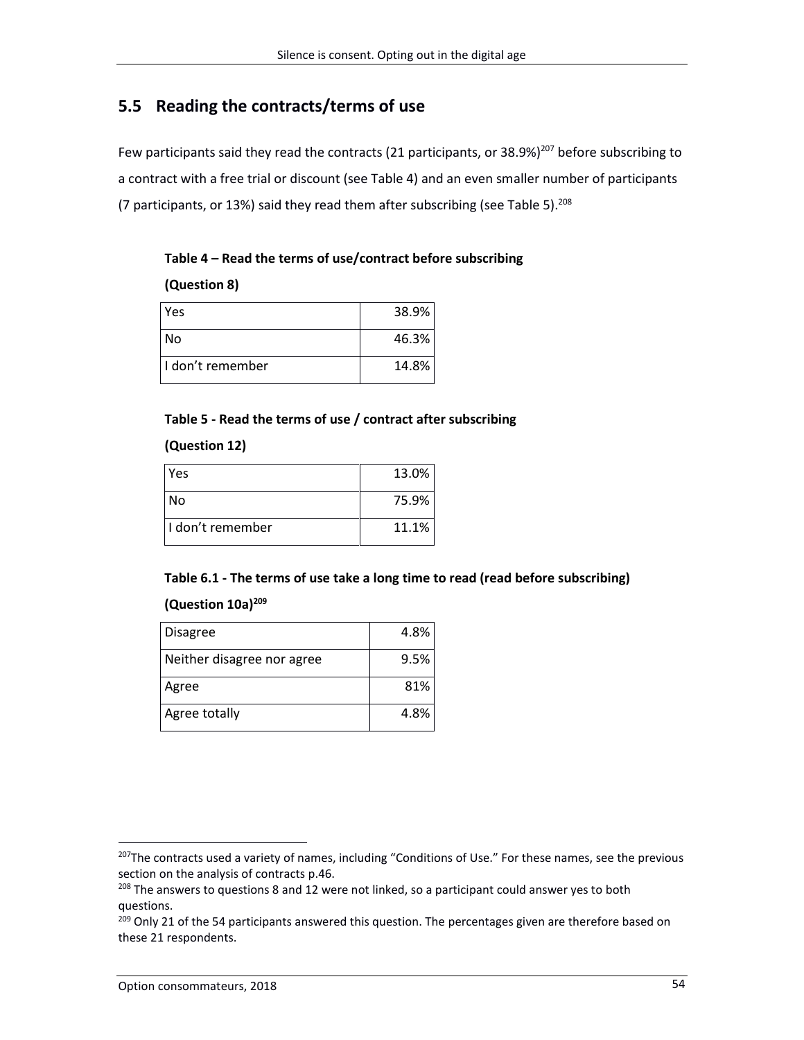## 5.5 Reading the contracts/terms of use

Few participants said they read the contracts (21 participants, or 38.9%)[207] before subscribing to a contract with a free trial or discount (see Table 4) and an even smaller number of participants (7 participants, or 13%) said they read them after subscribing (see Table 5).[208]

**Table 4 – Read the terms of use/contract before subscribing**

**(Question 8)**

| | |
|---|---|
| Yes | 38.9% |
| No | 46.3% |
| I don't remember | 14.8% |

**Table 5 - Read the terms of use / contract after subscribing**

**(Question 12)**

| | |
|---|---|
| Yes | 13.0% |
| No | 75.9% |
| I don't remember | 11.1% |

**Table 6.1 - The terms of use take a long time to read (read before subscribing)**

**(Question 10a)[209]**

| | |
|---|---|
| Disagree | 4.8% |
| Neither disagree nor agree | 9.5% |
| Agree | 81% |
| Agree totally | 4.8% |

[207] The contracts used a variety of names, including "Conditions of Use." For these names, see the previous section on the analysis of contracts p.46.

[208] The answers to questions 8 and 12 were not linked, so a participant could answer yes to both questions.

[209] Only 21 of the 54 participants answered this question. The percentages given are therefore based on these 21 respondents.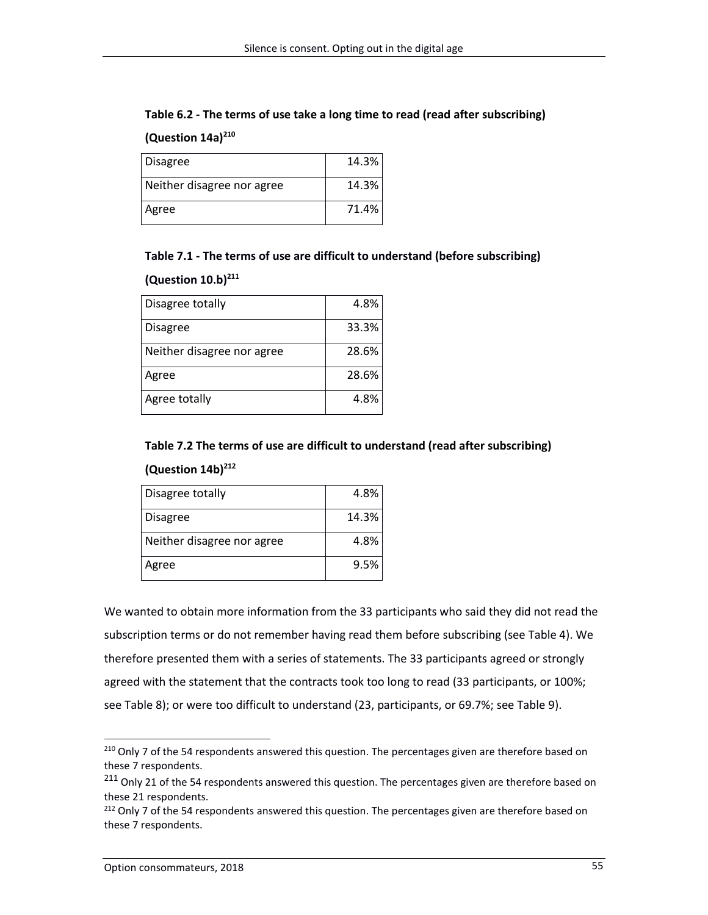**Table 6.2 - The terms of use take a long time to read (read after subscribing) (Question 14a)[210]**

| | |
|---|---|
| Disagree | 14.3% |
| Neither disagree nor agree | 14.3% |
| Agree | 71.4% |

**Table 7.1 - The terms of use are difficult to understand (before subscribing) (Question 10.b)[211]**

| | |
|---|---|
| Disagree totally | 4.8% |
| Disagree | 33.3% |
| Neither disagree nor agree | 28.6% |
| Agree | 28.6% |
| Agree totally | 4.8% |

**Table 7.2 The terms of use are difficult to understand (read after subscribing) (Question 14b)[212]**

| | |
|---|---|
| Disagree totally | 4.8% |
| Disagree | 14.3% |
| Neither disagree nor agree | 4.8% |
| Agree | 9.5% |

We wanted to obtain more information from the 33 participants who said they did not read the subscription terms or do not remember having read them before subscribing (see Table 4). We therefore presented them with a series of statements. The 33 participants agreed or strongly agreed with the statement that the contracts took too long to read (33 participants, or 100%; see Table 8); or were too difficult to understand (23, participants, or 69.7%; see Table 9).

---

[210] Only 7 of the 54 respondents answered this question. The percentages given are therefore based on these 7 respondents.

[211] Only 21 of the 54 respondents answered this question. The percentages given are therefore based on these 21 respondents.

[212] Only 7 of the 54 respondents answered this question. The percentages given are therefore based on these 7 respondents.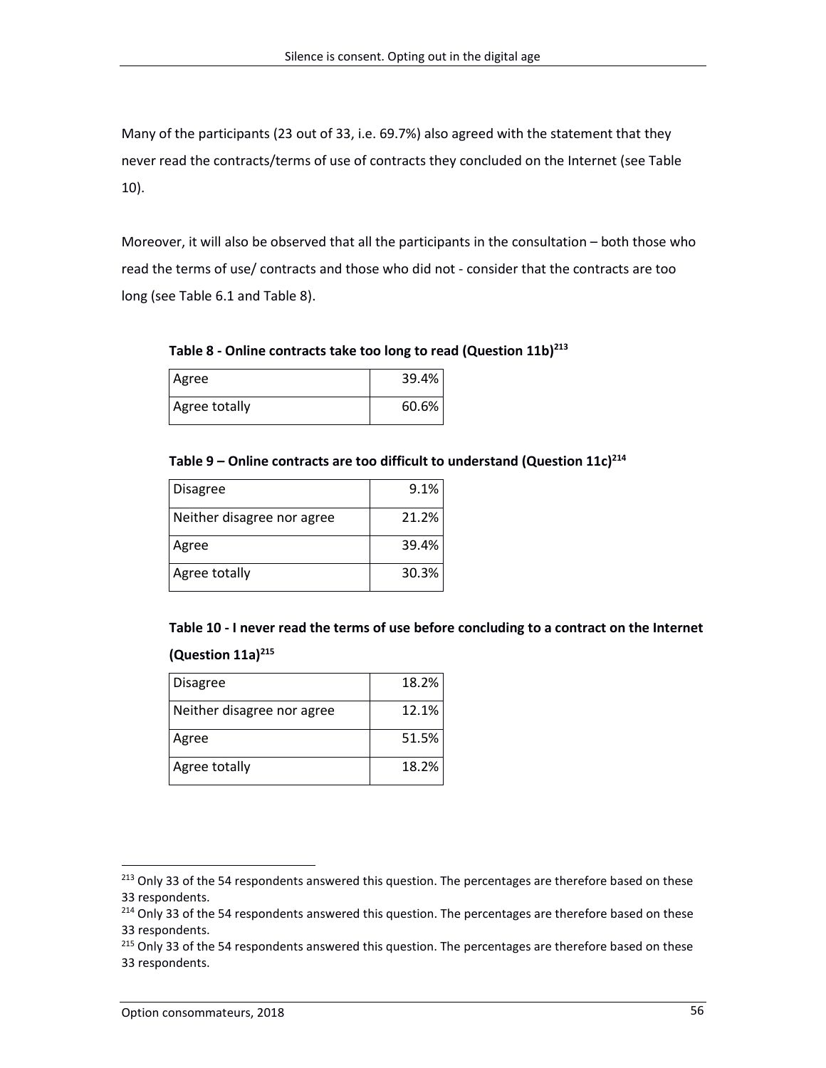Many of the participants (23 out of 33, i.e. 69.7%) also agreed with the statement that they never read the contracts/terms of use of contracts they concluded on the Internet (see Table 10).

Moreover, it will also be observed that all the participants in the consultation – both those who read the terms of use/ contracts and those who did not - consider that the contracts are too long (see Table 6.1 and Table 8).

**Table 8 - Online contracts take too long to read (Question 11b)[213]**

| | |
|---|---|
| Agree | 39.4% |
| Agree totally | 60.6% |

**Table 9 – Online contracts are too difficult to understand (Question 11c)[214]**

| | |
|---|---|
| Disagree | 9.1% |
| Neither disagree nor agree | 21.2% |
| Agree | 39.4% |
| Agree totally | 30.3% |

**Table 10 - I never read the terms of use before concluding to a contract on the Internet (Question 11a)[215]**

| | |
|---|---|
| Disagree | 18.2% |
| Neither disagree nor agree | 12.1% |
| Agree | 51.5% |
| Agree totally | 18.2% |

---

[213] Only 33 of the 54 respondents answered this question. The percentages are therefore based on these 33 respondents.

[214] Only 33 of the 54 respondents answered this question. The percentages are therefore based on these 33 respondents.

[215] Only 33 of the 54 respondents answered this question. The percentages are therefore based on these 33 respondents.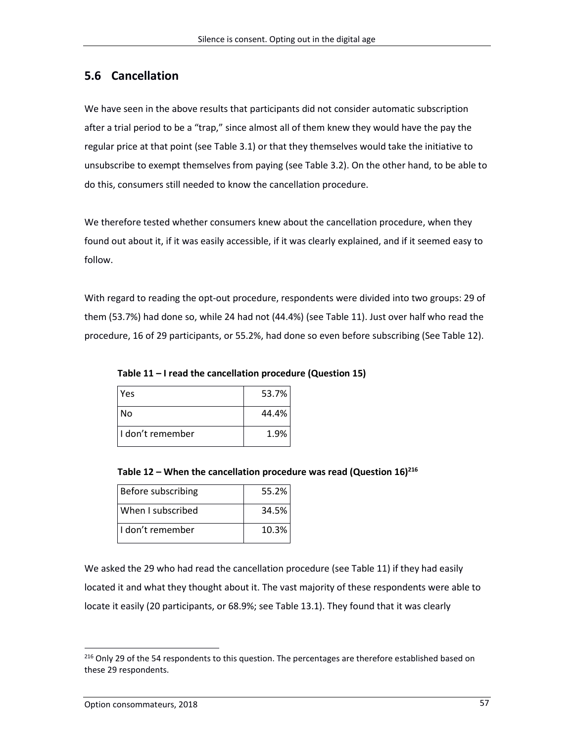## 5.6 Cancellation

We have seen in the above results that participants did not consider automatic subscription after a trial period to be a "trap," since almost all of them knew they would have the pay the regular price at that point (see Table 3.1) or that they themselves would take the initiative to unsubscribe to exempt themselves from paying (see Table 3.2). On the other hand, to be able to do this, consumers still needed to know the cancellation procedure.

We therefore tested whether consumers knew about the cancellation procedure, when they found out about it, if it was easily accessible, if it was clearly explained, and if it seemed easy to follow.

With regard to reading the opt-out procedure, respondents were divided into two groups: 29 of them (53.7%) had done so, while 24 had not (44.4%) (see Table 11). Just over half who read the procedure, 16 of 29 participants, or 55.2%, had done so even before subscribing (See Table 12).

**Table 11 – I read the cancellation procedure (Question 15)**

| | |
|---|---:|
| Yes | 53.7% |
| No | 44.4% |
| I don't remember | 1.9% |

**Table 12 – When the cancellation procedure was read (Question 16)[216]**

| | |
|---|---:|
| Before subscribing | 55.2% |
| When I subscribed | 34.5% |
| I don't remember | 10.3% |

We asked the 29 who had read the cancellation procedure (see Table 11) if they had easily located it and what they thought about it. The vast majority of these respondents were able to locate it easily (20 participants, or 68.9%; see Table 13.1). They found that it was clearly

[216] Only 29 of the 54 respondents to this question. The percentages are therefore established based on these 29 respondents.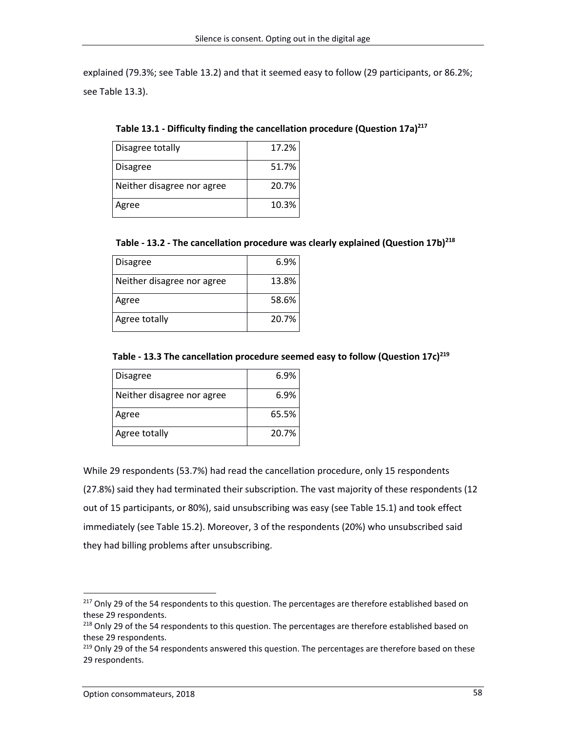explained (79.3%; see Table 13.2) and that it seemed easy to follow (29 participants, or 86.2%; see Table 13.3).

**Table 13.1 - Difficulty finding the cancellation procedure (Question 17a)[217]**

| | |
|---|---|
| Disagree totally | 17.2% |
| Disagree | 51.7% |
| Neither disagree nor agree | 20.7% |
| Agree | 10.3% |

**Table - 13.2 - The cancellation procedure was clearly explained (Question 17b)[218]**

| | |
|---|---|
| Disagree | 6.9% |
| Neither disagree nor agree | 13.8% |
| Agree | 58.6% |
| Agree totally | 20.7% |

**Table - 13.3 The cancellation procedure seemed easy to follow (Question 17c)[219]**

| | |
|---|---|
| Disagree | 6.9% |
| Neither disagree nor agree | 6.9% |
| Agree | 65.5% |
| Agree totally | 20.7% |

While 29 respondents (53.7%) had read the cancellation procedure, only 15 respondents (27.8%) said they had terminated their subscription. The vast majority of these respondents (12 out of 15 participants, or 80%), said unsubscribing was easy (see Table 15.1) and took effect immediately (see Table 15.2). Moreover, 3 of the respondents (20%) who unsubscribed said they had billing problems after unsubscribing.

[217] Only 29 of the 54 respondents to this question. The percentages are therefore established based on these 29 respondents.

[218] Only 29 of the 54 respondents to this question. The percentages are therefore established based on these 29 respondents.

[219] Only 29 of the 54 respondents answered this question. The percentages are therefore based on these 29 respondents.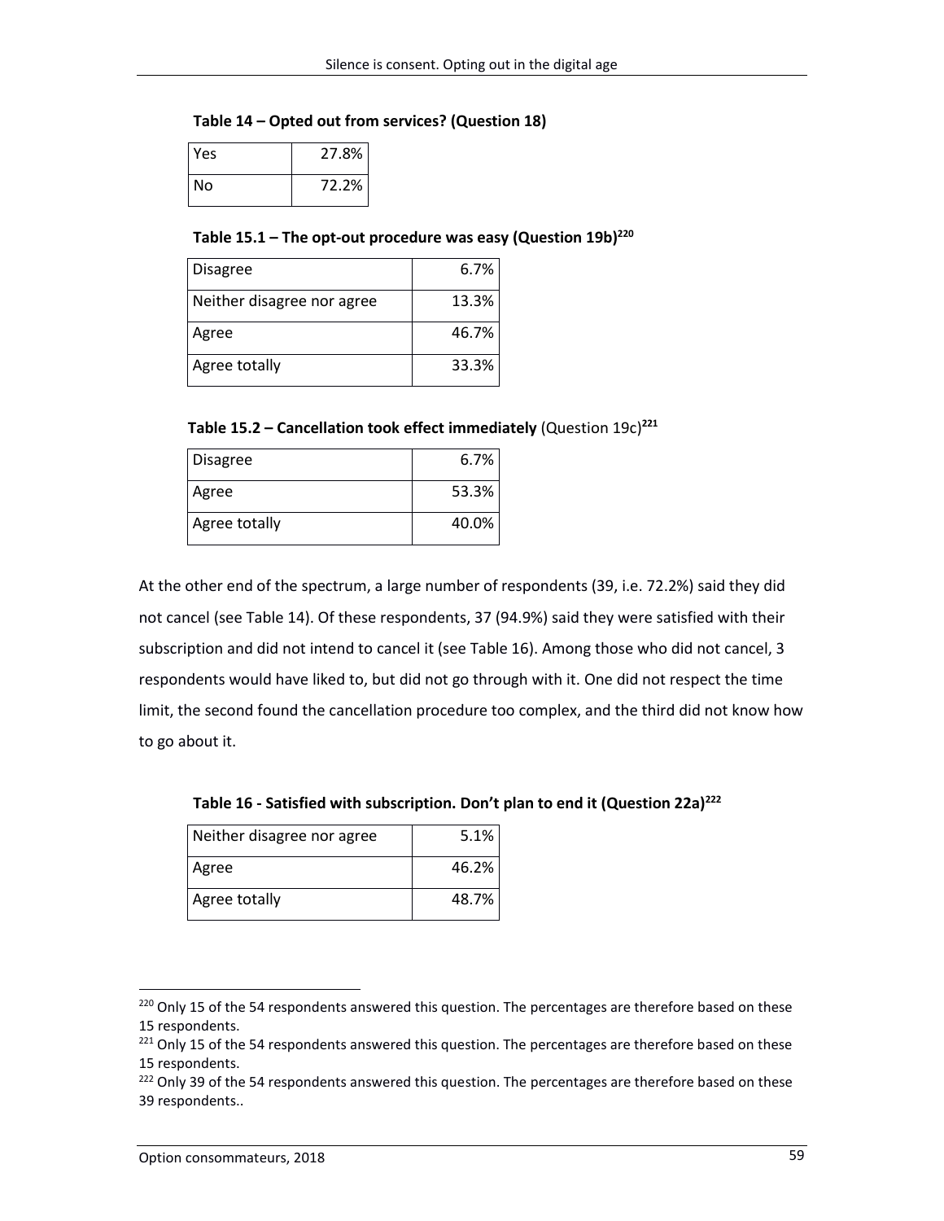**Table 14 – Opted out from services? (Question 18)**

| | |
|---|---|
| Yes | 27.8% |
| No | 72.2% |

**Table 15.1 – The opt-out procedure was easy (Question 19b)[220]**

| | |
|---|---|
| Disagree | 6.7% |
| Neither disagree nor agree | 13.3% |
| Agree | 46.7% |
| Agree totally | 33.3% |

**Table 15.2 – Cancellation took effect immediately** (Question 19c)[221]

| | |
|---|---|
| Disagree | 6.7% |
| Agree | 53.3% |
| Agree totally | 40.0% |

At the other end of the spectrum, a large number of respondents (39, i.e. 72.2%) said they did not cancel (see Table 14). Of these respondents, 37 (94.9%) said they were satisfied with their subscription and did not intend to cancel it (see Table 16). Among those who did not cancel, 3 respondents would have liked to, but did not go through with it. One did not respect the time limit, the second found the cancellation procedure too complex, and the third did not know how to go about it.

**Table 16 - Satisfied with subscription. Don't plan to end it (Question 22a)[222]**

| | |
|---|---|
| Neither disagree nor agree | 5.1% |
| Agree | 46.2% |
| Agree totally | 48.7% |

[220] Only 15 of the 54 respondents answered this question. The percentages are therefore based on these 15 respondents.

[221] Only 15 of the 54 respondents answered this question. The percentages are therefore based on these 15 respondents.

[222] Only 39 of the 54 respondents answered this question. The percentages are therefore based on these 39 respondents..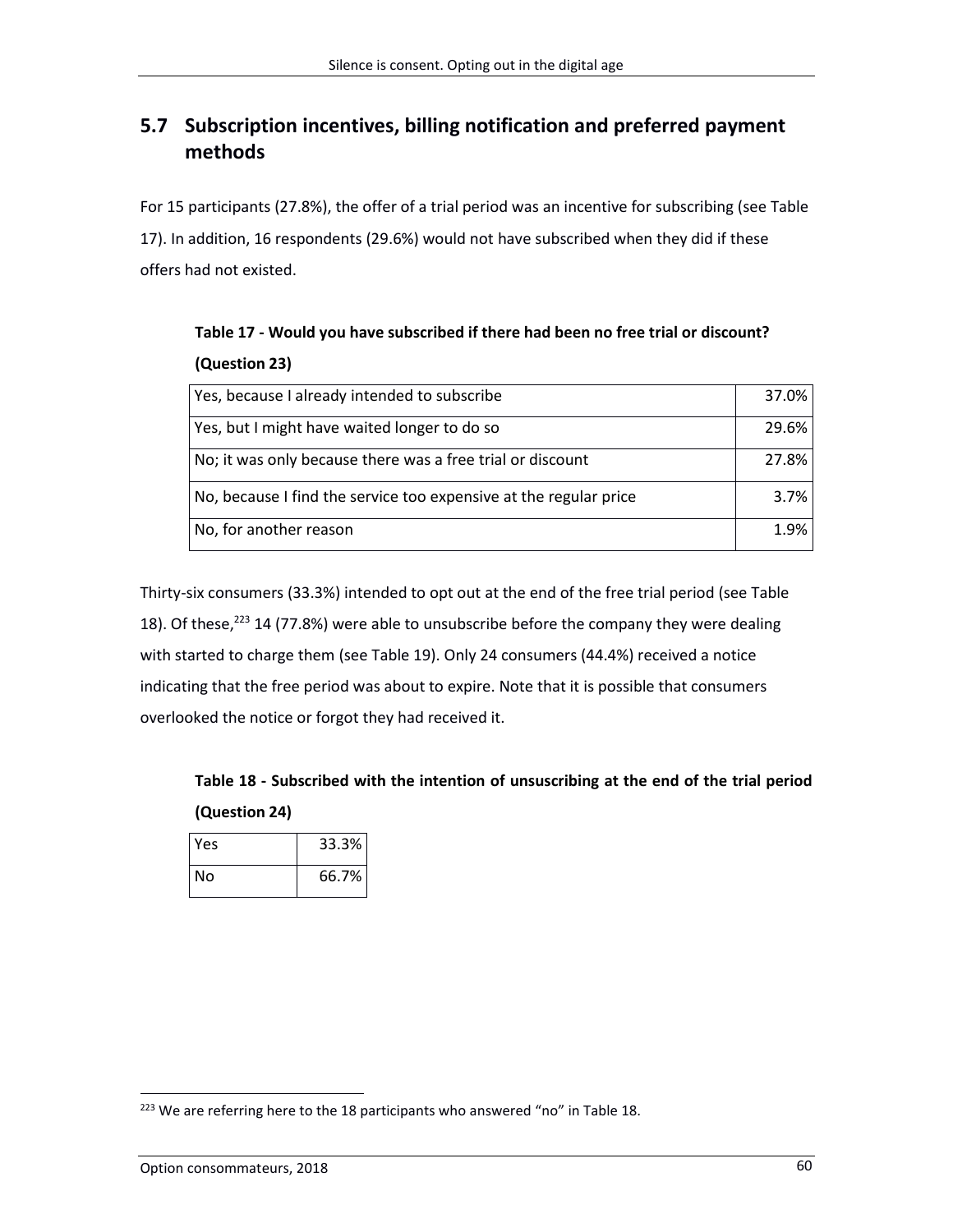## 5.7 Subscription incentives, billing notification and preferred payment methods

For 15 participants (27.8%), the offer of a trial period was an incentive for subscribing (see Table 17). In addition, 16 respondents (29.6%) would not have subscribed when they did if these offers had not existed.

**Table 17 - Would you have subscribed if there had been no free trial or discount? (Question 23)**

| | |
|---|---|
| Yes, because I already intended to subscribe | 37.0% |
| Yes, but I might have waited longer to do so | 29.6% |
| No; it was only because there was a free trial or discount | 27.8% |
| No, because I find the service too expensive at the regular price | 3.7% |
| No, for another reason | 1.9% |

Thirty-six consumers (33.3%) intended to opt out at the end of the free trial period (see Table 18). Of these,[223] 14 (77.8%) were able to unsubscribe before the company they were dealing with started to charge them (see Table 19). Only 24 consumers (44.4%) received a notice indicating that the free period was about to expire. Note that it is possible that consumers overlooked the notice or forgot they had received it.

**Table 18 - Subscribed with the intention of unsuscribing at the end of the trial period (Question 24)**

| | |
|---|---|
| Yes | 33.3% |
| No | 66.7% |

[223] We are referring here to the 18 participants who answered "no" in Table 18.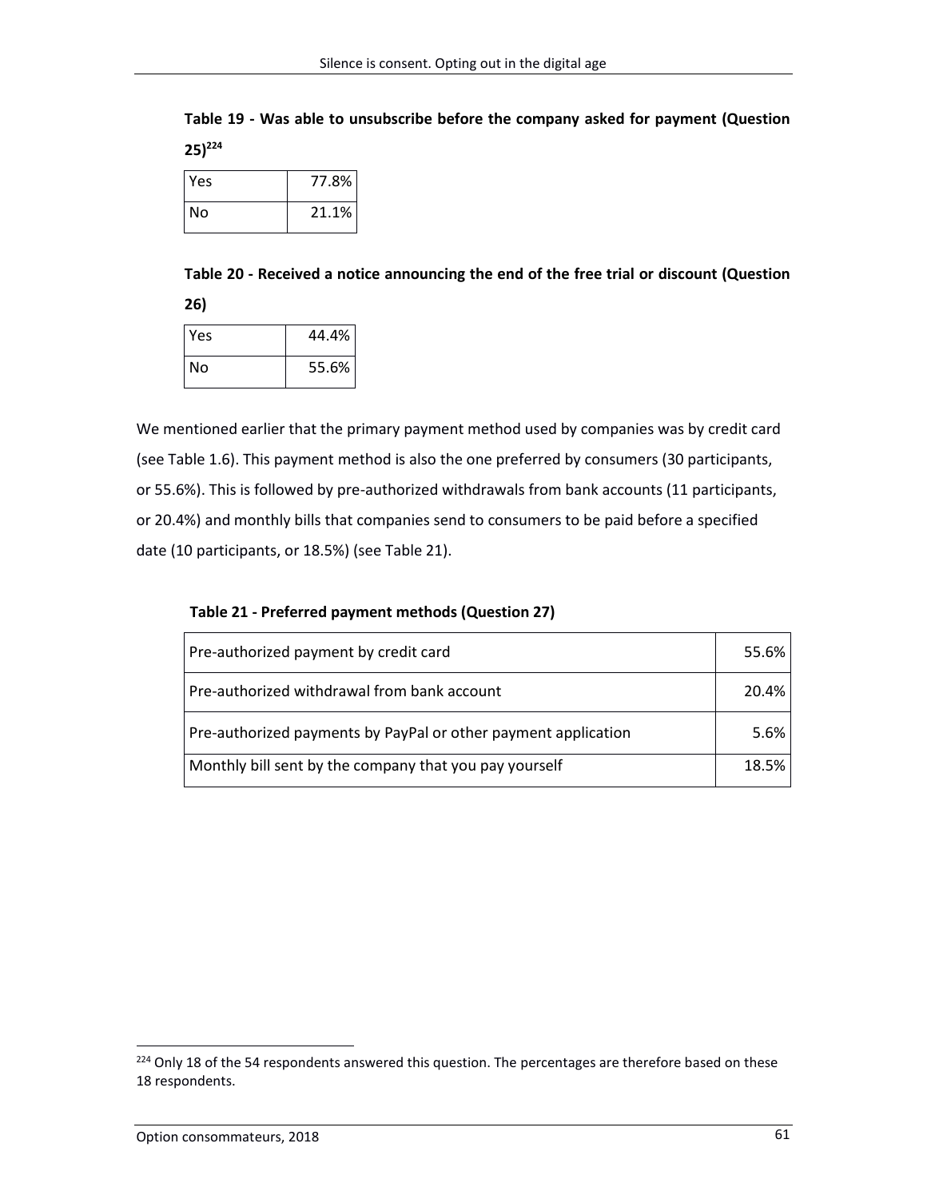**Table 19 - Was able to unsubscribe before the company asked for payment (Question 25)[224]**

| | |
|---|---|
| Yes | 77.8% |
| No | 21.1% |

**Table 20 - Received a notice announcing the end of the free trial or discount (Question 26)**

| | |
|---|---|
| Yes | 44.4% |
| No | 55.6% |

We mentioned earlier that the primary payment method used by companies was by credit card (see Table 1.6). This payment method is also the one preferred by consumers (30 participants, or 55.6%). This is followed by pre-authorized withdrawals from bank accounts (11 participants, or 20.4%) and monthly bills that companies send to consumers to be paid before a specified date (10 participants, or 18.5%) (see Table 21).

**Table 21 - Preferred payment methods (Question 27)**

| | |
|---|---|
| Pre-authorized payment by credit card | 55.6% |
| Pre-authorized withdrawal from bank account | 20.4% |
| Pre-authorized payments by PayPal or other payment application | 5.6% |
| Monthly bill sent by the company that you pay yourself | 18.5% |

[224] Only 18 of the 54 respondents answered this question. The percentages are therefore based on these 18 respondents.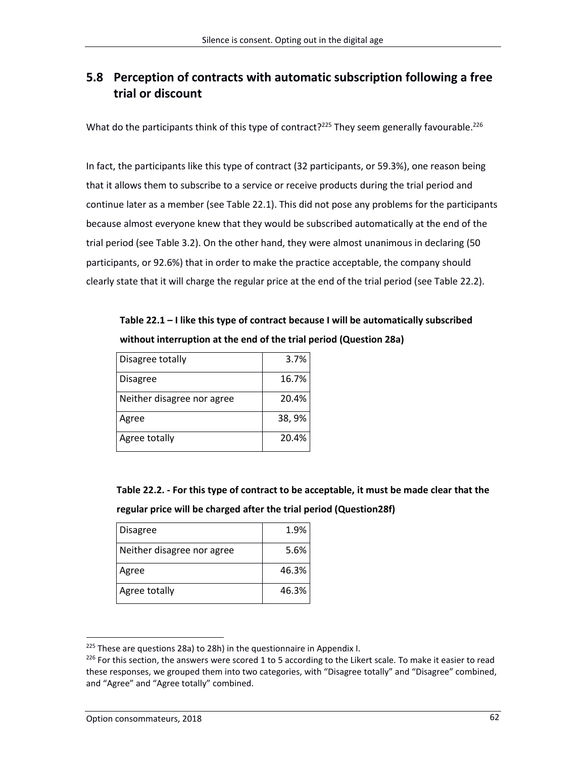## 5.8 Perception of contracts with automatic subscription following a free trial or discount

What do the participants think of this type of contract?[225] They seem generally favourable.[226]

In fact, the participants like this type of contract (32 participants, or 59.3%), one reason being that it allows them to subscribe to a service or receive products during the trial period and continue later as a member (see Table 22.1). This did not pose any problems for the participants because almost everyone knew that they would be subscribed automatically at the end of the trial period (see Table 3.2). On the other hand, they were almost unanimous in declaring (50 participants, or 92.6%) that in order to make the practice acceptable, the company should clearly state that it will charge the regular price at the end of the trial period (see Table 22.2).

**Table 22.1 – I like this type of contract because I will be automatically subscribed without interruption at the end of the trial period (Question 28a)**

| | |
|---|---|
| Disagree totally | 3.7% |
| Disagree | 16.7% |
| Neither disagree nor agree | 20.4% |
| Agree | 38, 9% |
| Agree totally | 20.4% |

**Table 22.2. - For this type of contract to be acceptable, it must be made clear that the regular price will be charged after the trial period (Question28f)**

| | |
|---|---|
| Disagree | 1.9% |
| Neither disagree nor agree | 5.6% |
| Agree | 46.3% |
| Agree totally | 46.3% |

[225] These are questions 28a) to 28h) in the questionnaire in Appendix I.

[226] For this section, the answers were scored 1 to 5 according to the Likert scale. To make it easier to read these responses, we grouped them into two categories, with "Disagree totally" and "Disagree" combined, and "Agree" and "Agree totally" combined.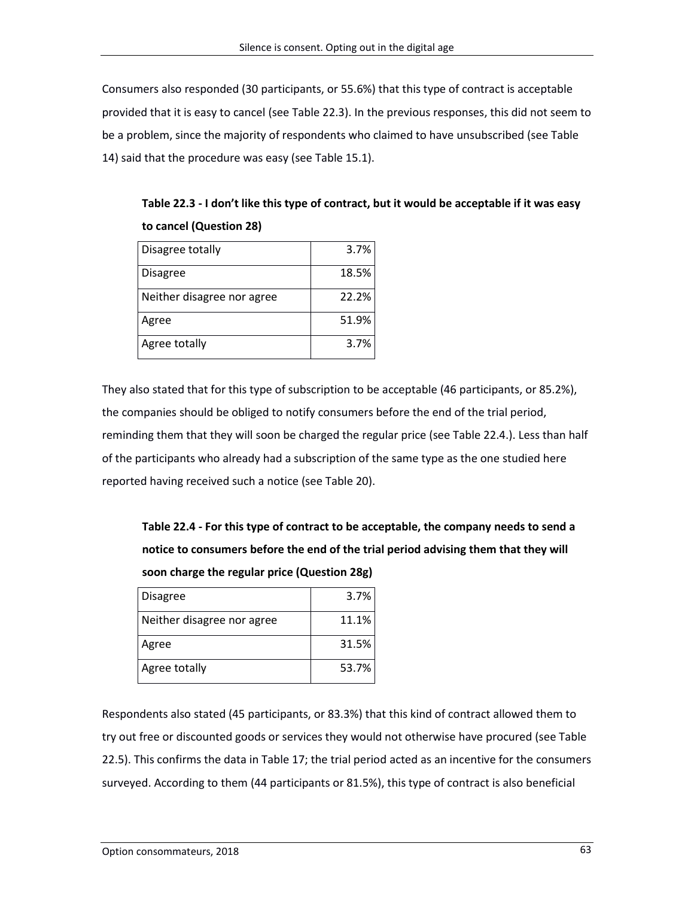Consumers also responded (30 participants, or 55.6%) that this type of contract is acceptable provided that it is easy to cancel (see Table 22.3). In the previous responses, this did not seem to be a problem, since the majority of respondents who claimed to have unsubscribed (see Table 14) said that the procedure was easy (see Table 15.1).

**Table 22.3 - I don't like this type of contract, but it would be acceptable if it was easy to cancel (Question 28)**

| | |
|---|---|
| Disagree totally | 3.7% |
| Disagree | 18.5% |
| Neither disagree nor agree | 22.2% |
| Agree | 51.9% |
| Agree totally | 3.7% |

They also stated that for this type of subscription to be acceptable (46 participants, or 85.2%), the companies should be obliged to notify consumers before the end of the trial period, reminding them that they will soon be charged the regular price (see Table 22.4.). Less than half of the participants who already had a subscription of the same type as the one studied here reported having received such a notice (see Table 20).

**Table 22.4 - For this type of contract to be acceptable, the company needs to send a notice to consumers before the end of the trial period advising them that they will soon charge the regular price (Question 28g)**

| | |
|---|---|
| Disagree | 3.7% |
| Neither disagree nor agree | 11.1% |
| Agree | 31.5% |
| Agree totally | 53.7% |

Respondents also stated (45 participants, or 83.3%) that this kind of contract allowed them to try out free or discounted goods or services they would not otherwise have procured (see Table 22.5). This confirms the data in Table 17; the trial period acted as an incentive for the consumers surveyed. According to them (44 participants or 81.5%), this type of contract is also beneficial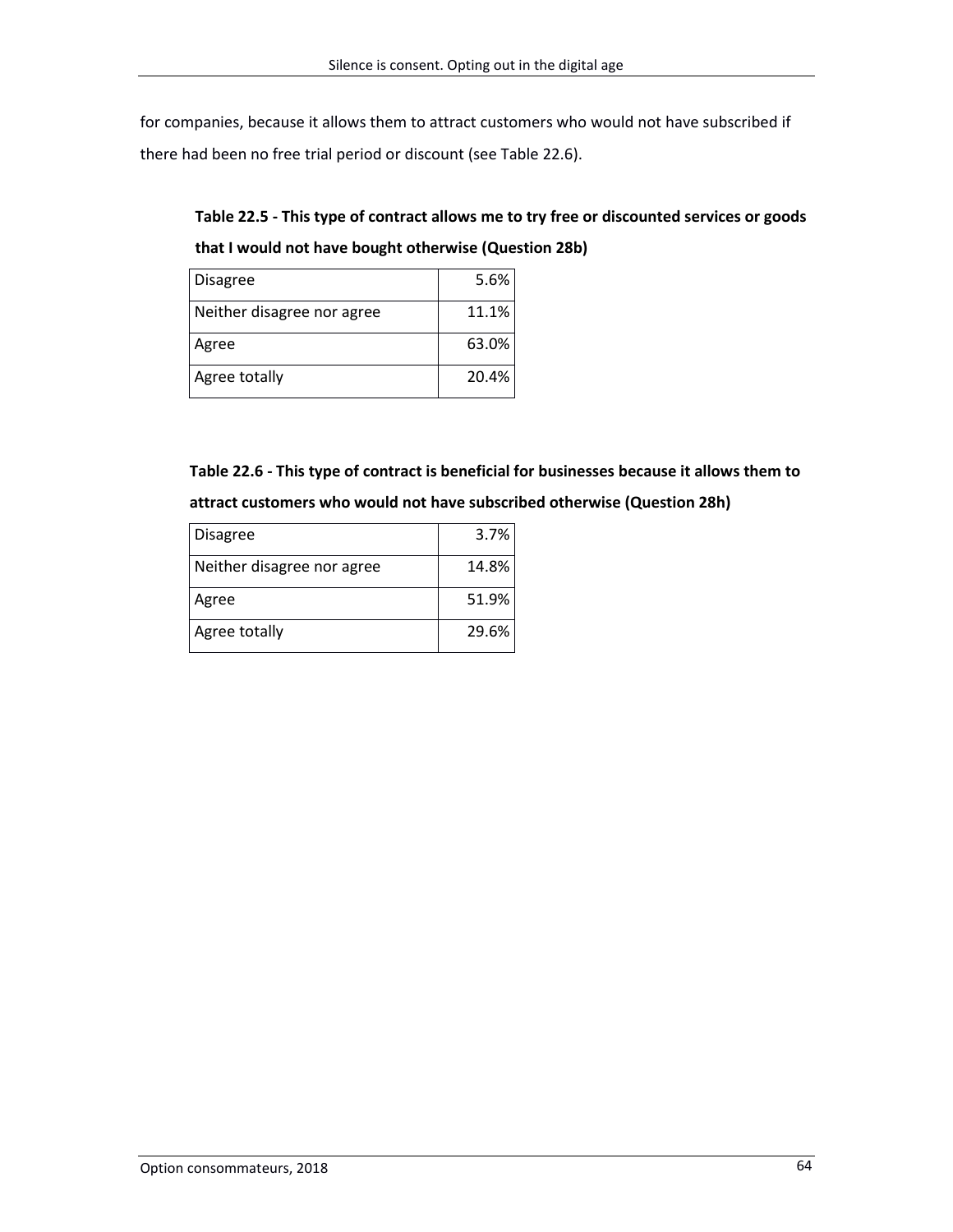for companies, because it allows them to attract customers who would not have subscribed if there had been no free trial period or discount (see Table 22.6).

**Table 22.5 - This type of contract allows me to try free or discounted services or goods that I would not have bought otherwise (Question 28b)**

| Response | % |
| --- | ---: |
| Disagree | 5.6% |
| Neither disagree nor agree | 11.1% |
| Agree | 63.0% |
| Agree totally | 20.4% |

**Table 22.6 - This type of contract is beneficial for businesses because it allows them to attract customers who would not have subscribed otherwise (Question 28h)**

| Response | % |
| --- | ---: |
| Disagree | 3.7% |
| Neither disagree nor agree | 14.8% |
| Agree | 51.9% |
| Agree totally | 29.6% |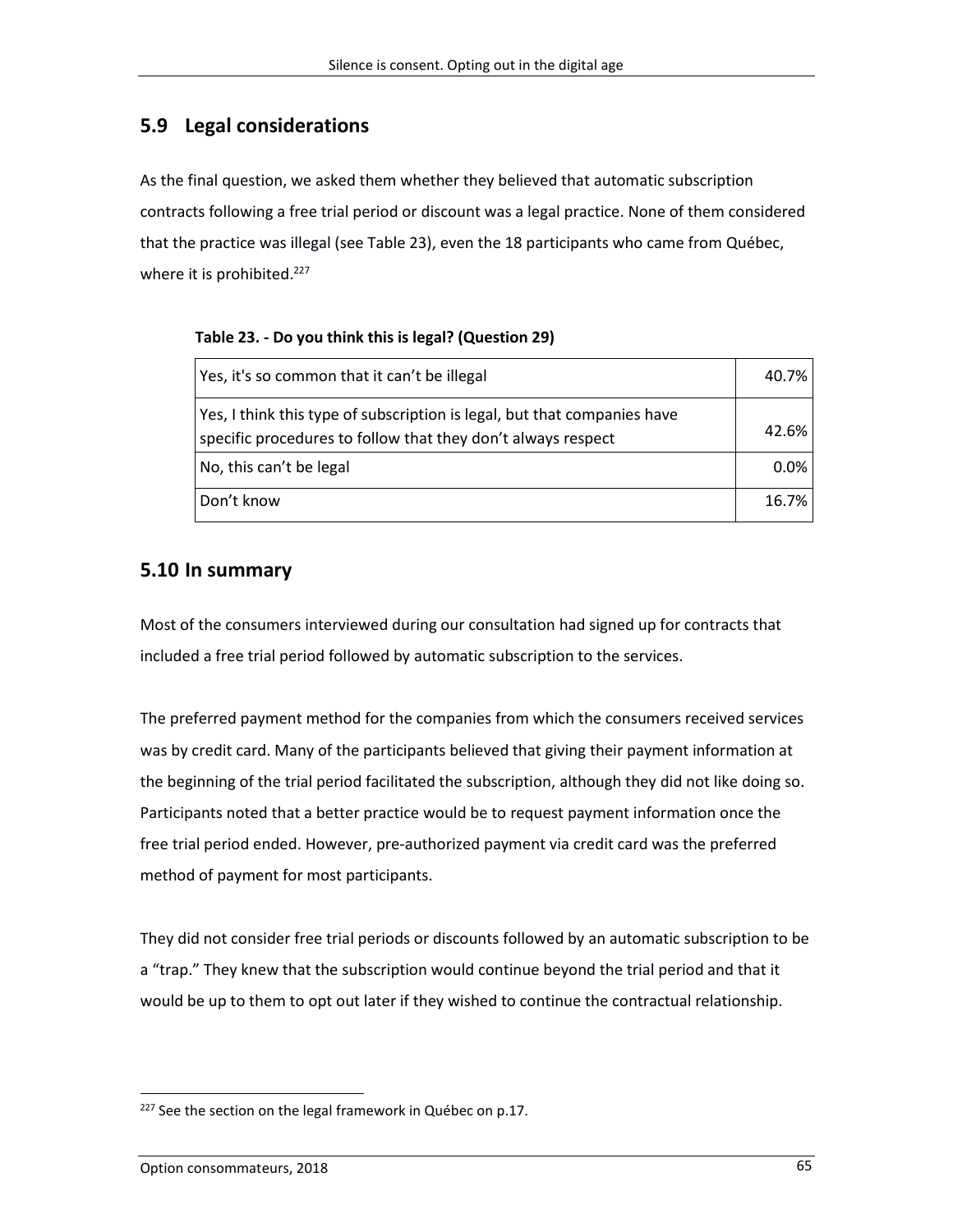## 5.9 Legal considerations

As the final question, we asked them whether they believed that automatic subscription contracts following a free trial period or discount was a legal practice. None of them considered that the practice was illegal (see Table 23), even the 18 participants who came from Québec, where it is prohibited.[227]

**Table 23. - Do you think this is legal? (Question 29)**

| | |
|---|---|
| Yes, it's so common that it can't be illegal | 40.7% |
| Yes, I think this type of subscription is legal, but that companies have specific procedures to follow that they don't always respect | 42.6% |
| No, this can't be legal | 0.0% |
| Don't know | 16.7% |

## 5.10 In summary

Most of the consumers interviewed during our consultation had signed up for contracts that included a free trial period followed by automatic subscription to the services.

The preferred payment method for the companies from which the consumers received services was by credit card. Many of the participants believed that giving their payment information at the beginning of the trial period facilitated the subscription, although they did not like doing so. Participants noted that a better practice would be to request payment information once the free trial period ended. However, pre-authorized payment via credit card was the preferred method of payment for most participants.

They did not consider free trial periods or discounts followed by an automatic subscription to be a "trap." They knew that the subscription would continue beyond the trial period and that it would be up to them to opt out later if they wished to continue the contractual relationship.

---

[227] See the section on the legal framework in Québec on p.17.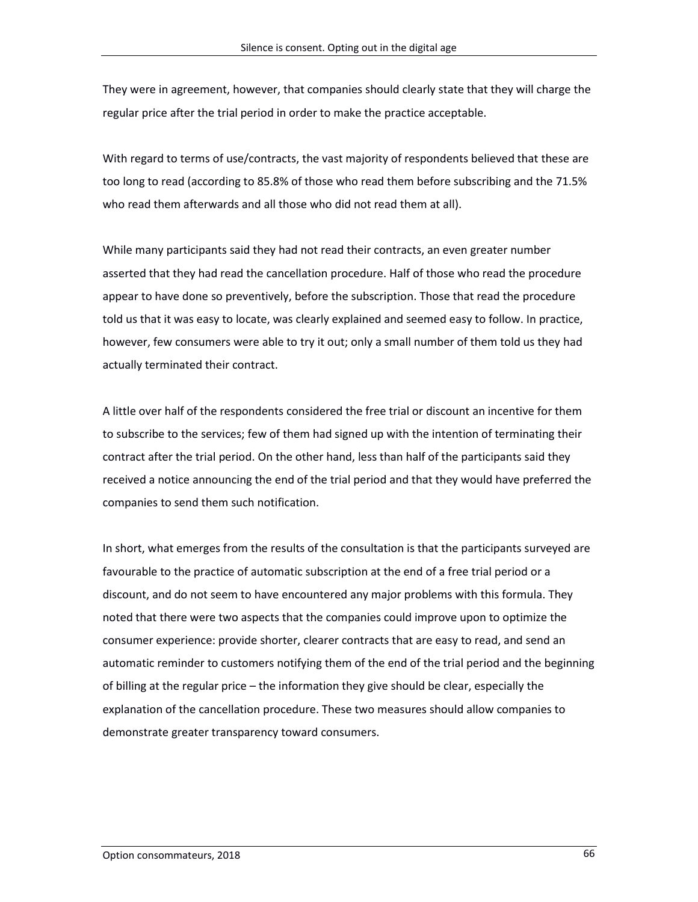They were in agreement, however, that companies should clearly state that they will charge the regular price after the trial period in order to make the practice acceptable.

With regard to terms of use/contracts, the vast majority of respondents believed that these are too long to read (according to 85.8% of those who read them before subscribing and the 71.5% who read them afterwards and all those who did not read them at all).

While many participants said they had not read their contracts, an even greater number asserted that they had read the cancellation procedure. Half of those who read the procedure appear to have done so preventively, before the subscription. Those that read the procedure told us that it was easy to locate, was clearly explained and seemed easy to follow. In practice, however, few consumers were able to try it out; only a small number of them told us they had actually terminated their contract.

A little over half of the respondents considered the free trial or discount an incentive for them to subscribe to the services; few of them had signed up with the intention of terminating their contract after the trial period. On the other hand, less than half of the participants said they received a notice announcing the end of the trial period and that they would have preferred the companies to send them such notification.

In short, what emerges from the results of the consultation is that the participants surveyed are favourable to the practice of automatic subscription at the end of a free trial period or a discount, and do not seem to have encountered any major problems with this formula. They noted that there were two aspects that the companies could improve upon to optimize the consumer experience: provide shorter, clearer contracts that are easy to read, and send an automatic reminder to customers notifying them of the end of the trial period and the beginning of billing at the regular price – the information they give should be clear, especially the explanation of the cancellation procedure. These two measures should allow companies to demonstrate greater transparency toward consumers.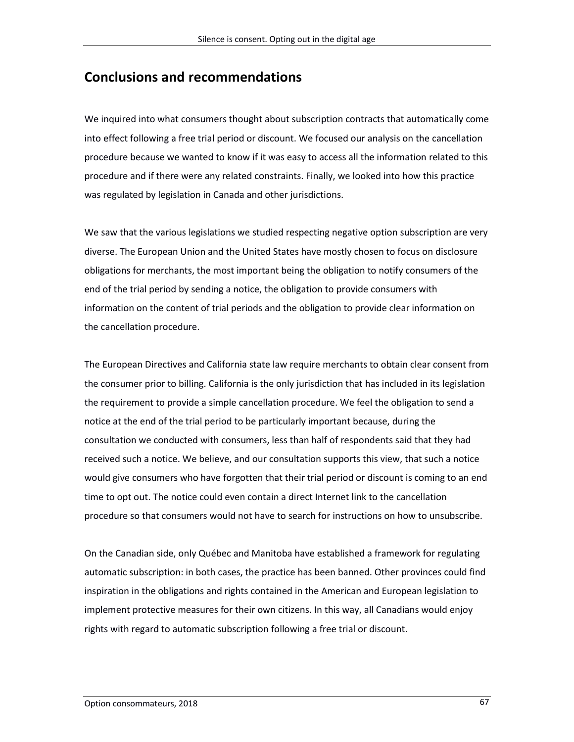## Conclusions and recommendations

We inquired into what consumers thought about subscription contracts that automatically come into effect following a free trial period or discount. We focused our analysis on the cancellation procedure because we wanted to know if it was easy to access all the information related to this procedure and if there were any related constraints. Finally, we looked into how this practice was regulated by legislation in Canada and other jurisdictions.

We saw that the various legislations we studied respecting negative option subscription are very diverse. The European Union and the United States have mostly chosen to focus on disclosure obligations for merchants, the most important being the obligation to notify consumers of the end of the trial period by sending a notice, the obligation to provide consumers with information on the content of trial periods and the obligation to provide clear information on the cancellation procedure.

The European Directives and California state law require merchants to obtain clear consent from the consumer prior to billing. California is the only jurisdiction that has included in its legislation the requirement to provide a simple cancellation procedure. We feel the obligation to send a notice at the end of the trial period to be particularly important because, during the consultation we conducted with consumers, less than half of respondents said that they had received such a notice. We believe, and our consultation supports this view, that such a notice would give consumers who have forgotten that their trial period or discount is coming to an end time to opt out. The notice could even contain a direct Internet link to the cancellation procedure so that consumers would not have to search for instructions on how to unsubscribe.

On the Canadian side, only Québec and Manitoba have established a framework for regulating automatic subscription: in both cases, the practice has been banned. Other provinces could find inspiration in the obligations and rights contained in the American and European legislation to implement protective measures for their own citizens. In this way, all Canadians would enjoy rights with regard to automatic subscription following a free trial or discount.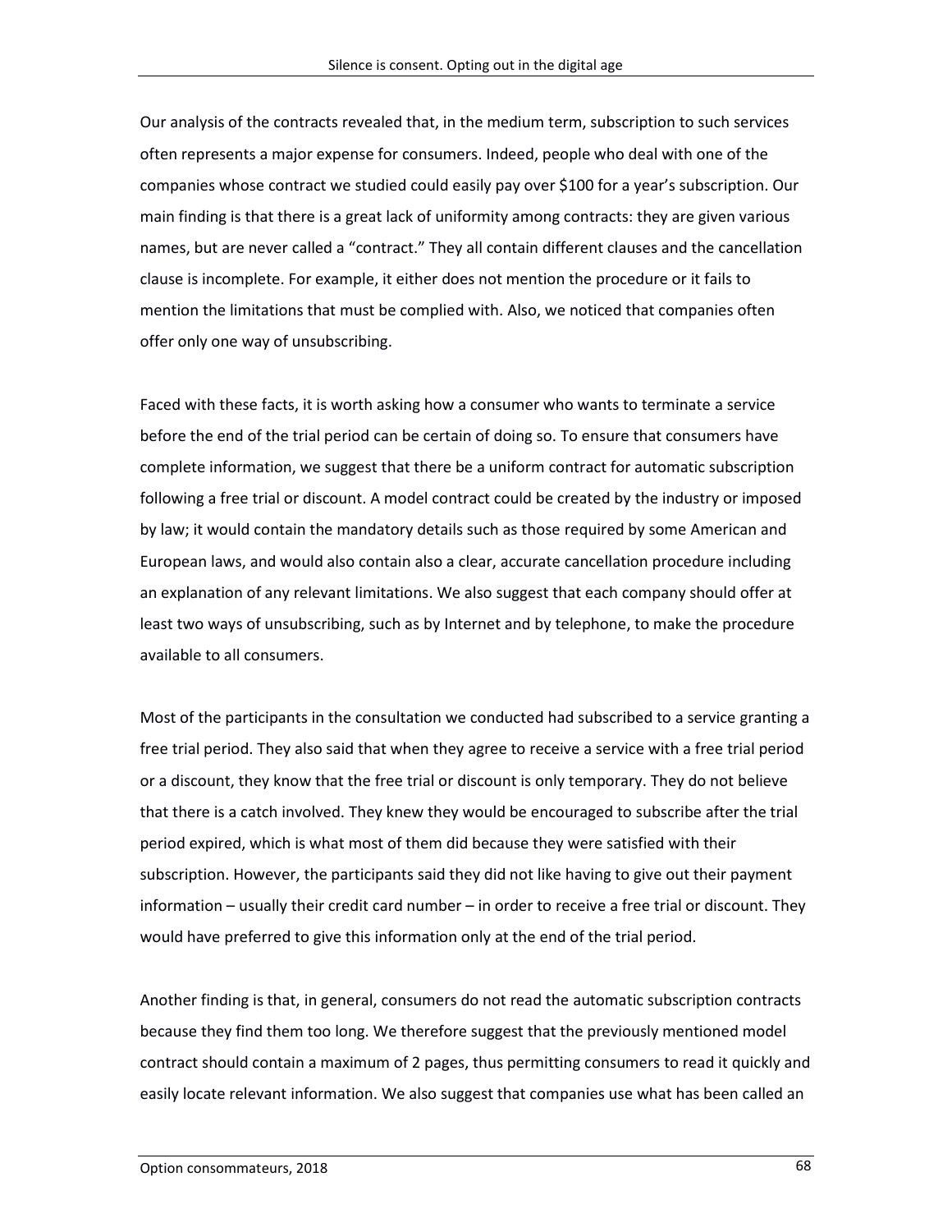Our analysis of the contracts revealed that, in the medium term, subscription to such services often represents a major expense for consumers. Indeed, people who deal with one of the companies whose contract we studied could easily pay over $100 for a year's subscription. Our main finding is that there is a great lack of uniformity among contracts: they are given various names, but are never called a "contract." They all contain different clauses and the cancellation clause is incomplete. For example, it either does not mention the procedure or it fails to mention the limitations that must be complied with. Also, we noticed that companies often offer only one way of unsubscribing.

Faced with these facts, it is worth asking how a consumer who wants to terminate a service before the end of the trial period can be certain of doing so. To ensure that consumers have complete information, we suggest that there be a uniform contract for automatic subscription following a free trial or discount. A model contract could be created by the industry or imposed by law; it would contain the mandatory details such as those required by some American and European laws, and would also contain also a clear, accurate cancellation procedure including an explanation of any relevant limitations. We also suggest that each company should offer at least two ways of unsubscribing, such as by Internet and by telephone, to make the procedure available to all consumers.

Most of the participants in the consultation we conducted had subscribed to a service granting a free trial period. They also said that when they agree to receive a service with a free trial period or a discount, they know that the free trial or discount is only temporary. They do not believe that there is a catch involved. They knew they would be encouraged to subscribe after the trial period expired, which is what most of them did because they were satisfied with their subscription. However, the participants said they did not like having to give out their payment information – usually their credit card number – in order to receive a free trial or discount. They would have preferred to give this information only at the end of the trial period.

Another finding is that, in general, consumers do not read the automatic subscription contracts because they find them too long. We therefore suggest that the previously mentioned model contract should contain a maximum of 2 pages, thus permitting consumers to read it quickly and easily locate relevant information. We also suggest that companies use what has been called an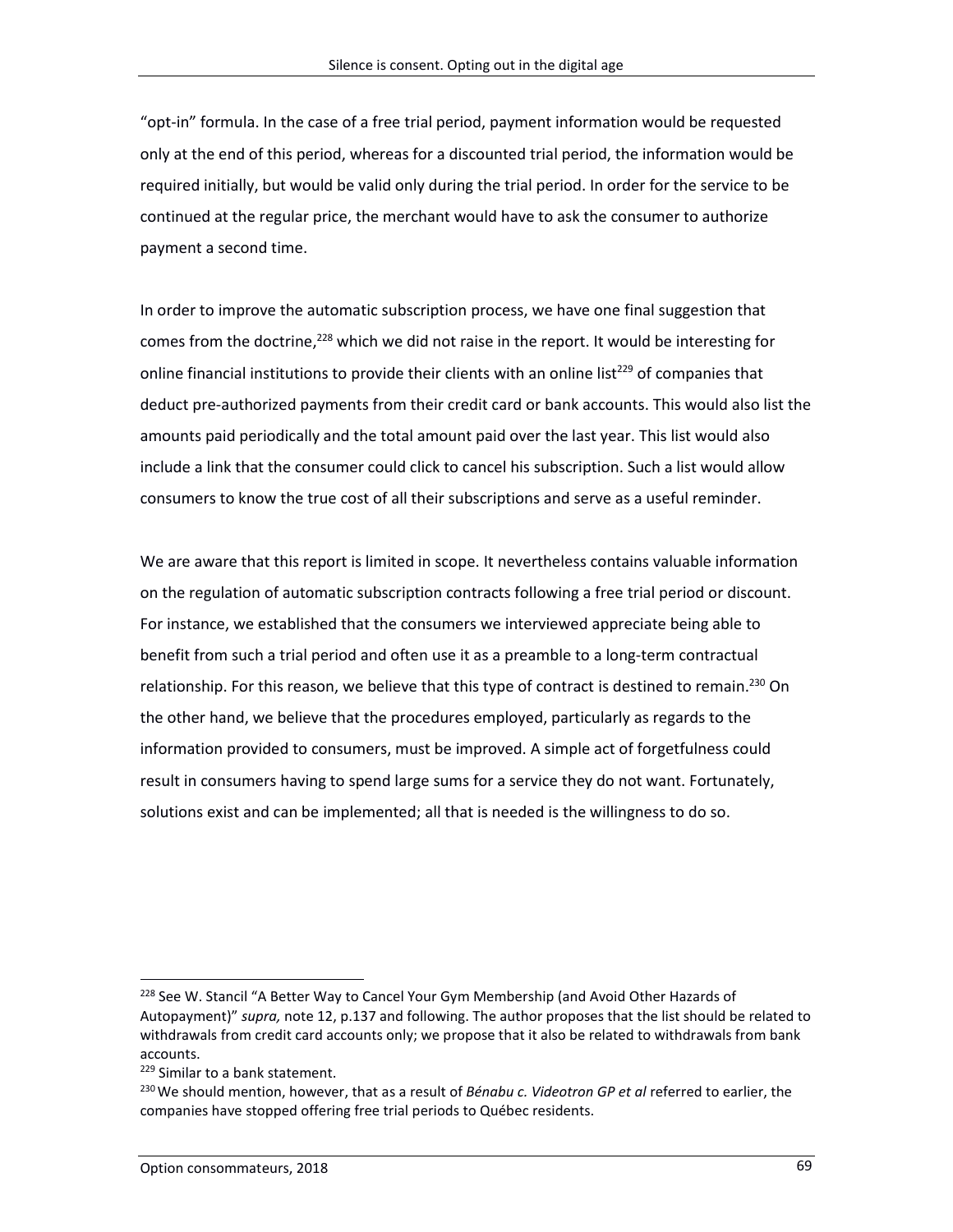"opt-in" formula. In the case of a free trial period, payment information would be requested only at the end of this period, whereas for a discounted trial period, the information would be required initially, but would be valid only during the trial period. In order for the service to be continued at the regular price, the merchant would have to ask the consumer to authorize payment a second time.

In order to improve the automatic subscription process, we have one final suggestion that comes from the doctrine,[228] which we did not raise in the report. It would be interesting for online financial institutions to provide their clients with an online list[229] of companies that deduct pre-authorized payments from their credit card or bank accounts. This would also list the amounts paid periodically and the total amount paid over the last year. This list would also include a link that the consumer could click to cancel his subscription. Such a list would allow consumers to know the true cost of all their subscriptions and serve as a useful reminder.

We are aware that this report is limited in scope. It nevertheless contains valuable information on the regulation of automatic subscription contracts following a free trial period or discount. For instance, we established that the consumers we interviewed appreciate being able to benefit from such a trial period and often use it as a preamble to a long-term contractual relationship. For this reason, we believe that this type of contract is destined to remain.[230] On the other hand, we believe that the procedures employed, particularly as regards to the information provided to consumers, must be improved. A simple act of forgetfulness could result in consumers having to spend large sums for a service they do not want. Fortunately, solutions exist and can be implemented; all that is needed is the willingness to do so.

---

[228] See W. Stancil "A Better Way to Cancel Your Gym Membership (and Avoid Other Hazards of Autopayment)" *supra,* note 12, p.137 and following. The author proposes that the list should be related to withdrawals from credit card accounts only; we propose that it also be related to withdrawals from bank accounts.

[229] Similar to a bank statement.

[230] We should mention, however, that as a result of *Bénabu c. Videotron GP et al* referred to earlier, the companies have stopped offering free trial periods to Québec residents.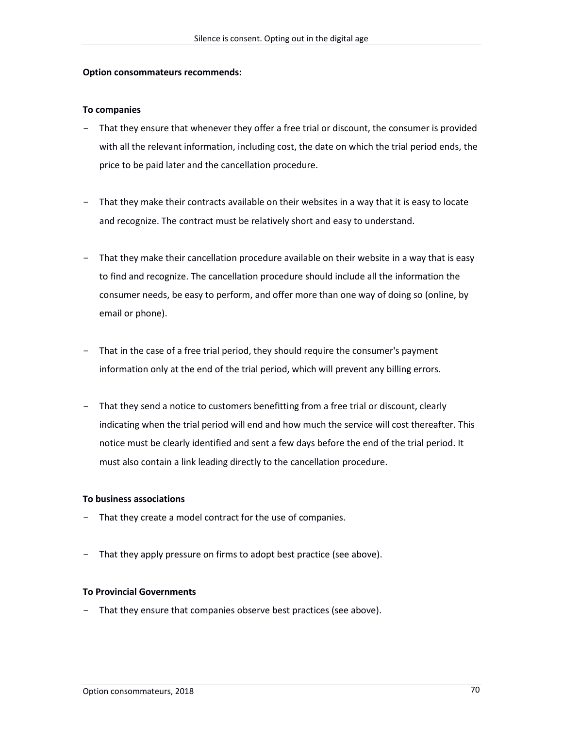**Option consommateurs recommends:**

**To companies**

- That they ensure that whenever they offer a free trial or discount, the consumer is provided with all the relevant information, including cost, the date on which the trial period ends, the price to be paid later and the cancellation procedure.

- That they make their contracts available on their websites in a way that it is easy to locate and recognize. The contract must be relatively short and easy to understand.

- That they make their cancellation procedure available on their website in a way that is easy to find and recognize. The cancellation procedure should include all the information the consumer needs, be easy to perform, and offer more than one way of doing so (online, by email or phone).

- That in the case of a free trial period, they should require the consumer's payment information only at the end of the trial period, which will prevent any billing errors.

- That they send a notice to customers benefitting from a free trial or discount, clearly indicating when the trial period will end and how much the service will cost thereafter. This notice must be clearly identified and sent a few days before the end of the trial period. It must also contain a link leading directly to the cancellation procedure.

**To business associations**

- That they create a model contract for the use of companies.

- That they apply pressure on firms to adopt best practice (see above).

**To Provincial Governments**

- That they ensure that companies observe best practices (see above).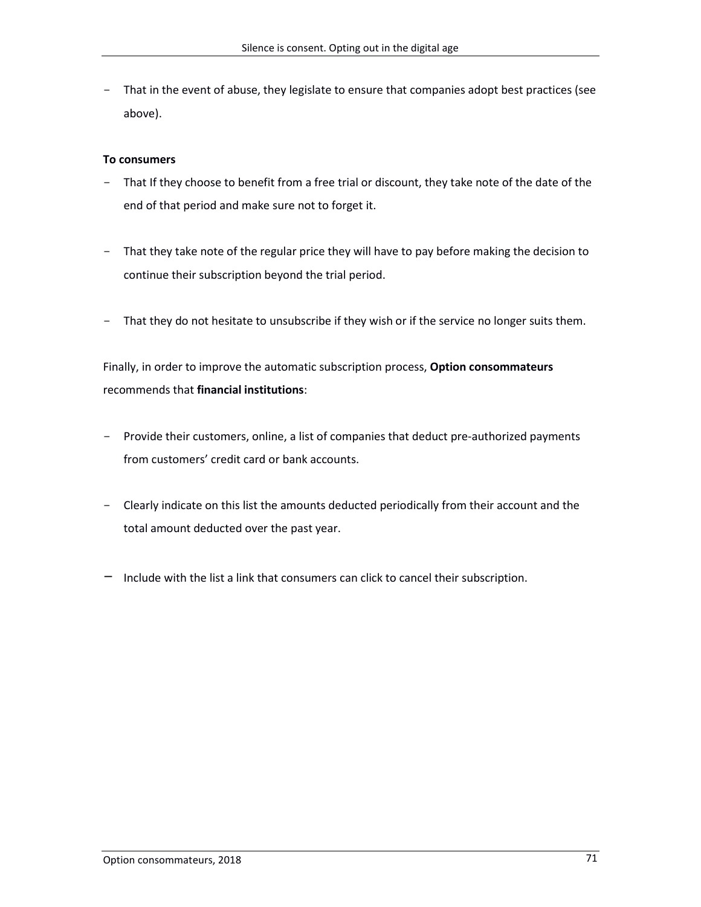- That in the event of abuse, they legislate to ensure that companies adopt best practices (see above).

**To consumers**

- That If they choose to benefit from a free trial or discount, they take note of the date of the end of that period and make sure not to forget it.

- That they take note of the regular price they will have to pay before making the decision to continue their subscription beyond the trial period.

- That they do not hesitate to unsubscribe if they wish or if the service no longer suits them.

Finally, in order to improve the automatic subscription process, **Option consommateurs** recommends that **financial institutions**:

- Provide their customers, online, a list of companies that deduct pre-authorized payments from customers' credit card or bank accounts.

- Clearly indicate on this list the amounts deducted periodically from their account and the total amount deducted over the past year.

- Include with the list a link that consumers can click to cancel their subscription.